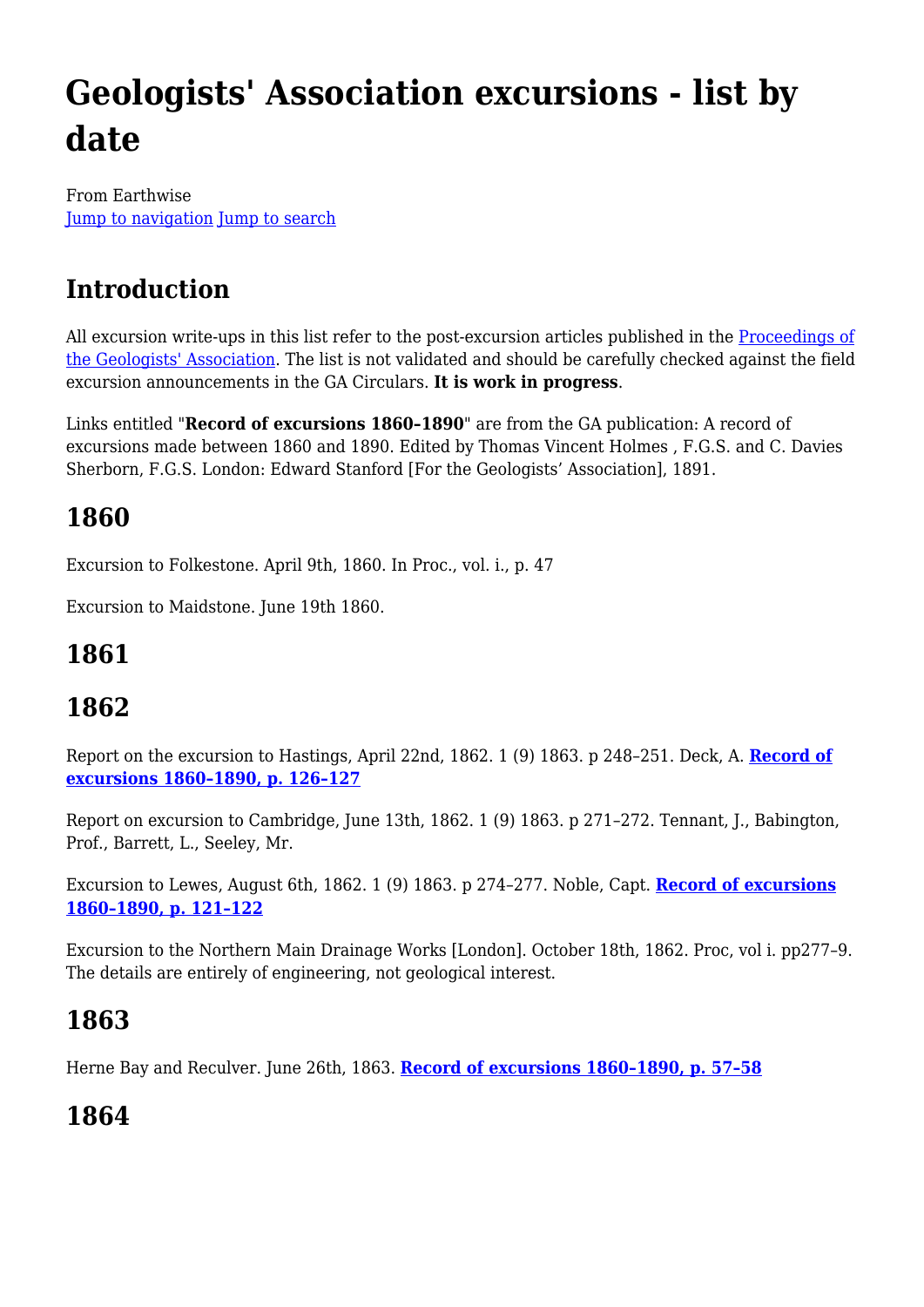# Geologists' Association excursions - list by date

From Earthwise
Jump to navigation Jump to search

## Introduction

All excursion write-ups in this list refer to the post-excursion articles published in the Proceedings of the Geologists' Association. The list is not validated and should be carefully checked against the field excursion announcements in the GA Circulars. **It is work in progress**.

Links entitled "**Record of excursions 1860–1890**" are from the GA publication: A record of excursions made between 1860 and 1890. Edited by Thomas Vincent Holmes , F.G.S. and C. Davies Sherborn, F.G.S. London: Edward Stanford [For the Geologists' Association], 1891.

## 1860

Excursion to Folkestone. April 9th, 1860. In Proc., vol. i., p. 47

Excursion to Maidstone. June 19th 1860.

## 1861

## 1862

Report on the excursion to Hastings, April 22nd, 1862. 1 (9) 1863. p 248–251. Deck, A. **Record of excursions 1860–1890, p. 126–127**

Report on excursion to Cambridge, June 13th, 1862. 1 (9) 1863. p 271–272. Tennant, J., Babington, Prof., Barrett, L., Seeley, Mr.

Excursion to Lewes, August 6th, 1862. 1 (9) 1863. p 274–277. Noble, Capt. **Record of excursions 1860–1890, p. 121–122**

Excursion to the Northern Main Drainage Works [London]. October 18th, 1862. Proc, vol i. pp277–9. The details are entirely of engineering, not geological interest.

## 1863

Herne Bay and Reculver. June 26th, 1863. **Record of excursions 1860–1890, p. 57–58**

## 1864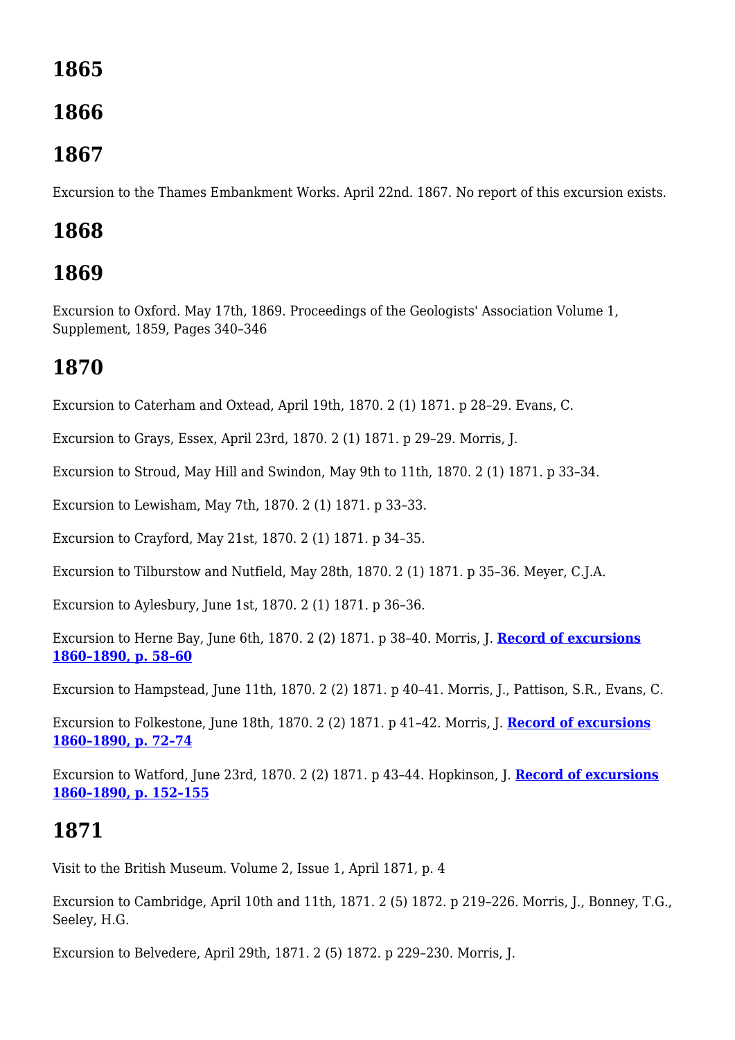## 1865

## 1866

## 1867

Excursion to the Thames Embankment Works. April 22nd. 1867. No report of this excursion exists.

## 1868

## 1869

Excursion to Oxford. May 17th, 1869. Proceedings of the Geologists' Association Volume 1, Supplement, 1859, Pages 340–346

## 1870

Excursion to Caterham and Oxtead, April 19th, 1870. 2 (1) 1871. p 28–29. Evans, C.

Excursion to Grays, Essex, April 23rd, 1870. 2 (1) 1871. p 29–29. Morris, J.

Excursion to Stroud, May Hill and Swindon, May 9th to 11th, 1870. 2 (1) 1871. p 33–34.

Excursion to Lewisham, May 7th, 1870. 2 (1) 1871. p 33–33.

Excursion to Crayford, May 21st, 1870. 2 (1) 1871. p 34–35.

Excursion to Tilburstow and Nutfield, May 28th, 1870. 2 (1) 1871. p 35–36. Meyer, C.J.A.

Excursion to Aylesbury, June 1st, 1870. 2 (1) 1871. p 36–36.

Excursion to Herne Bay, June 6th, 1870. 2 (2) 1871. p 38–40. Morris, J. **Record of excursions 1860–1890, p. 58–60**

Excursion to Hampstead, June 11th, 1870. 2 (2) 1871. p 40–41. Morris, J., Pattison, S.R., Evans, C.

Excursion to Folkestone, June 18th, 1870. 2 (2) 1871. p 41–42. Morris, J. **Record of excursions 1860–1890, p. 72–74**

Excursion to Watford, June 23rd, 1870. 2 (2) 1871. p 43–44. Hopkinson, J. **Record of excursions 1860–1890, p. 152–155**

## 1871

Visit to the British Museum. Volume 2, Issue 1, April 1871, p. 4

Excursion to Cambridge, April 10th and 11th, 1871. 2 (5) 1872. p 219–226. Morris, J., Bonney, T.G., Seeley, H.G.

Excursion to Belvedere, April 29th, 1871. 2 (5) 1872. p 229–230. Morris, J.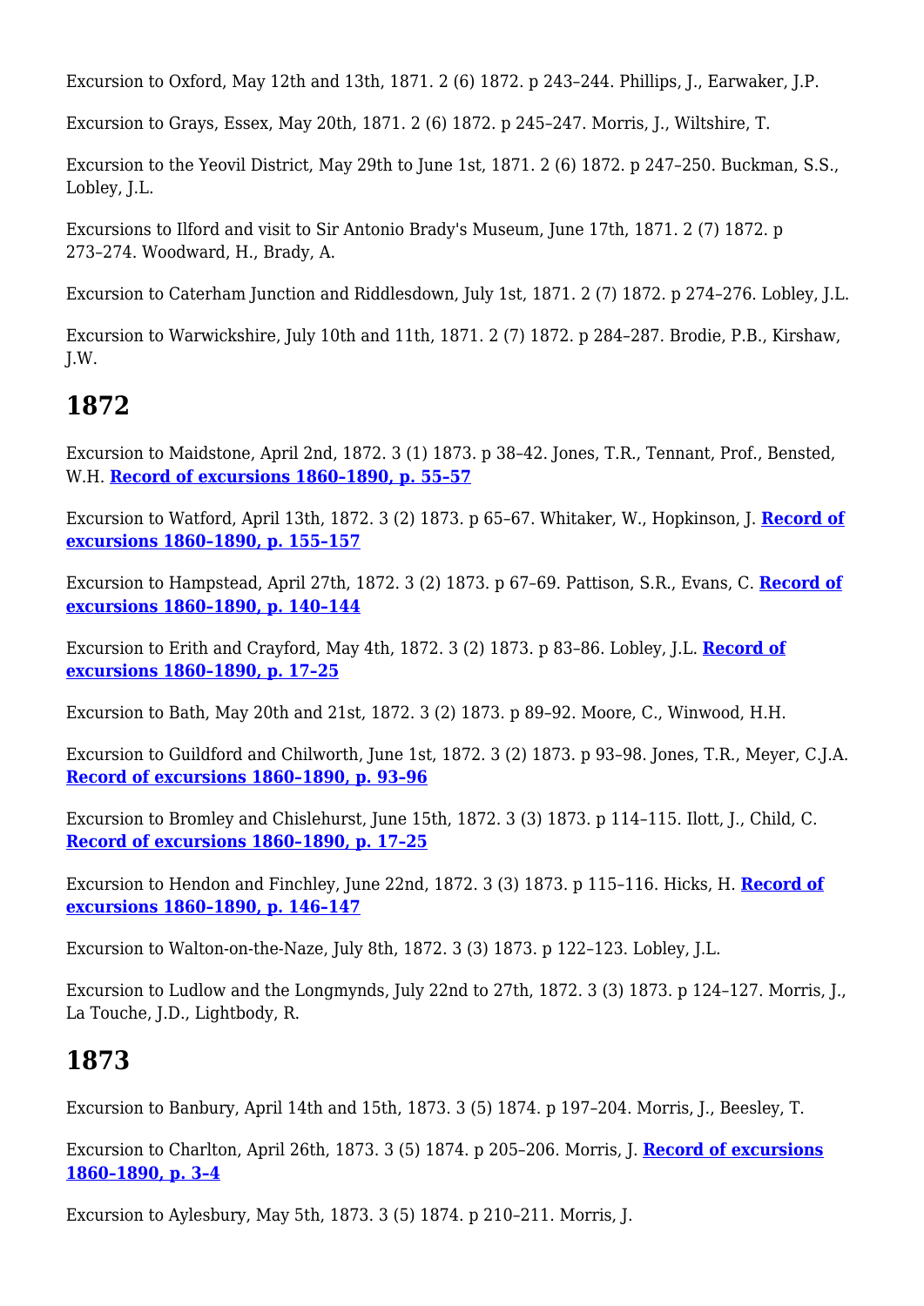Excursion to Oxford, May 12th and 13th, 1871. 2 (6) 1872. p 243–244. Phillips, J., Earwaker, J.P.

Excursion to Grays, Essex, May 20th, 1871. 2 (6) 1872. p 245–247. Morris, J., Wiltshire, T.

Excursion to the Yeovil District, May 29th to June 1st, 1871. 2 (6) 1872. p 247–250. Buckman, S.S., Lobley, J.L.

Excursions to Ilford and visit to Sir Antonio Brady's Museum, June 17th, 1871. 2 (7) 1872. p 273–274. Woodward, H., Brady, A.

Excursion to Caterham Junction and Riddlesdown, July 1st, 1871. 2 (7) 1872. p 274–276. Lobley, J.L.

Excursion to Warwickshire, July 10th and 11th, 1871. 2 (7) 1872. p 284–287. Brodie, P.B., Kirshaw, J.W.

## 1872

Excursion to Maidstone, April 2nd, 1872. 3 (1) 1873. p 38–42. Jones, T.R., Tennant, Prof., Bensted, W.H. **Record of excursions 1860–1890, p. 55–57**

Excursion to Watford, April 13th, 1872. 3 (2) 1873. p 65–67. Whitaker, W., Hopkinson, J. **Record of excursions 1860–1890, p. 155–157**

Excursion to Hampstead, April 27th, 1872. 3 (2) 1873. p 67–69. Pattison, S.R., Evans, C. **Record of excursions 1860–1890, p. 140–144**

Excursion to Erith and Crayford, May 4th, 1872. 3 (2) 1873. p 83–86. Lobley, J.L. **Record of excursions 1860–1890, p. 17–25**

Excursion to Bath, May 20th and 21st, 1872. 3 (2) 1873. p 89–92. Moore, C., Winwood, H.H.

Excursion to Guildford and Chilworth, June 1st, 1872. 3 (2) 1873. p 93–98. Jones, T.R., Meyer, C.J.A. **Record of excursions 1860–1890, p. 93–96**

Excursion to Bromley and Chislehurst, June 15th, 1872. 3 (3) 1873. p 114–115. Ilott, J., Child, C. **Record of excursions 1860–1890, p. 17–25**

Excursion to Hendon and Finchley, June 22nd, 1872. 3 (3) 1873. p 115–116. Hicks, H. **Record of excursions 1860–1890, p. 146–147**

Excursion to Walton-on-the-Naze, July 8th, 1872. 3 (3) 1873. p 122–123. Lobley, J.L.

Excursion to Ludlow and the Longmynds, July 22nd to 27th, 1872. 3 (3) 1873. p 124–127. Morris, J., La Touche, J.D., Lightbody, R.

## 1873

Excursion to Banbury, April 14th and 15th, 1873. 3 (5) 1874. p 197–204. Morris, J., Beesley, T.

Excursion to Charlton, April 26th, 1873. 3 (5) 1874. p 205–206. Morris, J. **Record of excursions 1860–1890, p. 3–4**

Excursion to Aylesbury, May 5th, 1873. 3 (5) 1874. p 210–211. Morris, J.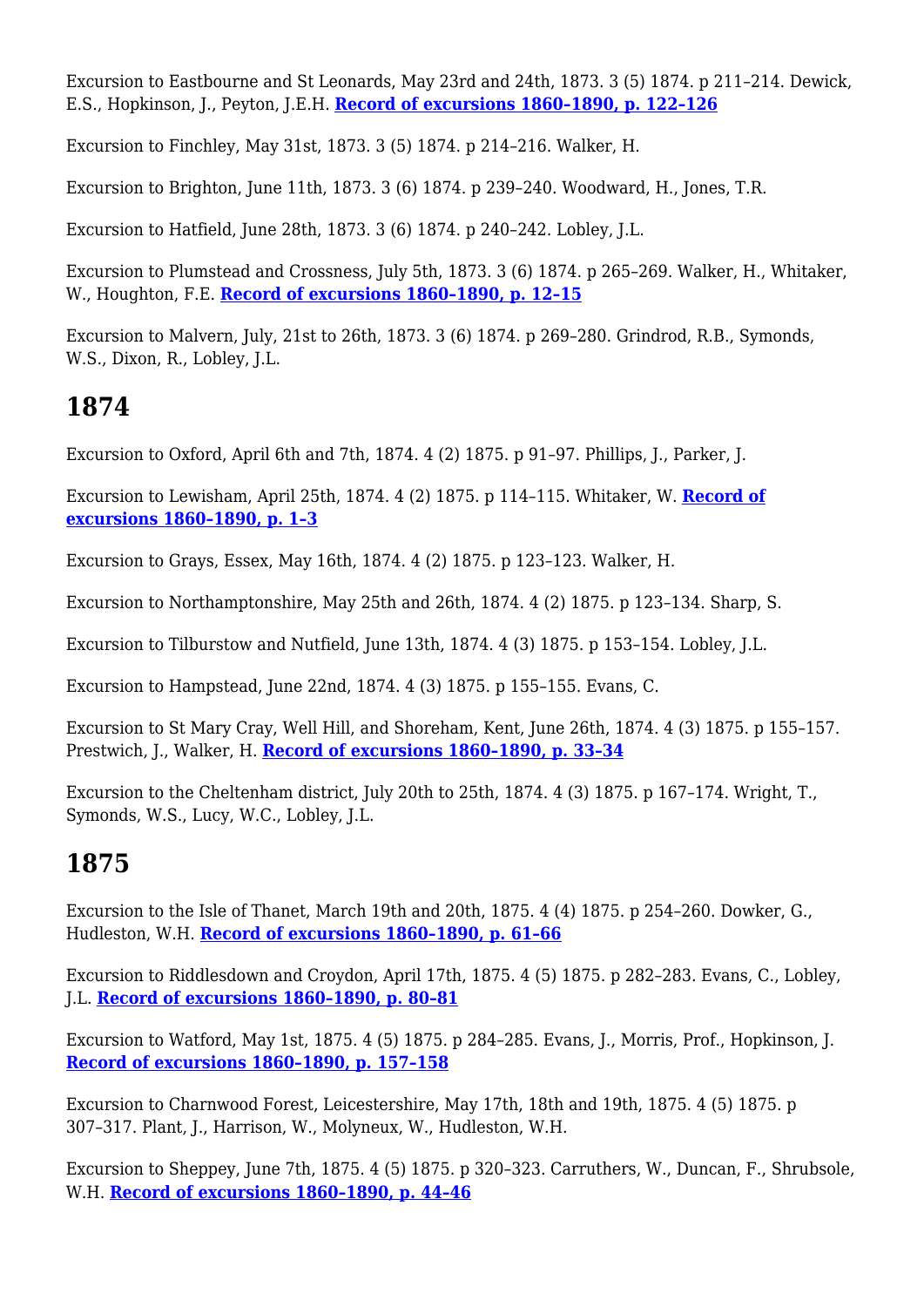Excursion to Eastbourne and St Leonards, May 23rd and 24th, 1873. 3 (5) 1874. p 211–214. Dewick, E.S., Hopkinson, J., Peyton, J.E.H. **Record of excursions 1860–1890, p. 122–126**

Excursion to Finchley, May 31st, 1873. 3 (5) 1874. p 214–216. Walker, H.

Excursion to Brighton, June 11th, 1873. 3 (6) 1874. p 239–240. Woodward, H., Jones, T.R.

Excursion to Hatfield, June 28th, 1873. 3 (6) 1874. p 240–242. Lobley, J.L.

Excursion to Plumstead and Crossness, July 5th, 1873. 3 (6) 1874. p 265–269. Walker, H., Whitaker, W., Houghton, F.E. **Record of excursions 1860–1890, p. 12–15**

Excursion to Malvern, July, 21st to 26th, 1873. 3 (6) 1874. p 269–280. Grindrod, R.B., Symonds, W.S., Dixon, R., Lobley, J.L.

## 1874

Excursion to Oxford, April 6th and 7th, 1874. 4 (2) 1875. p 91–97. Phillips, J., Parker, J.

Excursion to Lewisham, April 25th, 1874. 4 (2) 1875. p 114–115. Whitaker, W. **Record of excursions 1860–1890, p. 1–3**

Excursion to Grays, Essex, May 16th, 1874. 4 (2) 1875. p 123–123. Walker, H.

Excursion to Northamptonshire, May 25th and 26th, 1874. 4 (2) 1875. p 123–134. Sharp, S.

Excursion to Tilburstow and Nutfield, June 13th, 1874. 4 (3) 1875. p 153–154. Lobley, J.L.

Excursion to Hampstead, June 22nd, 1874. 4 (3) 1875. p 155–155. Evans, C.

Excursion to St Mary Cray, Well Hill, and Shoreham, Kent, June 26th, 1874. 4 (3) 1875. p 155–157. Prestwich, J., Walker, H. **Record of excursions 1860–1890, p. 33–34**

Excursion to the Cheltenham district, July 20th to 25th, 1874. 4 (3) 1875. p 167–174. Wright, T., Symonds, W.S., Lucy, W.C., Lobley, J.L.

## 1875

Excursion to the Isle of Thanet, March 19th and 20th, 1875. 4 (4) 1875. p 254–260. Dowker, G., Hudleston, W.H. **Record of excursions 1860–1890, p. 61–66**

Excursion to Riddlesdown and Croydon, April 17th, 1875. 4 (5) 1875. p 282–283. Evans, C., Lobley, J.L. **Record of excursions 1860–1890, p. 80–81**

Excursion to Watford, May 1st, 1875. 4 (5) 1875. p 284–285. Evans, J., Morris, Prof., Hopkinson, J. **Record of excursions 1860–1890, p. 157–158**

Excursion to Charnwood Forest, Leicestershire, May 17th, 18th and 19th, 1875. 4 (5) 1875. p 307–317. Plant, J., Harrison, W., Molyneux, W., Hudleston, W.H.

Excursion to Sheppey, June 7th, 1875. 4 (5) 1875. p 320–323. Carruthers, W., Duncan, F., Shrubsole, W.H. **Record of excursions 1860–1890, p. 44–46**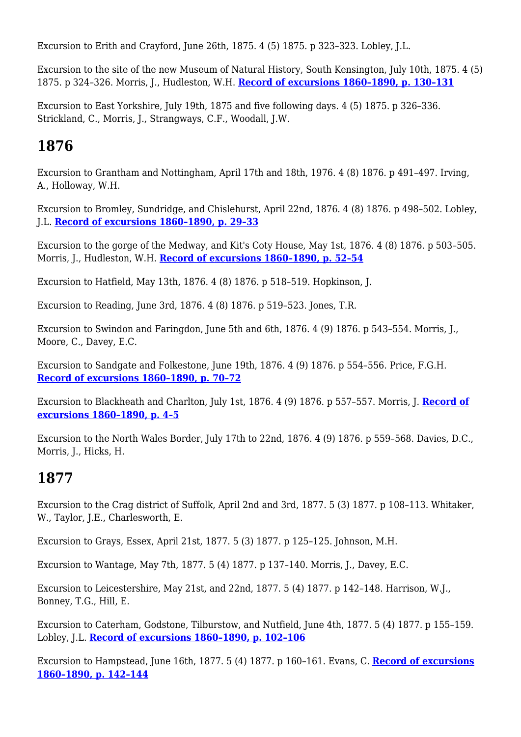Excursion to Erith and Crayford, June 26th, 1875. 4 (5) 1875. p 323–323. Lobley, J.L.

Excursion to the site of the new Museum of Natural History, South Kensington, July 10th, 1875. 4 (5) 1875. p 324–326. Morris, J., Hudleston, W.H. **Record of excursions 1860–1890, p. 130–131**

Excursion to East Yorkshire, July 19th, 1875 and five following days. 4 (5) 1875. p 326–336. Strickland, C., Morris, J., Strangways, C.F., Woodall, J.W.

## 1876

Excursion to Grantham and Nottingham, April 17th and 18th, 1976. 4 (8) 1876. p 491–497. Irving, A., Holloway, W.H.

Excursion to Bromley, Sundridge, and Chislehurst, April 22nd, 1876. 4 (8) 1876. p 498–502. Lobley, J.L. **Record of excursions 1860–1890, p. 29–33**

Excursion to the gorge of the Medway, and Kit's Coty House, May 1st, 1876. 4 (8) 1876. p 503–505. Morris, J., Hudleston, W.H. **Record of excursions 1860–1890, p. 52–54**

Excursion to Hatfield, May 13th, 1876. 4 (8) 1876. p 518–519. Hopkinson, J.

Excursion to Reading, June 3rd, 1876. 4 (8) 1876. p 519–523. Jones, T.R.

Excursion to Swindon and Faringdon, June 5th and 6th, 1876. 4 (9) 1876. p 543–554. Morris, J., Moore, C., Davey, E.C.

Excursion to Sandgate and Folkestone, June 19th, 1876. 4 (9) 1876. p 554–556. Price, F.G.H. **Record of excursions 1860–1890, p. 70–72**

Excursion to Blackheath and Charlton, July 1st, 1876. 4 (9) 1876. p 557–557. Morris, J. **Record of excursions 1860–1890, p. 4–5**

Excursion to the North Wales Border, July 17th to 22nd, 1876. 4 (9) 1876. p 559–568. Davies, D.C., Morris, J., Hicks, H.

## 1877

Excursion to the Crag district of Suffolk, April 2nd and 3rd, 1877. 5 (3) 1877. p 108–113. Whitaker, W., Taylor, J.E., Charlesworth, E.

Excursion to Grays, Essex, April 21st, 1877. 5 (3) 1877. p 125–125. Johnson, M.H.

Excursion to Wantage, May 7th, 1877. 5 (4) 1877. p 137–140. Morris, J., Davey, E.C.

Excursion to Leicestershire, May 21st, and 22nd, 1877. 5 (4) 1877. p 142–148. Harrison, W.J., Bonney, T.G., Hill, E.

Excursion to Caterham, Godstone, Tilburstow, and Nutfield, June 4th, 1877. 5 (4) 1877. p 155–159. Lobley, J.L. **Record of excursions 1860–1890, p. 102–106**

Excursion to Hampstead, June 16th, 1877. 5 (4) 1877. p 160–161. Evans, C. **Record of excursions 1860–1890, p. 142–144**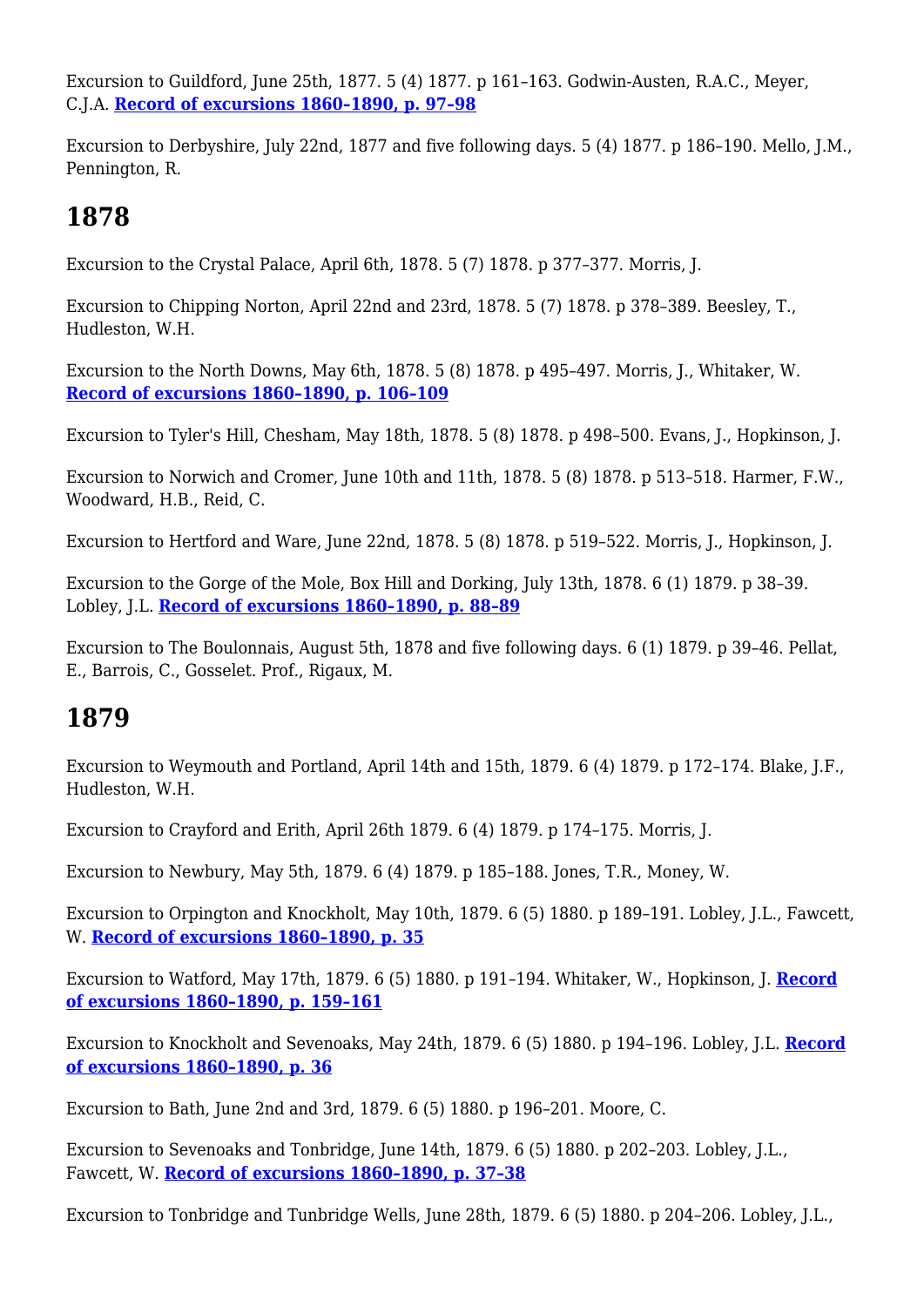Excursion to Guildford, June 25th, 1877. 5 (4) 1877. p 161–163. Godwin-Austen, R.A.C., Meyer, C.J.A. **Record of excursions 1860–1890, p. 97–98**

Excursion to Derbyshire, July 22nd, 1877 and five following days. 5 (4) 1877. p 186–190. Mello, J.M., Pennington, R.

# 1878

Excursion to the Crystal Palace, April 6th, 1878. 5 (7) 1878. p 377–377. Morris, J.

Excursion to Chipping Norton, April 22nd and 23rd, 1878. 5 (7) 1878. p 378–389. Beesley, T., Hudleston, W.H.

Excursion to the North Downs, May 6th, 1878. 5 (8) 1878. p 495–497. Morris, J., Whitaker, W. **Record of excursions 1860–1890, p. 106–109**

Excursion to Tyler's Hill, Chesham, May 18th, 1878. 5 (8) 1878. p 498–500. Evans, J., Hopkinson, J.

Excursion to Norwich and Cromer, June 10th and 11th, 1878. 5 (8) 1878. p 513–518. Harmer, F.W., Woodward, H.B., Reid, C.

Excursion to Hertford and Ware, June 22nd, 1878. 5 (8) 1878. p 519–522. Morris, J., Hopkinson, J.

Excursion to the Gorge of the Mole, Box Hill and Dorking, July 13th, 1878. 6 (1) 1879. p 38–39. Lobley, J.L. **Record of excursions 1860–1890, p. 88–89**

Excursion to The Boulonnais, August 5th, 1878 and five following days. 6 (1) 1879. p 39–46. Pellat, E., Barrois, C., Gosselet. Prof., Rigaux, M.

# 1879

Excursion to Weymouth and Portland, April 14th and 15th, 1879. 6 (4) 1879. p 172–174. Blake, J.F., Hudleston, W.H.

Excursion to Crayford and Erith, April 26th 1879. 6 (4) 1879. p 174–175. Morris, J.

Excursion to Newbury, May 5th, 1879. 6 (4) 1879. p 185–188. Jones, T.R., Money, W.

Excursion to Orpington and Knockholt, May 10th, 1879. 6 (5) 1880. p 189–191. Lobley, J.L., Fawcett, W. **Record of excursions 1860–1890, p. 35**

Excursion to Watford, May 17th, 1879. 6 (5) 1880. p 191–194. Whitaker, W., Hopkinson, J. **Record of excursions 1860–1890, p. 159–161**

Excursion to Knockholt and Sevenoaks, May 24th, 1879. 6 (5) 1880. p 194–196. Lobley, J.L. **Record of excursions 1860–1890, p. 36**

Excursion to Bath, June 2nd and 3rd, 1879. 6 (5) 1880. p 196–201. Moore, C.

Excursion to Sevenoaks and Tonbridge, June 14th, 1879. 6 (5) 1880. p 202–203. Lobley, J.L., Fawcett, W. **Record of excursions 1860–1890, p. 37–38**

Excursion to Tonbridge and Tunbridge Wells, June 28th, 1879. 6 (5) 1880. p 204–206. Lobley, J.L.,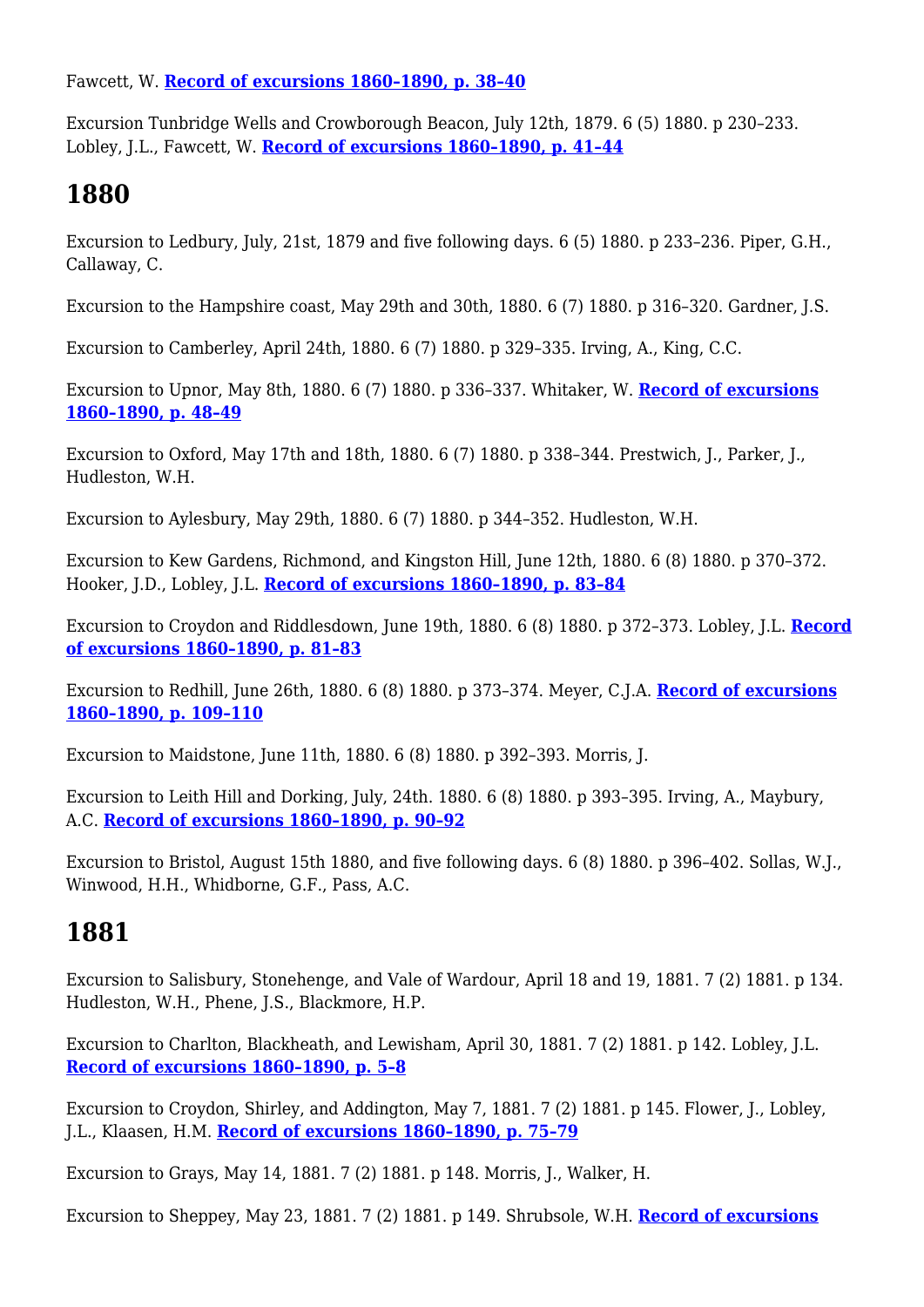Fawcett, W. **Record of excursions 1860–1890, p. 38–40**

Excursion Tunbridge Wells and Crowborough Beacon, July 12th, 1879. 6 (5) 1880. p 230–233. Lobley, J.L., Fawcett, W. **Record of excursions 1860–1890, p. 41–44**

## 1880

Excursion to Ledbury, July, 21st, 1879 and five following days. 6 (5) 1880. p 233–236. Piper, G.H., Callaway, C.

Excursion to the Hampshire coast, May 29th and 30th, 1880. 6 (7) 1880. p 316–320. Gardner, J.S.

Excursion to Camberley, April 24th, 1880. 6 (7) 1880. p 329–335. Irving, A., King, C.C.

Excursion to Upnor, May 8th, 1880. 6 (7) 1880. p 336–337. Whitaker, W. **Record of excursions 1860–1890, p. 48–49**

Excursion to Oxford, May 17th and 18th, 1880. 6 (7) 1880. p 338–344. Prestwich, J., Parker, J., Hudleston, W.H.

Excursion to Aylesbury, May 29th, 1880. 6 (7) 1880. p 344–352. Hudleston, W.H.

Excursion to Kew Gardens, Richmond, and Kingston Hill, June 12th, 1880. 6 (8) 1880. p 370–372. Hooker, J.D., Lobley, J.L. **Record of excursions 1860–1890, p. 83–84**

Excursion to Croydon and Riddlesdown, June 19th, 1880. 6 (8) 1880. p 372–373. Lobley, J.L. **Record of excursions 1860–1890, p. 81–83**

Excursion to Redhill, June 26th, 1880. 6 (8) 1880. p 373–374. Meyer, C.J.A. **Record of excursions 1860–1890, p. 109–110**

Excursion to Maidstone, June 11th, 1880. 6 (8) 1880. p 392–393. Morris, J.

Excursion to Leith Hill and Dorking, July, 24th. 1880. 6 (8) 1880. p 393–395. Irving, A., Maybury, A.C. **Record of excursions 1860–1890, p. 90–92**

Excursion to Bristol, August 15th 1880, and five following days. 6 (8) 1880. p 396–402. Sollas, W.J., Winwood, H.H., Whidborne, G.F., Pass, A.C.

## 1881

Excursion to Salisbury, Stonehenge, and Vale of Wardour, April 18 and 19, 1881. 7 (2) 1881. p 134. Hudleston, W.H., Phene, J.S., Blackmore, H.P.

Excursion to Charlton, Blackheath, and Lewisham, April 30, 1881. 7 (2) 1881. p 142. Lobley, J.L. **Record of excursions 1860–1890, p. 5–8**

Excursion to Croydon, Shirley, and Addington, May 7, 1881. 7 (2) 1881. p 145. Flower, J., Lobley, J.L., Klaasen, H.M. **Record of excursions 1860–1890, p. 75–79**

Excursion to Grays, May 14, 1881. 7 (2) 1881. p 148. Morris, J., Walker, H.

Excursion to Sheppey, May 23, 1881. 7 (2) 1881. p 149. Shrubsole, W.H. **Record of excursions**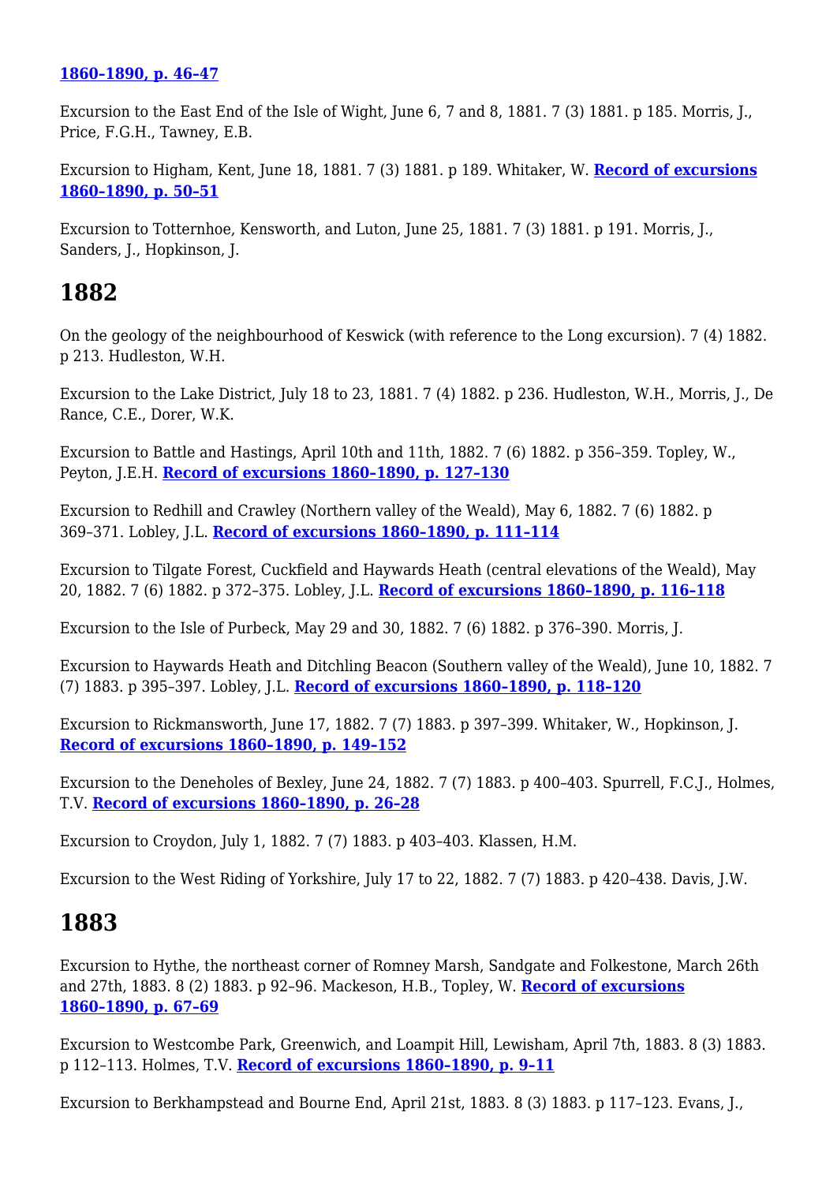**1860–1890, p. 46–47**

Excursion to the East End of the Isle of Wight, June 6, 7 and 8, 1881. 7 (3) 1881. p 185. Morris, J., Price, F.G.H., Tawney, E.B.

Excursion to Higham, Kent, June 18, 1881. 7 (3) 1881. p 189. Whitaker, W. **Record of excursions 1860–1890, p. 50–51**

Excursion to Totternhoe, Kensworth, and Luton, June 25, 1881. 7 (3) 1881. p 191. Morris, J., Sanders, J., Hopkinson, J.

# 1882

On the geology of the neighbourhood of Keswick (with reference to the Long excursion). 7 (4) 1882. p 213. Hudleston, W.H.

Excursion to the Lake District, July 18 to 23, 1881. 7 (4) 1882. p 236. Hudleston, W.H., Morris, J., De Rance, C.E., Dorer, W.K.

Excursion to Battle and Hastings, April 10th and 11th, 1882. 7 (6) 1882. p 356–359. Topley, W., Peyton, J.E.H. **Record of excursions 1860–1890, p. 127–130**

Excursion to Redhill and Crawley (Northern valley of the Weald), May 6, 1882. 7 (6) 1882. p 369–371. Lobley, J.L. **Record of excursions 1860–1890, p. 111–114**

Excursion to Tilgate Forest, Cuckfield and Haywards Heath (central elevations of the Weald), May 20, 1882. 7 (6) 1882. p 372–375. Lobley, J.L. **Record of excursions 1860–1890, p. 116–118**

Excursion to the Isle of Purbeck, May 29 and 30, 1882. 7 (6) 1882. p 376–390. Morris, J.

Excursion to Haywards Heath and Ditchling Beacon (Southern valley of the Weald), June 10, 1882. 7 (7) 1883. p 395–397. Lobley, J.L. **Record of excursions 1860–1890, p. 118–120**

Excursion to Rickmansworth, June 17, 1882. 7 (7) 1883. p 397–399. Whitaker, W., Hopkinson, J. **Record of excursions 1860–1890, p. 149–152**

Excursion to the Deneholes of Bexley, June 24, 1882. 7 (7) 1883. p 400–403. Spurrell, F.C.J., Holmes, T.V. **Record of excursions 1860–1890, p. 26–28**

Excursion to Croydon, July 1, 1882. 7 (7) 1883. p 403–403. Klassen, H.M.

Excursion to the West Riding of Yorkshire, July 17 to 22, 1882. 7 (7) 1883. p 420–438. Davis, J.W.

# 1883

Excursion to Hythe, the northeast corner of Romney Marsh, Sandgate and Folkestone, March 26th and 27th, 1883. 8 (2) 1883. p 92–96. Mackeson, H.B., Topley, W. **Record of excursions 1860–1890, p. 67–69**

Excursion to Westcombe Park, Greenwich, and Loampit Hill, Lewisham, April 7th, 1883. 8 (3) 1883. p 112–113. Holmes, T.V. **Record of excursions 1860–1890, p. 9–11**

Excursion to Berkhampstead and Bourne End, April 21st, 1883. 8 (3) 1883. p 117–123. Evans, J.,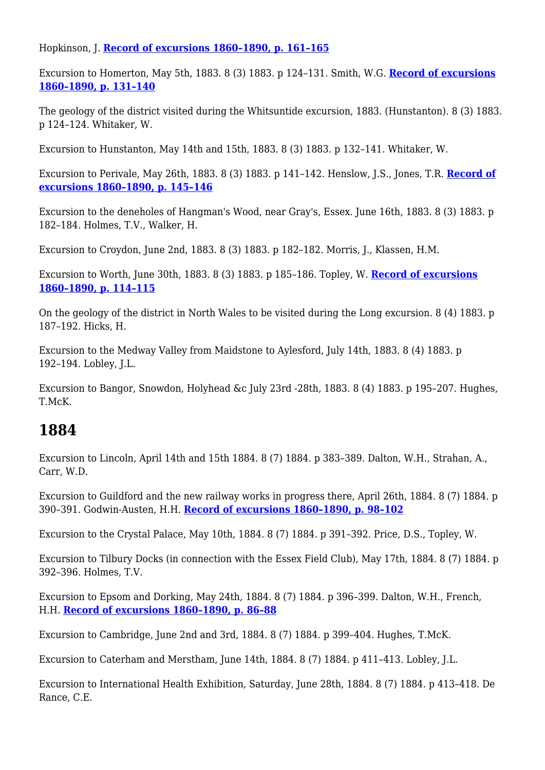Hopkinson, J. **Record of excursions 1860–1890, p. 161–165**

Excursion to Homerton, May 5th, 1883. 8 (3) 1883. p 124–131. Smith, W.G. **Record of excursions 1860–1890, p. 131–140**

The geology of the district visited during the Whitsuntide excursion, 1883. (Hunstanton). 8 (3) 1883. p 124–124. Whitaker, W.

Excursion to Hunstanton, May 14th and 15th, 1883. 8 (3) 1883. p 132–141. Whitaker, W.

Excursion to Perivale, May 26th, 1883. 8 (3) 1883. p 141–142. Henslow, J.S., Jones, T.R. **Record of excursions 1860–1890, p. 145–146**

Excursion to the deneholes of Hangman's Wood, near Gray's, Essex. June 16th, 1883. 8 (3) 1883. p 182–184. Holmes, T.V., Walker, H.

Excursion to Croydon, June 2nd, 1883. 8 (3) 1883. p 182–182. Morris, J., Klassen, H.M.

Excursion to Worth, June 30th, 1883. 8 (3) 1883. p 185–186. Topley, W. **Record of excursions 1860–1890, p. 114–115**

On the geology of the district in North Wales to be visited during the Long excursion. 8 (4) 1883. p 187–192. Hicks, H.

Excursion to the Medway Valley from Maidstone to Aylesford, July 14th, 1883. 8 (4) 1883. p 192–194. Lobley, J.L.

Excursion to Bangor, Snowdon, Holyhead &c July 23rd -28th, 1883. 8 (4) 1883. p 195–207. Hughes, T.McK.

## 1884

Excursion to Lincoln, April 14th and 15th 1884. 8 (7) 1884. p 383–389. Dalton, W.H., Strahan, A., Carr, W.D.

Excursion to Guildford and the new railway works in progress there, April 26th, 1884. 8 (7) 1884. p 390–391. Godwin-Austen, H.H. **Record of excursions 1860–1890, p. 98–102**

Excursion to the Crystal Palace, May 10th, 1884. 8 (7) 1884. p 391–392. Price, D.S., Topley, W.

Excursion to Tilbury Docks (in connection with the Essex Field Club), May 17th, 1884. 8 (7) 1884. p 392–396. Holmes, T.V.

Excursion to Epsom and Dorking, May 24th, 1884. 8 (7) 1884. p 396–399. Dalton, W.H., French, H.H. **Record of excursions 1860–1890, p. 86–88**

Excursion to Cambridge, June 2nd and 3rd, 1884. 8 (7) 1884. p 399–404. Hughes, T.McK.

Excursion to Caterham and Merstham, June 14th, 1884. 8 (7) 1884. p 411–413. Lobley, J.L.

Excursion to International Health Exhibition, Saturday, June 28th, 1884. 8 (7) 1884. p 413–418. De Rance, C.E.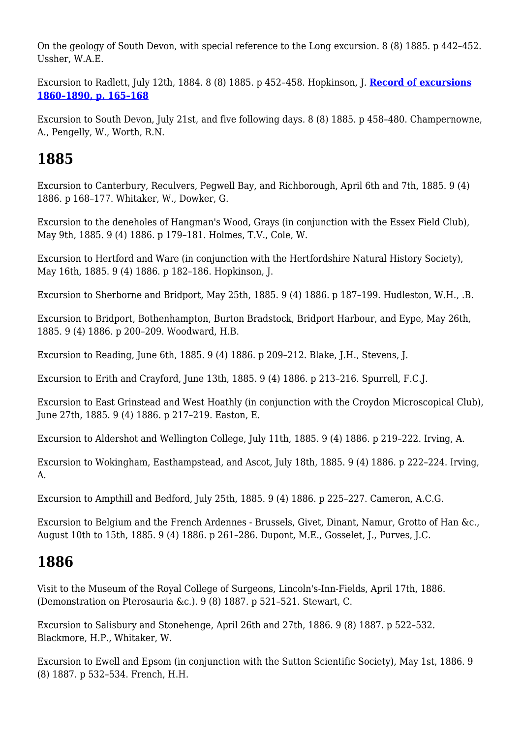On the geology of South Devon, with special reference to the Long excursion. 8 (8) 1885. p 442–452. Ussher, W.A.E.

Excursion to Radlett, July 12th, 1884. 8 (8) 1885. p 452–458. Hopkinson, J. **Record of excursions 1860–1890, p. 165–168**

Excursion to South Devon, July 21st, and five following days. 8 (8) 1885. p 458–480. Champernowne, A., Pengelly, W., Worth, R.N.

## 1885

Excursion to Canterbury, Reculvers, Pegwell Bay, and Richborough, April 6th and 7th, 1885. 9 (4) 1886. p 168–177. Whitaker, W., Dowker, G.

Excursion to the deneholes of Hangman's Wood, Grays (in conjunction with the Essex Field Club), May 9th, 1885. 9 (4) 1886. p 179–181. Holmes, T.V., Cole, W.

Excursion to Hertford and Ware (in conjunction with the Hertfordshire Natural History Society), May 16th, 1885. 9 (4) 1886. p 182–186. Hopkinson, J.

Excursion to Sherborne and Bridport, May 25th, 1885. 9 (4) 1886. p 187–199. Hudleston, W.H., .B.

Excursion to Bridport, Bothenhampton, Burton Bradstock, Bridport Harbour, and Eype, May 26th, 1885. 9 (4) 1886. p 200–209. Woodward, H.B.

Excursion to Reading, June 6th, 1885. 9 (4) 1886. p 209–212. Blake, J.H., Stevens, J.

Excursion to Erith and Crayford, June 13th, 1885. 9 (4) 1886. p 213–216. Spurrell, F.C.J.

Excursion to East Grinstead and West Hoathly (in conjunction with the Croydon Microscopical Club), June 27th, 1885. 9 (4) 1886. p 217–219. Easton, E.

Excursion to Aldershot and Wellington College, July 11th, 1885. 9 (4) 1886. p 219–222. Irving, A.

Excursion to Wokingham, Easthampstead, and Ascot, July 18th, 1885. 9 (4) 1886. p 222–224. Irving, A.

Excursion to Ampthill and Bedford, July 25th, 1885. 9 (4) 1886. p 225–227. Cameron, A.C.G.

Excursion to Belgium and the French Ardennes - Brussels, Givet, Dinant, Namur, Grotto of Han &c., August 10th to 15th, 1885. 9 (4) 1886. p 261–286. Dupont, M.E., Gosselet, J., Purves, J.C.

## 1886

Visit to the Museum of the Royal College of Surgeons, Lincoln's-Inn-Fields, April 17th, 1886. (Demonstration on Pterosauria &c.). 9 (8) 1887. p 521–521. Stewart, C.

Excursion to Salisbury and Stonehenge, April 26th and 27th, 1886. 9 (8) 1887. p 522–532. Blackmore, H.P., Whitaker, W.

Excursion to Ewell and Epsom (in conjunction with the Sutton Scientific Society), May 1st, 1886. 9 (8) 1887. p 532–534. French, H.H.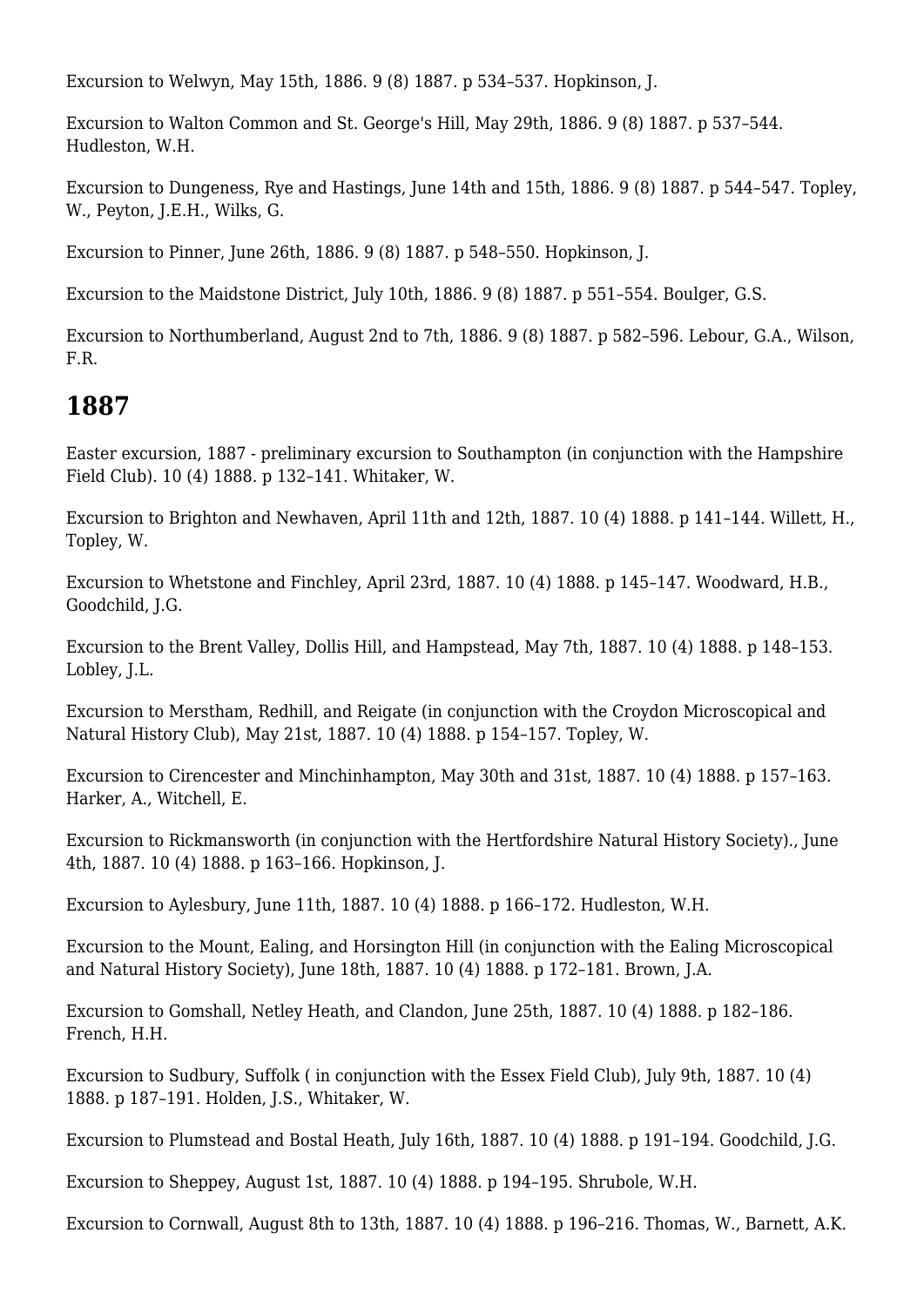Excursion to Welwyn, May 15th, 1886. 9 (8) 1887. p 534–537. Hopkinson, J.

Excursion to Walton Common and St. George's Hill, May 29th, 1886. 9 (8) 1887. p 537–544. Hudleston, W.H.

Excursion to Dungeness, Rye and Hastings, June 14th and 15th, 1886. 9 (8) 1887. p 544–547. Topley, W., Peyton, J.E.H., Wilks, G.

Excursion to Pinner, June 26th, 1886. 9 (8) 1887. p 548–550. Hopkinson, J.

Excursion to the Maidstone District, July 10th, 1886. 9 (8) 1887. p 551–554. Boulger, G.S.

Excursion to Northumberland, August 2nd to 7th, 1886. 9 (8) 1887. p 582–596. Lebour, G.A., Wilson, F.R.

## 1887

Easter excursion, 1887 - preliminary excursion to Southampton (in conjunction with the Hampshire Field Club). 10 (4) 1888. p 132–141. Whitaker, W.

Excursion to Brighton and Newhaven, April 11th and 12th, 1887. 10 (4) 1888. p 141–144. Willett, H., Topley, W.

Excursion to Whetstone and Finchley, April 23rd, 1887. 10 (4) 1888. p 145–147. Woodward, H.B., Goodchild, J.G.

Excursion to the Brent Valley, Dollis Hill, and Hampstead, May 7th, 1887. 10 (4) 1888. p 148–153. Lobley, J.L.

Excursion to Merstham, Redhill, and Reigate (in conjunction with the Croydon Microscopical and Natural History Club), May 21st, 1887. 10 (4) 1888. p 154–157. Topley, W.

Excursion to Cirencester and Minchinhampton, May 30th and 31st, 1887. 10 (4) 1888. p 157–163. Harker, A., Witchell, E.

Excursion to Rickmansworth (in conjunction with the Hertfordshire Natural History Society)., June 4th, 1887. 10 (4) 1888. p 163–166. Hopkinson, J.

Excursion to Aylesbury, June 11th, 1887. 10 (4) 1888. p 166–172. Hudleston, W.H.

Excursion to the Mount, Ealing, and Horsington Hill (in conjunction with the Ealing Microscopical and Natural History Society), June 18th, 1887. 10 (4) 1888. p 172–181. Brown, J.A.

Excursion to Gomshall, Netley Heath, and Clandon, June 25th, 1887. 10 (4) 1888. p 182–186. French, H.H.

Excursion to Sudbury, Suffolk ( in conjunction with the Essex Field Club), July 9th, 1887. 10 (4) 1888. p 187–191. Holden, J.S., Whitaker, W.

Excursion to Plumstead and Bostal Heath, July 16th, 1887. 10 (4) 1888. p 191–194. Goodchild, J.G.

Excursion to Sheppey, August 1st, 1887. 10 (4) 1888. p 194–195. Shrubole, W.H.

Excursion to Cornwall, August 8th to 13th, 1887. 10 (4) 1888. p 196–216. Thomas, W., Barnett, A.K.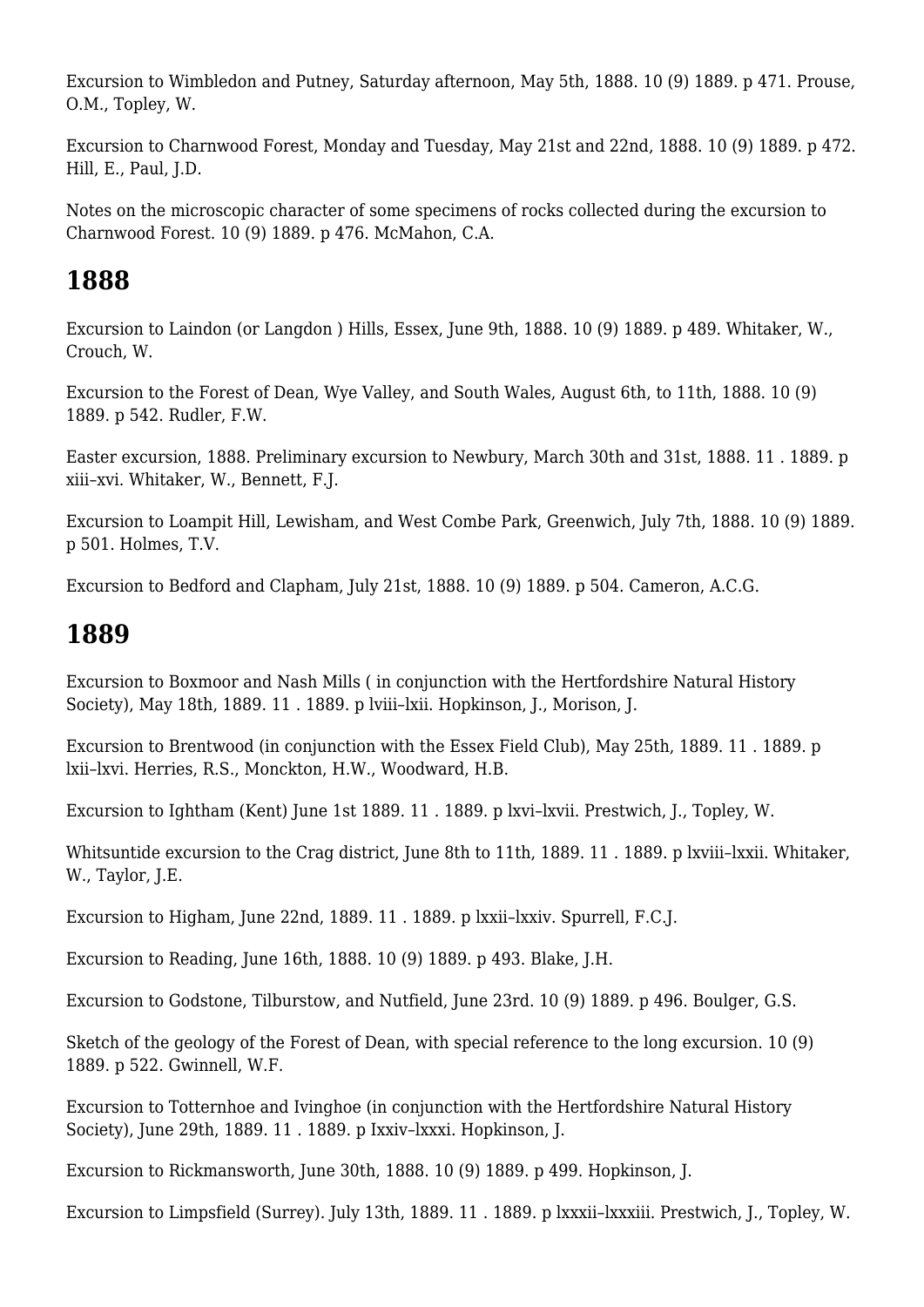Excursion to Wimbledon and Putney, Saturday afternoon, May 5th, 1888. 10 (9) 1889. p 471. Prouse, O.M., Topley, W.

Excursion to Charnwood Forest, Monday and Tuesday, May 21st and 22nd, 1888. 10 (9) 1889. p 472. Hill, E., Paul, J.D.

Notes on the microscopic character of some specimens of rocks collected during the excursion to Charnwood Forest. 10 (9) 1889. p 476. McMahon, C.A.

## 1888

Excursion to Laindon (or Langdon ) Hills, Essex, June 9th, 1888. 10 (9) 1889. p 489. Whitaker, W., Crouch, W.

Excursion to the Forest of Dean, Wye Valley, and South Wales, August 6th, to 11th, 1888. 10 (9) 1889. p 542. Rudler, F.W.

Easter excursion, 1888. Preliminary excursion to Newbury, March 30th and 31st, 1888. 11 . 1889. p xiii–xvi. Whitaker, W., Bennett, F.J.

Excursion to Loampit Hill, Lewisham, and West Combe Park, Greenwich, July 7th, 1888. 10 (9) 1889. p 501. Holmes, T.V.

Excursion to Bedford and Clapham, July 21st, 1888. 10 (9) 1889. p 504. Cameron, A.C.G.

## 1889

Excursion to Boxmoor and Nash Mills ( in conjunction with the Hertfordshire Natural History Society), May 18th, 1889. 11 . 1889. p lviii–lxii. Hopkinson, J., Morison, J.

Excursion to Brentwood (in conjunction with the Essex Field Club), May 25th, 1889. 11 . 1889. p lxii–lxvi. Herries, R.S., Monckton, H.W., Woodward, H.B.

Excursion to Ightham (Kent) June 1st 1889. 11 . 1889. p lxvi–lxvii. Prestwich, J., Topley, W.

Whitsuntide excursion to the Crag district, June 8th to 11th, 1889. 11 . 1889. p lxviii–lxxii. Whitaker, W., Taylor, J.E.

Excursion to Higham, June 22nd, 1889. 11 . 1889. p lxxii–lxxiv. Spurrell, F.C.J.

Excursion to Reading, June 16th, 1888. 10 (9) 1889. p 493. Blake, J.H.

Excursion to Godstone, Tilburstow, and Nutfield, June 23rd. 10 (9) 1889. p 496. Boulger, G.S.

Sketch of the geology of the Forest of Dean, with special reference to the long excursion. 10 (9) 1889. p 522. Gwinnell, W.F.

Excursion to Totternhoe and Ivinghoe (in conjunction with the Hertfordshire Natural History Society), June 29th, 1889. 11 . 1889. p Ixxiv–lxxxi. Hopkinson, J.

Excursion to Rickmansworth, June 30th, 1888. 10 (9) 1889. p 499. Hopkinson, J.

Excursion to Limpsfield (Surrey). July 13th, 1889. 11 . 1889. p lxxxii–lxxxiii. Prestwich, J., Topley, W.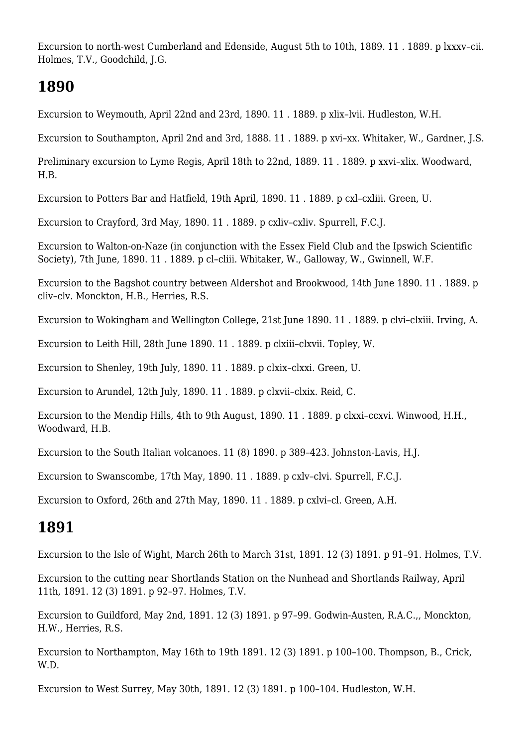Excursion to north-west Cumberland and Edenside, August 5th to 10th, 1889. 11 . 1889. p lxxxv–cii. Holmes, T.V., Goodchild, J.G.

## 1890

Excursion to Weymouth, April 22nd and 23rd, 1890. 11 . 1889. p xlix–lvii. Hudleston, W.H.

Excursion to Southampton, April 2nd and 3rd, 1888. 11 . 1889. p xvi–xx. Whitaker, W., Gardner, J.S.

Preliminary excursion to Lyme Regis, April 18th to 22nd, 1889. 11 . 1889. p xxvi–xlix. Woodward, H.B.

Excursion to Potters Bar and Hatfield, 19th April, 1890. 11 . 1889. p cxl–cxliii. Green, U.

Excursion to Crayford, 3rd May, 1890. 11 . 1889. p cxliv–cxliv. Spurrell, F.C.J.

Excursion to Walton-on-Naze (in conjunction with the Essex Field Club and the Ipswich Scientific Society), 7th June, 1890. 11 . 1889. p cl–cliii. Whitaker, W., Galloway, W., Gwinnell, W.F.

Excursion to the Bagshot country between Aldershot and Brookwood, 14th June 1890. 11 . 1889. p cliv–clv. Monckton, H.B., Herries, R.S.

Excursion to Wokingham and Wellington College, 21st June 1890. 11 . 1889. p clvi–clxiii. Irving, A.

Excursion to Leith Hill, 28th June 1890. 11 . 1889. p clxiii–clxvii. Topley, W.

Excursion to Shenley, 19th July, 1890. 11 . 1889. p clxix–clxxi. Green, U.

Excursion to Arundel, 12th July, 1890. 11 . 1889. p clxvii–clxix. Reid, C.

Excursion to the Mendip Hills, 4th to 9th August, 1890. 11 . 1889. p clxxi–ccxvi. Winwood, H.H., Woodward, H.B.

Excursion to the South Italian volcanoes. 11 (8) 1890. p 389–423. Johnston-Lavis, H.J.

Excursion to Swanscombe, 17th May, 1890. 11 . 1889. p cxlv–clvi. Spurrell, F.C.J.

Excursion to Oxford, 26th and 27th May, 1890. 11 . 1889. p cxlvi–cl. Green, A.H.

## 1891

Excursion to the Isle of Wight, March 26th to March 31st, 1891. 12 (3) 1891. p 91–91. Holmes, T.V.

Excursion to the cutting near Shortlands Station on the Nunhead and Shortlands Railway, April 11th, 1891. 12 (3) 1891. p 92–97. Holmes, T.V.

Excursion to Guildford, May 2nd, 1891. 12 (3) 1891. p 97–99. Godwin-Austen, R.A.C.,, Monckton, H.W., Herries, R.S.

Excursion to Northampton, May 16th to 19th 1891. 12 (3) 1891. p 100–100. Thompson, B., Crick, W.D.

Excursion to West Surrey, May 30th, 1891. 12 (3) 1891. p 100–104. Hudleston, W.H.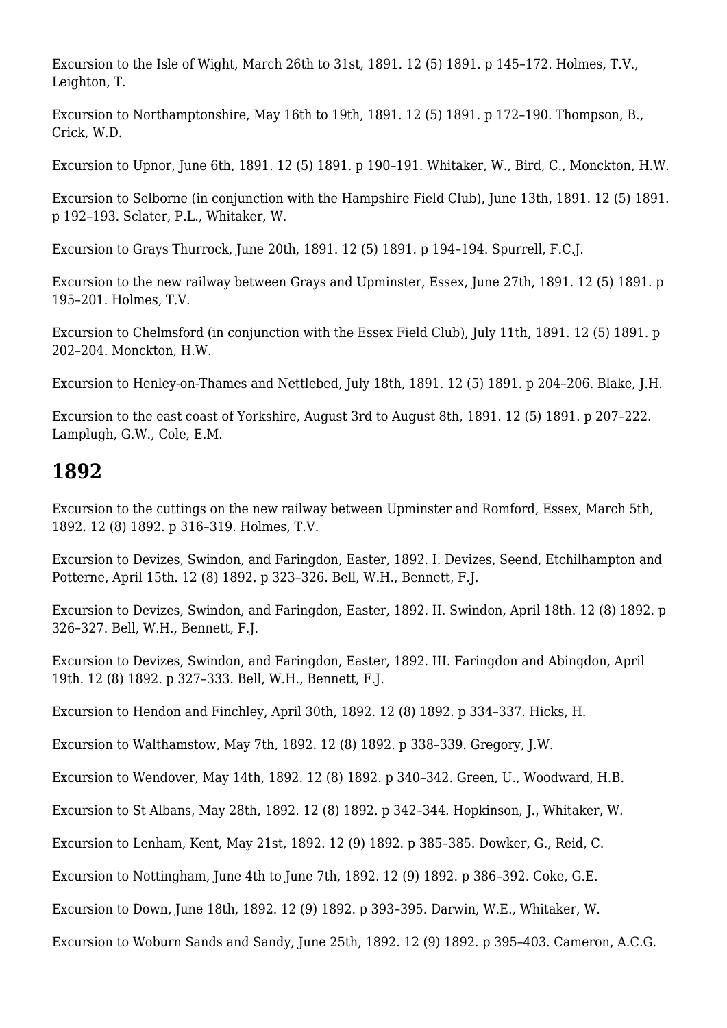Excursion to the Isle of Wight, March 26th to 31st, 1891. 12 (5) 1891. p 145–172. Holmes, T.V., Leighton, T.

Excursion to Northamptonshire, May 16th to 19th, 1891. 12 (5) 1891. p 172–190. Thompson, B., Crick, W.D.

Excursion to Upnor, June 6th, 1891. 12 (5) 1891. p 190–191. Whitaker, W., Bird, C., Monckton, H.W.

Excursion to Selborne (in conjunction with the Hampshire Field Club), June 13th, 1891. 12 (5) 1891. p 192–193. Sclater, P.L., Whitaker, W.

Excursion to Grays Thurrock, June 20th, 1891. 12 (5) 1891. p 194–194. Spurrell, F.C.J.

Excursion to the new railway between Grays and Upminster, Essex, June 27th, 1891. 12 (5) 1891. p 195–201. Holmes, T.V.

Excursion to Chelmsford (in conjunction with the Essex Field Club), July 11th, 1891. 12 (5) 1891. p 202–204. Monckton, H.W.

Excursion to Henley-on-Thames and Nettlebed, July 18th, 1891. 12 (5) 1891. p 204–206. Blake, J.H.

Excursion to the east coast of Yorkshire, August 3rd to August 8th, 1891. 12 (5) 1891. p 207–222. Lamplugh, G.W., Cole, E.M.

## 1892

Excursion to the cuttings on the new railway between Upminster and Romford, Essex, March 5th, 1892. 12 (8) 1892. p 316–319. Holmes, T.V.

Excursion to Devizes, Swindon, and Faringdon, Easter, 1892. I. Devizes, Seend, Etchilhampton and Potterne, April 15th. 12 (8) 1892. p 323–326. Bell, W.H., Bennett, F.J.

Excursion to Devizes, Swindon, and Faringdon, Easter, 1892. II. Swindon, April 18th. 12 (8) 1892. p 326–327. Bell, W.H., Bennett, F.J.

Excursion to Devizes, Swindon, and Faringdon, Easter, 1892. III. Faringdon and Abingdon, April 19th. 12 (8) 1892. p 327–333. Bell, W.H., Bennett, F.J.

Excursion to Hendon and Finchley, April 30th, 1892. 12 (8) 1892. p 334–337. Hicks, H.

Excursion to Walthamstow, May 7th, 1892. 12 (8) 1892. p 338–339. Gregory, J.W.

Excursion to Wendover, May 14th, 1892. 12 (8) 1892. p 340–342. Green, U., Woodward, H.B.

Excursion to St Albans, May 28th, 1892. 12 (8) 1892. p 342–344. Hopkinson, J., Whitaker, W.

Excursion to Lenham, Kent, May 21st, 1892. 12 (9) 1892. p 385–385. Dowker, G., Reid, C.

Excursion to Nottingham, June 4th to June 7th, 1892. 12 (9) 1892. p 386–392. Coke, G.E.

Excursion to Down, June 18th, 1892. 12 (9) 1892. p 393–395. Darwin, W.E., Whitaker, W.

Excursion to Woburn Sands and Sandy, June 25th, 1892. 12 (9) 1892. p 395–403. Cameron, A.C.G.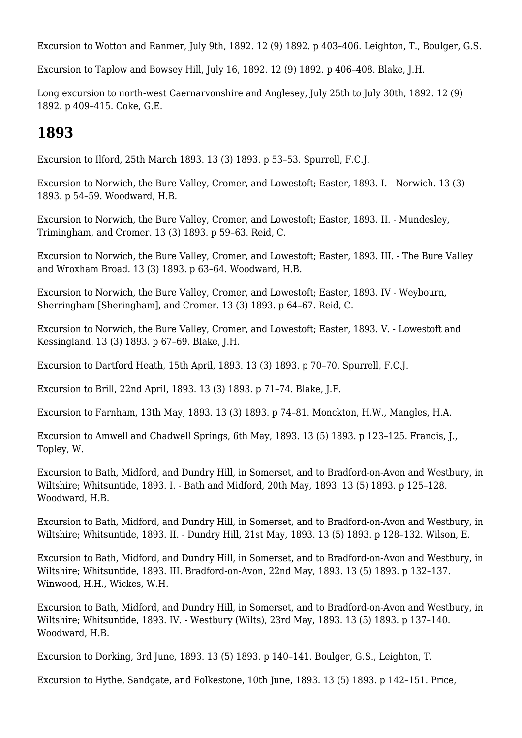Excursion to Wotton and Ranmer, July 9th, 1892. 12 (9) 1892. p 403–406. Leighton, T., Boulger, G.S.

Excursion to Taplow and Bowsey Hill, July 16, 1892. 12 (9) 1892. p 406–408. Blake, J.H.

Long excursion to north-west Caernarvonshire and Anglesey, July 25th to July 30th, 1892. 12 (9) 1892. p 409–415. Coke, G.E.

## 1893

Excursion to Ilford, 25th March 1893. 13 (3) 1893. p 53–53. Spurrell, F.C.J.

Excursion to Norwich, the Bure Valley, Cromer, and Lowestoft; Easter, 1893. I. - Norwich. 13 (3) 1893. p 54–59. Woodward, H.B.

Excursion to Norwich, the Bure Valley, Cromer, and Lowestoft; Easter, 1893. II. - Mundesley, Trimingham, and Cromer. 13 (3) 1893. p 59–63. Reid, C.

Excursion to Norwich, the Bure Valley, Cromer, and Lowestoft; Easter, 1893. III. - The Bure Valley and Wroxham Broad. 13 (3) 1893. p 63–64. Woodward, H.B.

Excursion to Norwich, the Bure Valley, Cromer, and Lowestoft; Easter, 1893. IV - Weybourn, Sherringham [Sheringham], and Cromer. 13 (3) 1893. p 64–67. Reid, C.

Excursion to Norwich, the Bure Valley, Cromer, and Lowestoft; Easter, 1893. V. - Lowestoft and Kessingland. 13 (3) 1893. p 67–69. Blake, J.H.

Excursion to Dartford Heath, 15th April, 1893. 13 (3) 1893. p 70–70. Spurrell, F.C.J.

Excursion to Brill, 22nd April, 1893. 13 (3) 1893. p 71–74. Blake, J.F.

Excursion to Farnham, 13th May, 1893. 13 (3) 1893. p 74–81. Monckton, H.W., Mangles, H.A.

Excursion to Amwell and Chadwell Springs, 6th May, 1893. 13 (5) 1893. p 123–125. Francis, J., Topley, W.

Excursion to Bath, Midford, and Dundry Hill, in Somerset, and to Bradford-on-Avon and Westbury, in Wiltshire; Whitsuntide, 1893. I. - Bath and Midford, 20th May, 1893. 13 (5) 1893. p 125–128. Woodward, H.B.

Excursion to Bath, Midford, and Dundry Hill, in Somerset, and to Bradford-on-Avon and Westbury, in Wiltshire; Whitsuntide, 1893. II. - Dundry Hill, 21st May, 1893. 13 (5) 1893. p 128–132. Wilson, E.

Excursion to Bath, Midford, and Dundry Hill, in Somerset, and to Bradford-on-Avon and Westbury, in Wiltshire; Whitsuntide, 1893. III. Bradford-on-Avon, 22nd May, 1893. 13 (5) 1893. p 132–137. Winwood, H.H., Wickes, W.H.

Excursion to Bath, Midford, and Dundry Hill, in Somerset, and to Bradford-on-Avon and Westbury, in Wiltshire; Whitsuntide, 1893. IV. - Westbury (Wilts), 23rd May, 1893. 13 (5) 1893. p 137–140. Woodward, H.B.

Excursion to Dorking, 3rd June, 1893. 13 (5) 1893. p 140–141. Boulger, G.S., Leighton, T.

Excursion to Hythe, Sandgate, and Folkestone, 10th June, 1893. 13 (5) 1893. p 142–151. Price,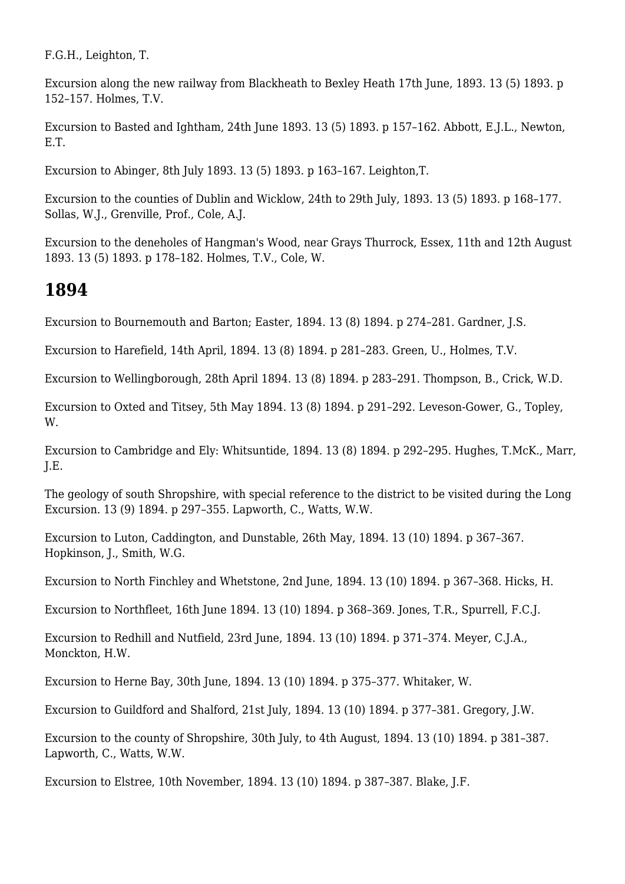F.G.H., Leighton, T.

Excursion along the new railway from Blackheath to Bexley Heath 17th June, 1893. 13 (5) 1893. p 152–157. Holmes, T.V.

Excursion to Basted and Ightham, 24th June 1893. 13 (5) 1893. p 157–162. Abbott, E.J.L., Newton, E.T.

Excursion to Abinger, 8th July 1893. 13 (5) 1893. p 163–167. Leighton,T.

Excursion to the counties of Dublin and Wicklow, 24th to 29th July, 1893. 13 (5) 1893. p 168–177. Sollas, W.J., Grenville, Prof., Cole, A.J.

Excursion to the deneholes of Hangman's Wood, near Grays Thurrock, Essex, 11th and 12th August 1893. 13 (5) 1893. p 178–182. Holmes, T.V., Cole, W.

## 1894

Excursion to Bournemouth and Barton; Easter, 1894. 13 (8) 1894. p 274–281. Gardner, J.S.

Excursion to Harefield, 14th April, 1894. 13 (8) 1894. p 281–283. Green, U., Holmes, T.V.

Excursion to Wellingborough, 28th April 1894. 13 (8) 1894. p 283–291. Thompson, B., Crick, W.D.

Excursion to Oxted and Titsey, 5th May 1894. 13 (8) 1894. p 291–292. Leveson-Gower, G., Topley, W.

Excursion to Cambridge and Ely: Whitsuntide, 1894. 13 (8) 1894. p 292–295. Hughes, T.McK., Marr, J.E.

The geology of south Shropshire, with special reference to the district to be visited during the Long Excursion. 13 (9) 1894. p 297–355. Lapworth, C., Watts, W.W.

Excursion to Luton, Caddington, and Dunstable, 26th May, 1894. 13 (10) 1894. p 367–367. Hopkinson, J., Smith, W.G.

Excursion to North Finchley and Whetstone, 2nd June, 1894. 13 (10) 1894. p 367–368. Hicks, H.

Excursion to Northfleet, 16th June 1894. 13 (10) 1894. p 368–369. Jones, T.R., Spurrell, F.C.J.

Excursion to Redhill and Nutfield, 23rd June, 1894. 13 (10) 1894. p 371–374. Meyer, C.J.A., Monckton, H.W.

Excursion to Herne Bay, 30th June, 1894. 13 (10) 1894. p 375–377. Whitaker, W.

Excursion to Guildford and Shalford, 21st July, 1894. 13 (10) 1894. p 377–381. Gregory, J.W.

Excursion to the county of Shropshire, 30th July, to 4th August, 1894. 13 (10) 1894. p 381–387. Lapworth, C., Watts, W.W.

Excursion to Elstree, 10th November, 1894. 13 (10) 1894. p 387–387. Blake, J.F.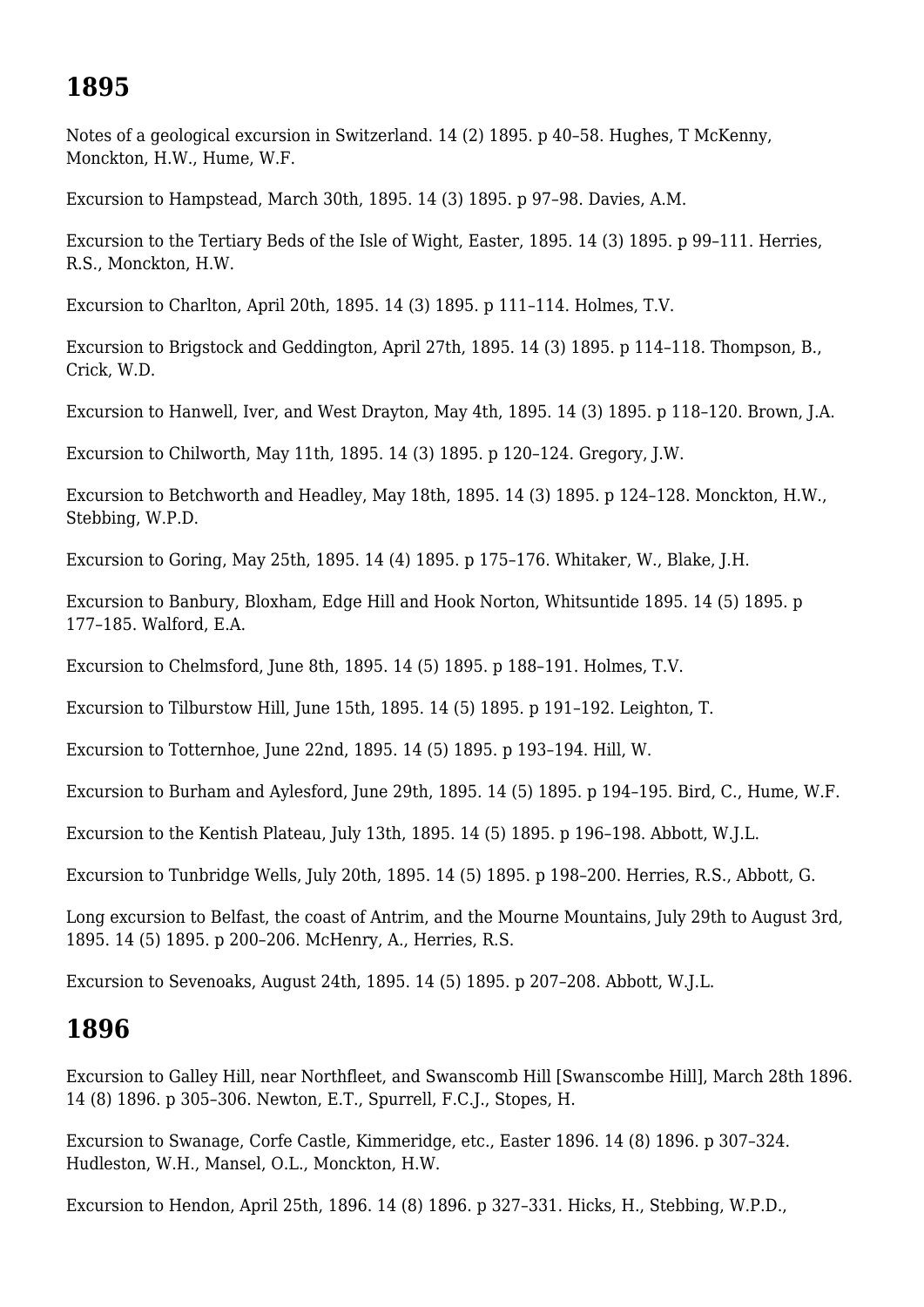## 1895

Notes of a geological excursion in Switzerland. 14 (2) 1895. p 40–58. Hughes, T McKenny, Monckton, H.W., Hume, W.F.

Excursion to Hampstead, March 30th, 1895. 14 (3) 1895. p 97–98. Davies, A.M.

Excursion to the Tertiary Beds of the Isle of Wight, Easter, 1895. 14 (3) 1895. p 99–111. Herries, R.S., Monckton, H.W.

Excursion to Charlton, April 20th, 1895. 14 (3) 1895. p 111–114. Holmes, T.V.

Excursion to Brigstock and Geddington, April 27th, 1895. 14 (3) 1895. p 114–118. Thompson, B., Crick, W.D.

Excursion to Hanwell, Iver, and West Drayton, May 4th, 1895. 14 (3) 1895. p 118–120. Brown, J.A.

Excursion to Chilworth, May 11th, 1895. 14 (3) 1895. p 120–124. Gregory, J.W.

Excursion to Betchworth and Headley, May 18th, 1895. 14 (3) 1895. p 124–128. Monckton, H.W., Stebbing, W.P.D.

Excursion to Goring, May 25th, 1895. 14 (4) 1895. p 175–176. Whitaker, W., Blake, J.H.

Excursion to Banbury, Bloxham, Edge Hill and Hook Norton, Whitsuntide 1895. 14 (5) 1895. p 177–185. Walford, E.A.

Excursion to Chelmsford, June 8th, 1895. 14 (5) 1895. p 188–191. Holmes, T.V.

Excursion to Tilburstow Hill, June 15th, 1895. 14 (5) 1895. p 191–192. Leighton, T.

Excursion to Totternhoe, June 22nd, 1895. 14 (5) 1895. p 193–194. Hill, W.

Excursion to Burham and Aylesford, June 29th, 1895. 14 (5) 1895. p 194–195. Bird, C., Hume, W.F.

Excursion to the Kentish Plateau, July 13th, 1895. 14 (5) 1895. p 196–198. Abbott, W.J.L.

Excursion to Tunbridge Wells, July 20th, 1895. 14 (5) 1895. p 198–200. Herries, R.S., Abbott, G.

Long excursion to Belfast, the coast of Antrim, and the Mourne Mountains, July 29th to August 3rd, 1895. 14 (5) 1895. p 200–206. McHenry, A., Herries, R.S.

Excursion to Sevenoaks, August 24th, 1895. 14 (5) 1895. p 207–208. Abbott, W.J.L.

## 1896

Excursion to Galley Hill, near Northfleet, and Swanscomb Hill [Swanscombe Hill], March 28th 1896. 14 (8) 1896. p 305–306. Newton, E.T., Spurrell, F.C.J., Stopes, H.

Excursion to Swanage, Corfe Castle, Kimmeridge, etc., Easter 1896. 14 (8) 1896. p 307–324. Hudleston, W.H., Mansel, O.L., Monckton, H.W.

Excursion to Hendon, April 25th, 1896. 14 (8) 1896. p 327–331. Hicks, H., Stebbing, W.P.D.,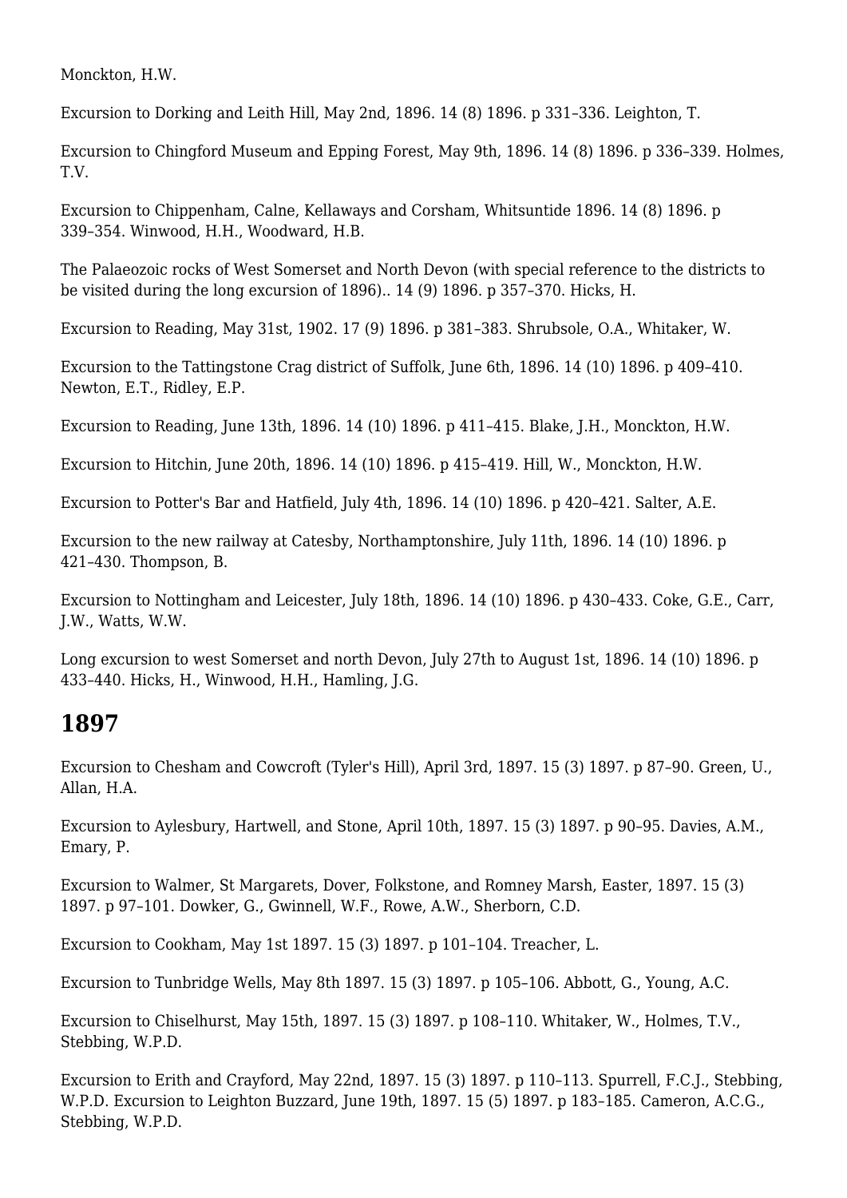Monckton, H.W.

Excursion to Dorking and Leith Hill, May 2nd, 1896. 14 (8) 1896. p 331–336. Leighton, T.

Excursion to Chingford Museum and Epping Forest, May 9th, 1896. 14 (8) 1896. p 336–339. Holmes, T.V.

Excursion to Chippenham, Calne, Kellaways and Corsham, Whitsuntide 1896. 14 (8) 1896. p 339–354. Winwood, H.H., Woodward, H.B.

The Palaeozoic rocks of West Somerset and North Devon (with special reference to the districts to be visited during the long excursion of 1896).. 14 (9) 1896. p 357–370. Hicks, H.

Excursion to Reading, May 31st, 1902. 17 (9) 1896. p 381–383. Shrubsole, O.A., Whitaker, W.

Excursion to the Tattingstone Crag district of Suffolk, June 6th, 1896. 14 (10) 1896. p 409–410. Newton, E.T., Ridley, E.P.

Excursion to Reading, June 13th, 1896. 14 (10) 1896. p 411–415. Blake, J.H., Monckton, H.W.

Excursion to Hitchin, June 20th, 1896. 14 (10) 1896. p 415–419. Hill, W., Monckton, H.W.

Excursion to Potter's Bar and Hatfield, July 4th, 1896. 14 (10) 1896. p 420–421. Salter, A.E.

Excursion to the new railway at Catesby, Northamptonshire, July 11th, 1896. 14 (10) 1896. p 421–430. Thompson, B.

Excursion to Nottingham and Leicester, July 18th, 1896. 14 (10) 1896. p 430–433. Coke, G.E., Carr, J.W., Watts, W.W.

Long excursion to west Somerset and north Devon, July 27th to August 1st, 1896. 14 (10) 1896. p 433–440. Hicks, H., Winwood, H.H., Hamling, J.G.

## 1897

Excursion to Chesham and Cowcroft (Tyler's Hill), April 3rd, 1897. 15 (3) 1897. p 87–90. Green, U., Allan, H.A.

Excursion to Aylesbury, Hartwell, and Stone, April 10th, 1897. 15 (3) 1897. p 90–95. Davies, A.M., Emary, P.

Excursion to Walmer, St Margarets, Dover, Folkstone, and Romney Marsh, Easter, 1897. 15 (3) 1897. p 97–101. Dowker, G., Gwinnell, W.F., Rowe, A.W., Sherborn, C.D.

Excursion to Cookham, May 1st 1897. 15 (3) 1897. p 101–104. Treacher, L.

Excursion to Tunbridge Wells, May 8th 1897. 15 (3) 1897. p 105–106. Abbott, G., Young, A.C.

Excursion to Chiselhurst, May 15th, 1897. 15 (3) 1897. p 108–110. Whitaker, W., Holmes, T.V., Stebbing, W.P.D.

Excursion to Erith and Crayford, May 22nd, 1897. 15 (3) 1897. p 110–113. Spurrell, F.C.J., Stebbing, W.P.D. Excursion to Leighton Buzzard, June 19th, 1897. 15 (5) 1897. p 183–185. Cameron, A.C.G., Stebbing, W.P.D.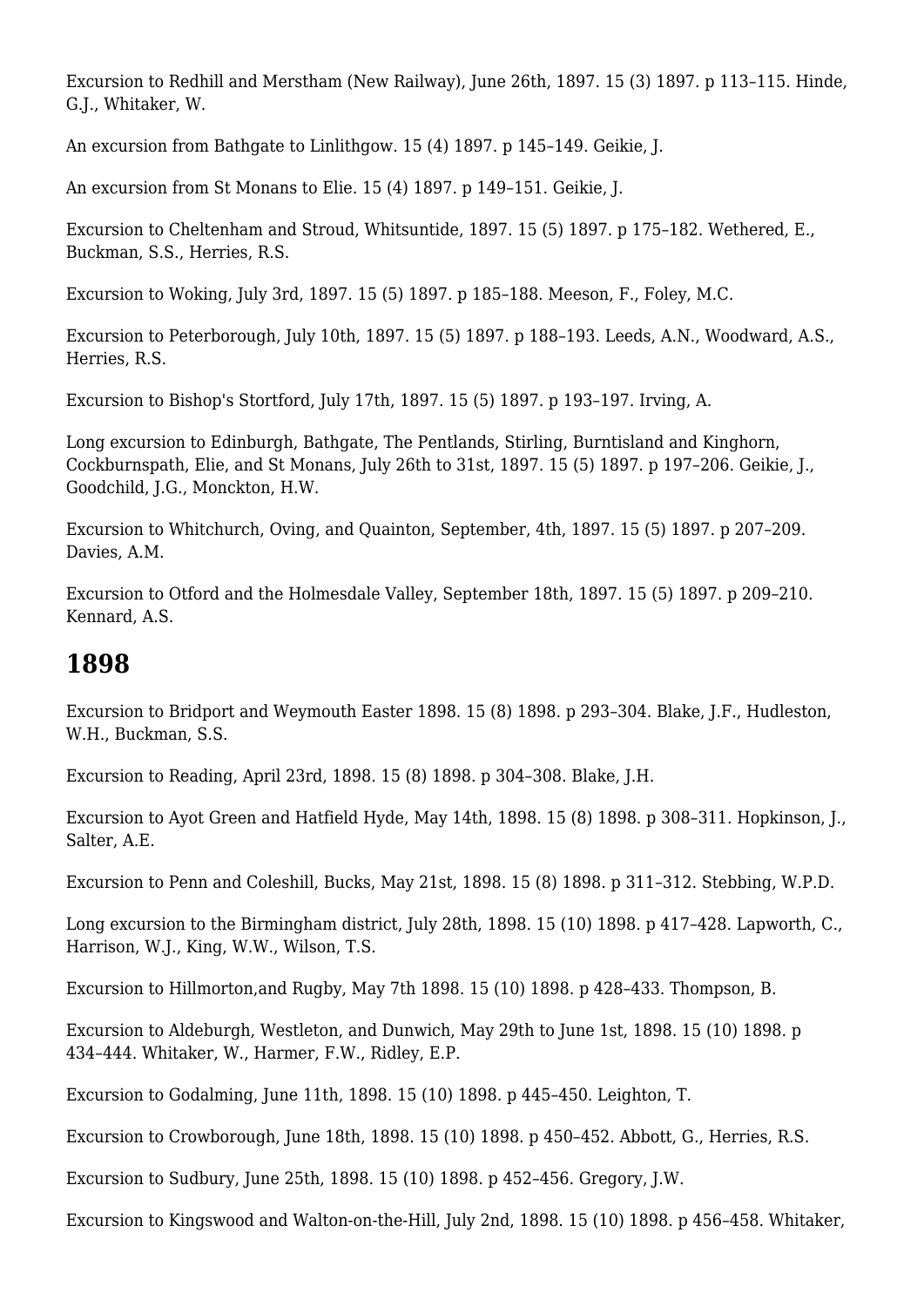Excursion to Redhill and Merstham (New Railway), June 26th, 1897. 15 (3) 1897. p 113–115. Hinde, G.J., Whitaker, W.

An excursion from Bathgate to Linlithgow. 15 (4) 1897. p 145–149. Geikie, J.

An excursion from St Monans to Elie. 15 (4) 1897. p 149–151. Geikie, J.

Excursion to Cheltenham and Stroud, Whitsuntide, 1897. 15 (5) 1897. p 175–182. Wethered, E., Buckman, S.S., Herries, R.S.

Excursion to Woking, July 3rd, 1897. 15 (5) 1897. p 185–188. Meeson, F., Foley, M.C.

Excursion to Peterborough, July 10th, 1897. 15 (5) 1897. p 188–193. Leeds, A.N., Woodward, A.S., Herries, R.S.

Excursion to Bishop's Stortford, July 17th, 1897. 15 (5) 1897. p 193–197. Irving, A.

Long excursion to Edinburgh, Bathgate, The Pentlands, Stirling, Burntisland and Kinghorn, Cockburnspath, Elie, and St Monans, July 26th to 31st, 1897. 15 (5) 1897. p 197–206. Geikie, J., Goodchild, J.G., Monckton, H.W.

Excursion to Whitchurch, Oving, and Quainton, September, 4th, 1897. 15 (5) 1897. p 207–209. Davies, A.M.

Excursion to Otford and the Holmesdale Valley, September 18th, 1897. 15 (5) 1897. p 209–210. Kennard, A.S.

## 1898

Excursion to Bridport and Weymouth Easter 1898. 15 (8) 1898. p 293–304. Blake, J.F., Hudleston, W.H., Buckman, S.S.

Excursion to Reading, April 23rd, 1898. 15 (8) 1898. p 304–308. Blake, J.H.

Excursion to Ayot Green and Hatfield Hyde, May 14th, 1898. 15 (8) 1898. p 308–311. Hopkinson, J., Salter, A.E.

Excursion to Penn and Coleshill, Bucks, May 21st, 1898. 15 (8) 1898. p 311–312. Stebbing, W.P.D.

Long excursion to the Birmingham district, July 28th, 1898. 15 (10) 1898. p 417–428. Lapworth, C., Harrison, W.J., King, W.W., Wilson, T.S.

Excursion to Hillmorton,and Rugby, May 7th 1898. 15 (10) 1898. p 428–433. Thompson, B.

Excursion to Aldeburgh, Westleton, and Dunwich, May 29th to June 1st, 1898. 15 (10) 1898. p 434–444. Whitaker, W., Harmer, F.W., Ridley, E.P.

Excursion to Godalming, June 11th, 1898. 15 (10) 1898. p 445–450. Leighton, T.

Excursion to Crowborough, June 18th, 1898. 15 (10) 1898. p 450–452. Abbott, G., Herries, R.S.

Excursion to Sudbury, June 25th, 1898. 15 (10) 1898. p 452–456. Gregory, J.W.

Excursion to Kingswood and Walton-on-the-Hill, July 2nd, 1898. 15 (10) 1898. p 456–458. Whitaker,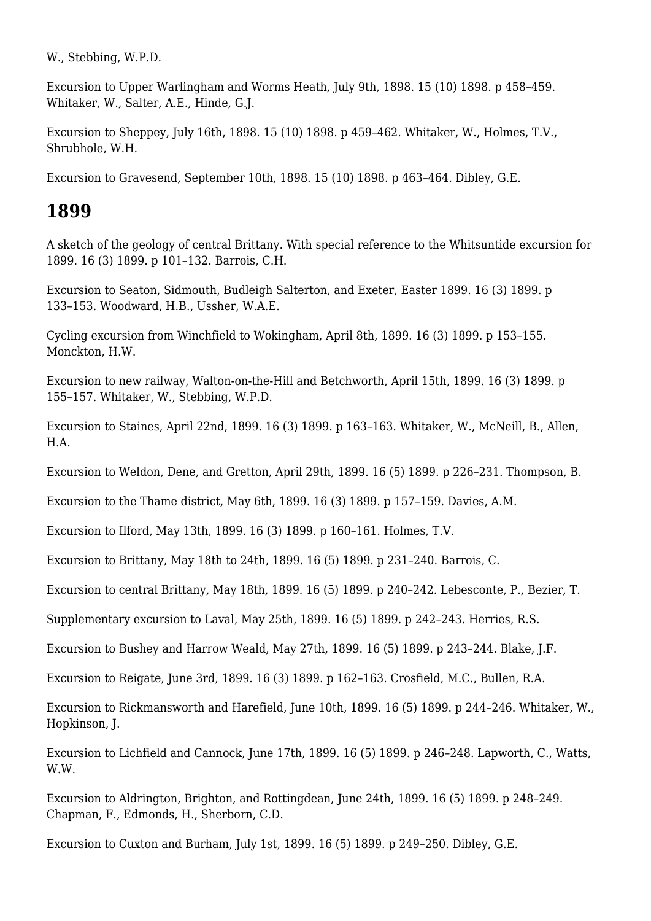W., Stebbing, W.P.D.

Excursion to Upper Warlingham and Worms Heath, July 9th, 1898. 15 (10) 1898. p 458–459. Whitaker, W., Salter, A.E., Hinde, G.J.

Excursion to Sheppey, July 16th, 1898. 15 (10) 1898. p 459–462. Whitaker, W., Holmes, T.V., Shrubhole, W.H.

Excursion to Gravesend, September 10th, 1898. 15 (10) 1898. p 463–464. Dibley, G.E.

## 1899

A sketch of the geology of central Brittany. With special reference to the Whitsuntide excursion for 1899. 16 (3) 1899. p 101–132. Barrois, C.H.

Excursion to Seaton, Sidmouth, Budleigh Salterton, and Exeter, Easter 1899. 16 (3) 1899. p 133–153. Woodward, H.B., Ussher, W.A.E.

Cycling excursion from Winchfield to Wokingham, April 8th, 1899. 16 (3) 1899. p 153–155. Monckton, H.W.

Excursion to new railway, Walton-on-the-Hill and Betchworth, April 15th, 1899. 16 (3) 1899. p 155–157. Whitaker, W., Stebbing, W.P.D.

Excursion to Staines, April 22nd, 1899. 16 (3) 1899. p 163–163. Whitaker, W., McNeill, B., Allen, H.A.

Excursion to Weldon, Dene, and Gretton, April 29th, 1899. 16 (5) 1899. p 226–231. Thompson, B.

Excursion to the Thame district, May 6th, 1899. 16 (3) 1899. p 157–159. Davies, A.M.

Excursion to Ilford, May 13th, 1899. 16 (3) 1899. p 160–161. Holmes, T.V.

Excursion to Brittany, May 18th to 24th, 1899. 16 (5) 1899. p 231–240. Barrois, C.

Excursion to central Brittany, May 18th, 1899. 16 (5) 1899. p 240–242. Lebesconte, P., Bezier, T.

Supplementary excursion to Laval, May 25th, 1899. 16 (5) 1899. p 242–243. Herries, R.S.

Excursion to Bushey and Harrow Weald, May 27th, 1899. 16 (5) 1899. p 243–244. Blake, J.F.

Excursion to Reigate, June 3rd, 1899. 16 (3) 1899. p 162–163. Crosfield, M.C., Bullen, R.A.

Excursion to Rickmansworth and Harefield, June 10th, 1899. 16 (5) 1899. p 244–246. Whitaker, W., Hopkinson, J.

Excursion to Lichfield and Cannock, June 17th, 1899. 16 (5) 1899. p 246–248. Lapworth, C., Watts, W.W.

Excursion to Aldrington, Brighton, and Rottingdean, June 24th, 1899. 16 (5) 1899. p 248–249. Chapman, F., Edmonds, H., Sherborn, C.D.

Excursion to Cuxton and Burham, July 1st, 1899. 16 (5) 1899. p 249–250. Dibley, G.E.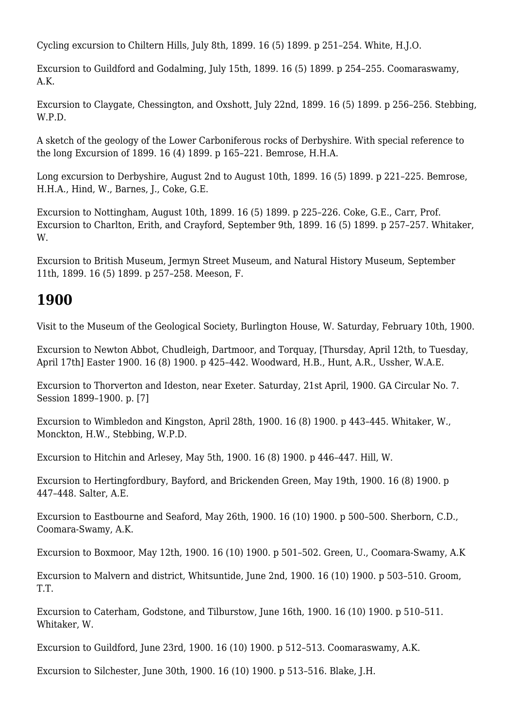Cycling excursion to Chiltern Hills, July 8th, 1899. 16 (5) 1899. p 251–254. White, H.J.O.

Excursion to Guildford and Godalming, July 15th, 1899. 16 (5) 1899. p 254–255. Coomaraswamy, A.K.

Excursion to Claygate, Chessington, and Oxshott, July 22nd, 1899. 16 (5) 1899. p 256–256. Stebbing, W.P.D.

A sketch of the geology of the Lower Carboniferous rocks of Derbyshire. With special reference to the long Excursion of 1899. 16 (4) 1899. p 165–221. Bemrose, H.H.A.

Long excursion to Derbyshire, August 2nd to August 10th, 1899. 16 (5) 1899. p 221–225. Bemrose, H.H.A., Hind, W., Barnes, J., Coke, G.E.

Excursion to Nottingham, August 10th, 1899. 16 (5) 1899. p 225–226. Coke, G.E., Carr, Prof. Excursion to Charlton, Erith, and Crayford, September 9th, 1899. 16 (5) 1899. p 257–257. Whitaker, W.

Excursion to British Museum, Jermyn Street Museum, and Natural History Museum, September 11th, 1899. 16 (5) 1899. p 257–258. Meeson, F.

## 1900

Visit to the Museum of the Geological Society, Burlington House, W. Saturday, February 10th, 1900.

Excursion to Newton Abbot, Chudleigh, Dartmoor, and Torquay, [Thursday, April 12th, to Tuesday, April 17th] Easter 1900. 16 (8) 1900. p 425–442. Woodward, H.B., Hunt, A.R., Ussher, W.A.E.

Excursion to Thorverton and Ideston, near Exeter. Saturday, 21st April, 1900. GA Circular No. 7. Session 1899–1900. p. [7]

Excursion to Wimbledon and Kingston, April 28th, 1900. 16 (8) 1900. p 443–445. Whitaker, W., Monckton, H.W., Stebbing, W.P.D.

Excursion to Hitchin and Arlesey, May 5th, 1900. 16 (8) 1900. p 446–447. Hill, W.

Excursion to Hertingfordbury, Bayford, and Brickenden Green, May 19th, 1900. 16 (8) 1900. p 447–448. Salter, A.E.

Excursion to Eastbourne and Seaford, May 26th, 1900. 16 (10) 1900. p 500–500. Sherborn, C.D., Coomara-Swamy, A.K.

Excursion to Boxmoor, May 12th, 1900. 16 (10) 1900. p 501–502. Green, U., Coomara-Swamy, A.K

Excursion to Malvern and district, Whitsuntide, June 2nd, 1900. 16 (10) 1900. p 503–510. Groom, T.T.

Excursion to Caterham, Godstone, and Tilburstow, June 16th, 1900. 16 (10) 1900. p 510–511. Whitaker, W.

Excursion to Guildford, June 23rd, 1900. 16 (10) 1900. p 512–513. Coomaraswamy, A.K.

Excursion to Silchester, June 30th, 1900. 16 (10) 1900. p 513–516. Blake, J.H.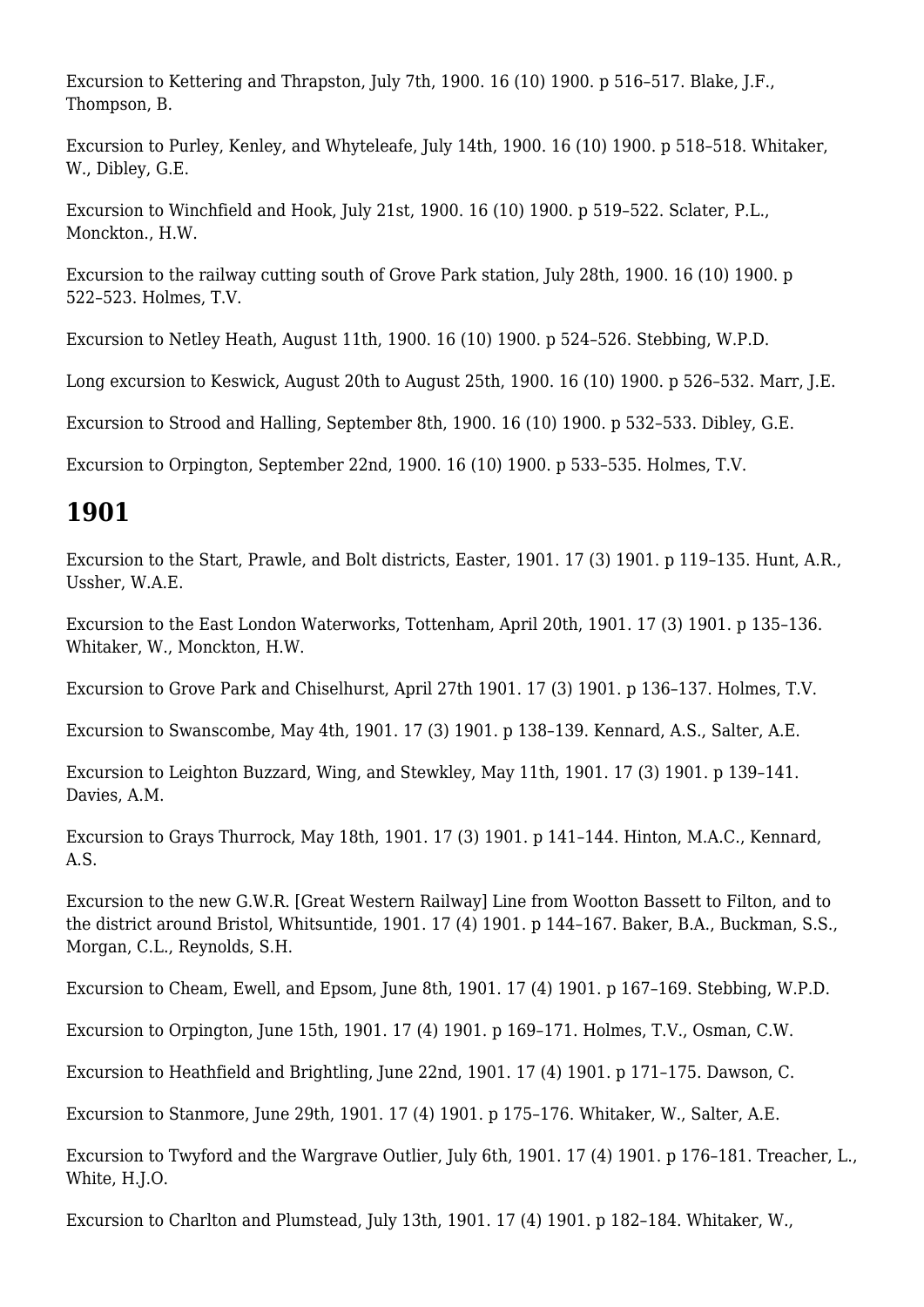Excursion to Kettering and Thrapston, July 7th, 1900. 16 (10) 1900. p 516–517. Blake, J.F., Thompson, B.

Excursion to Purley, Kenley, and Whyteleafe, July 14th, 1900. 16 (10) 1900. p 518–518. Whitaker, W., Dibley, G.E.

Excursion to Winchfield and Hook, July 21st, 1900. 16 (10) 1900. p 519–522. Sclater, P.L., Monckton., H.W.

Excursion to the railway cutting south of Grove Park station, July 28th, 1900. 16 (10) 1900. p 522–523. Holmes, T.V.

Excursion to Netley Heath, August 11th, 1900. 16 (10) 1900. p 524–526. Stebbing, W.P.D.

Long excursion to Keswick, August 20th to August 25th, 1900. 16 (10) 1900. p 526–532. Marr, J.E.

Excursion to Strood and Halling, September 8th, 1900. 16 (10) 1900. p 532–533. Dibley, G.E.

Excursion to Orpington, September 22nd, 1900. 16 (10) 1900. p 533–535. Holmes, T.V.

## 1901

Excursion to the Start, Prawle, and Bolt districts, Easter, 1901. 17 (3) 1901. p 119–135. Hunt, A.R., Ussher, W.A.E.

Excursion to the East London Waterworks, Tottenham, April 20th, 1901. 17 (3) 1901. p 135–136. Whitaker, W., Monckton, H.W.

Excursion to Grove Park and Chiselhurst, April 27th 1901. 17 (3) 1901. p 136–137. Holmes, T.V.

Excursion to Swanscombe, May 4th, 1901. 17 (3) 1901. p 138–139. Kennard, A.S., Salter, A.E.

Excursion to Leighton Buzzard, Wing, and Stewkley, May 11th, 1901. 17 (3) 1901. p 139–141. Davies, A.M.

Excursion to Grays Thurrock, May 18th, 1901. 17 (3) 1901. p 141–144. Hinton, M.A.C., Kennard, A.S.

Excursion to the new G.W.R. [Great Western Railway] Line from Wootton Bassett to Filton, and to the district around Bristol, Whitsuntide, 1901. 17 (4) 1901. p 144–167. Baker, B.A., Buckman, S.S., Morgan, C.L., Reynolds, S.H.

Excursion to Cheam, Ewell, and Epsom, June 8th, 1901. 17 (4) 1901. p 167–169. Stebbing, W.P.D.

Excursion to Orpington, June 15th, 1901. 17 (4) 1901. p 169–171. Holmes, T.V., Osman, C.W.

Excursion to Heathfield and Brightling, June 22nd, 1901. 17 (4) 1901. p 171–175. Dawson, C.

Excursion to Stanmore, June 29th, 1901. 17 (4) 1901. p 175–176. Whitaker, W., Salter, A.E.

Excursion to Twyford and the Wargrave Outlier, July 6th, 1901. 17 (4) 1901. p 176–181. Treacher, L., White, H.J.O.

Excursion to Charlton and Plumstead, July 13th, 1901. 17 (4) 1901. p 182–184. Whitaker, W.,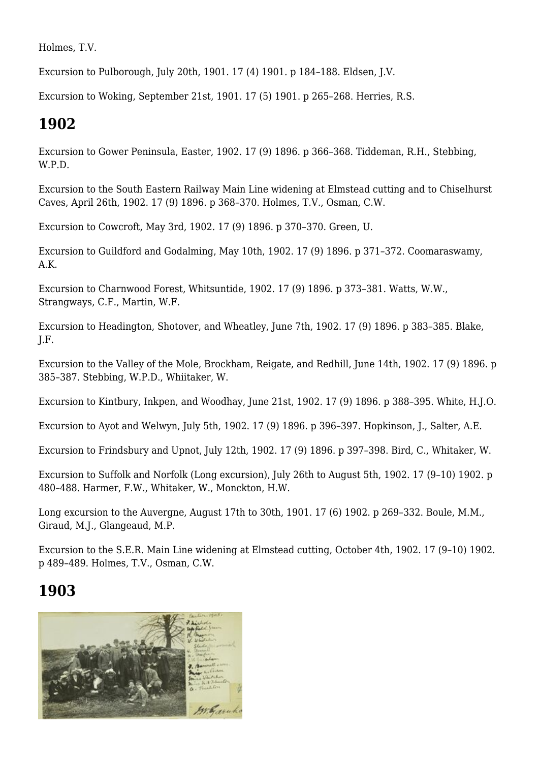Holmes, T.V.

Excursion to Pulborough, July 20th, 1901. 17 (4) 1901. p 184–188. Eldsen, J.V.

Excursion to Woking, September 21st, 1901. 17 (5) 1901. p 265–268. Herries, R.S.

## 1902

Excursion to Gower Peninsula, Easter, 1902. 17 (9) 1896. p 366–368. Tiddeman, R.H., Stebbing, W.P.D.

Excursion to the South Eastern Railway Main Line widening at Elmstead cutting and to Chiselhurst Caves, April 26th, 1902. 17 (9) 1896. p 368–370. Holmes, T.V., Osman, C.W.

Excursion to Cowcroft, May 3rd, 1902. 17 (9) 1896. p 370–370. Green, U.

Excursion to Guildford and Godalming, May 10th, 1902. 17 (9) 1896. p 371–372. Coomaraswamy, A.K.

Excursion to Charnwood Forest, Whitsuntide, 1902. 17 (9) 1896. p 373–381. Watts, W.W., Strangways, C.F., Martin, W.F.

Excursion to Headington, Shotover, and Wheatley, June 7th, 1902. 17 (9) 1896. p 383–385. Blake, J.F.

Excursion to the Valley of the Mole, Brockham, Reigate, and Redhill, June 14th, 1902. 17 (9) 1896. p 385–387. Stebbing, W.P.D., Whiitaker, W.

Excursion to Kintbury, Inkpen, and Woodhay, June 21st, 1902. 17 (9) 1896. p 388–395. White, H.J.O.

Excursion to Ayot and Welwyn, July 5th, 1902. 17 (9) 1896. p 396–397. Hopkinson, J., Salter, A.E.

Excursion to Frindsbury and Upnot, July 12th, 1902. 17 (9) 1896. p 397–398. Bird, C., Whitaker, W.

Excursion to Suffolk and Norfolk (Long excursion), July 26th to August 5th, 1902. 17 (9–10) 1902. p 480–488. Harmer, F.W., Whitaker, W., Monckton, H.W.

Long excursion to the Auvergne, August 17th to 30th, 1901. 17 (6) 1902. p 269–332. Boule, M.M., Giraud, M.J., Glangeaud, M.P.

Excursion to the S.E.R. Main Line widening at Elmstead cutting, October 4th, 1902. 17 (9–10) 1902. p 489–489. Holmes, T.V., Osman, C.W.

## 1903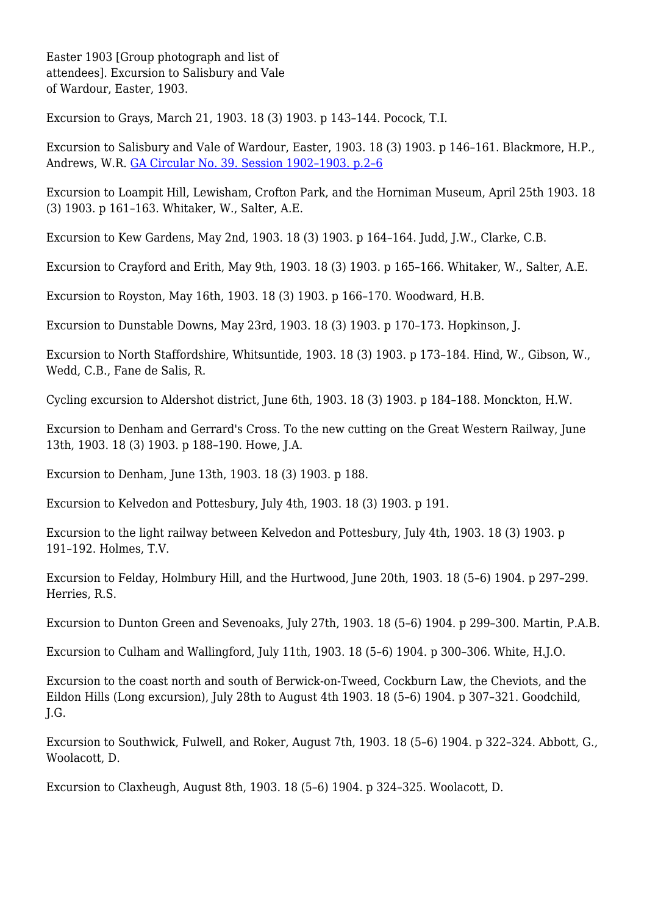Easter 1903 [Group photograph and list of attendees]. Excursion to Salisbury and Vale of Wardour, Easter, 1903.

Excursion to Grays, March 21, 1903. 18 (3) 1903. p 143–144. Pocock, T.I.

Excursion to Salisbury and Vale of Wardour, Easter, 1903. 18 (3) 1903. p 146–161. Blackmore, H.P., Andrews, W.R. [GA Circular No. 39. Session 1902–1903. p.2–6]

Excursion to Loampit Hill, Lewisham, Crofton Park, and the Horniman Museum, April 25th 1903. 18 (3) 1903. p 161–163. Whitaker, W., Salter, A.E.

Excursion to Kew Gardens, May 2nd, 1903. 18 (3) 1903. p 164–164. Judd, J.W., Clarke, C.B.

Excursion to Crayford and Erith, May 9th, 1903. 18 (3) 1903. p 165–166. Whitaker, W., Salter, A.E.

Excursion to Royston, May 16th, 1903. 18 (3) 1903. p 166–170. Woodward, H.B.

Excursion to Dunstable Downs, May 23rd, 1903. 18 (3) 1903. p 170–173. Hopkinson, J.

Excursion to North Staffordshire, Whitsuntide, 1903. 18 (3) 1903. p 173–184. Hind, W., Gibson, W., Wedd, C.B., Fane de Salis, R.

Cycling excursion to Aldershot district, June 6th, 1903. 18 (3) 1903. p 184–188. Monckton, H.W.

Excursion to Denham and Gerrard's Cross. To the new cutting on the Great Western Railway, June 13th, 1903. 18 (3) 1903. p 188–190. Howe, J.A.

Excursion to Denham, June 13th, 1903. 18 (3) 1903. p 188.

Excursion to Kelvedon and Pottesbury, July 4th, 1903. 18 (3) 1903. p 191.

Excursion to the light railway between Kelvedon and Pottesbury, July 4th, 1903. 18 (3) 1903. p 191–192. Holmes, T.V.

Excursion to Felday, Holmbury Hill, and the Hurtwood, June 20th, 1903. 18 (5–6) 1904. p 297–299. Herries, R.S.

Excursion to Dunton Green and Sevenoaks, July 27th, 1903. 18 (5–6) 1904. p 299–300. Martin, P.A.B.

Excursion to Culham and Wallingford, July 11th, 1903. 18 (5–6) 1904. p 300–306. White, H.J.O.

Excursion to the coast north and south of Berwick-on-Tweed, Cockburn Law, the Cheviots, and the Eildon Hills (Long excursion), July 28th to August 4th 1903. 18 (5–6) 1904. p 307–321. Goodchild, J.G.

Excursion to Southwick, Fulwell, and Roker, August 7th, 1903. 18 (5–6) 1904. p 322–324. Abbott, G., Woolacott, D.

Excursion to Claxheugh, August 8th, 1903. 18 (5–6) 1904. p 324–325. Woolacott, D.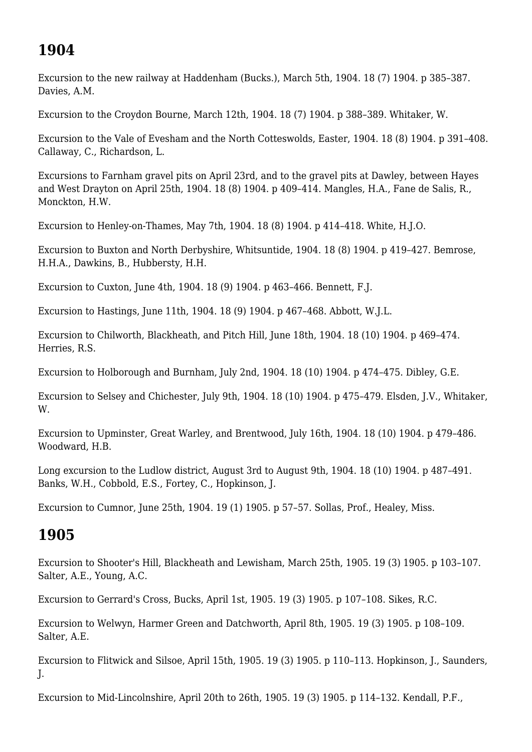## 1904

Excursion to the new railway at Haddenham (Bucks.), March 5th, 1904. 18 (7) 1904. p 385–387. Davies, A.M.

Excursion to the Croydon Bourne, March 12th, 1904. 18 (7) 1904. p 388–389. Whitaker, W.

Excursion to the Vale of Evesham and the North Cotteswolds, Easter, 1904. 18 (8) 1904. p 391–408. Callaway, C., Richardson, L.

Excursions to Farnham gravel pits on April 23rd, and to the gravel pits at Dawley, between Hayes and West Drayton on April 25th, 1904. 18 (8) 1904. p 409–414. Mangles, H.A., Fane de Salis, R., Monckton, H.W.

Excursion to Henley-on-Thames, May 7th, 1904. 18 (8) 1904. p 414–418. White, H.J.O.

Excursion to Buxton and North Derbyshire, Whitsuntide, 1904. 18 (8) 1904. p 419–427. Bemrose, H.H.A., Dawkins, B., Hubbersty, H.H.

Excursion to Cuxton, June 4th, 1904. 18 (9) 1904. p 463–466. Bennett, F.J.

Excursion to Hastings, June 11th, 1904. 18 (9) 1904. p 467–468. Abbott, W.J.L.

Excursion to Chilworth, Blackheath, and Pitch Hill, June 18th, 1904. 18 (10) 1904. p 469–474. Herries, R.S.

Excursion to Holborough and Burnham, July 2nd, 1904. 18 (10) 1904. p 474–475. Dibley, G.E.

Excursion to Selsey and Chichester, July 9th, 1904. 18 (10) 1904. p 475–479. Elsden, J.V., Whitaker, W.

Excursion to Upminster, Great Warley, and Brentwood, July 16th, 1904. 18 (10) 1904. p 479–486. Woodward, H.B.

Long excursion to the Ludlow district, August 3rd to August 9th, 1904. 18 (10) 1904. p 487–491. Banks, W.H., Cobbold, E.S., Fortey, C., Hopkinson, J.

Excursion to Cumnor, June 25th, 1904. 19 (1) 1905. p 57–57. Sollas, Prof., Healey, Miss.

## 1905

Excursion to Shooter's Hill, Blackheath and Lewisham, March 25th, 1905. 19 (3) 1905. p 103–107. Salter, A.E., Young, A.C.

Excursion to Gerrard's Cross, Bucks, April 1st, 1905. 19 (3) 1905. p 107–108. Sikes, R.C.

Excursion to Welwyn, Harmer Green and Datchworth, April 8th, 1905. 19 (3) 1905. p 108–109. Salter, A.E.

Excursion to Flitwick and Silsoe, April 15th, 1905. 19 (3) 1905. p 110–113. Hopkinson, J., Saunders, J.

Excursion to Mid-Lincolnshire, April 20th to 26th, 1905. 19 (3) 1905. p 114–132. Kendall, P.F.,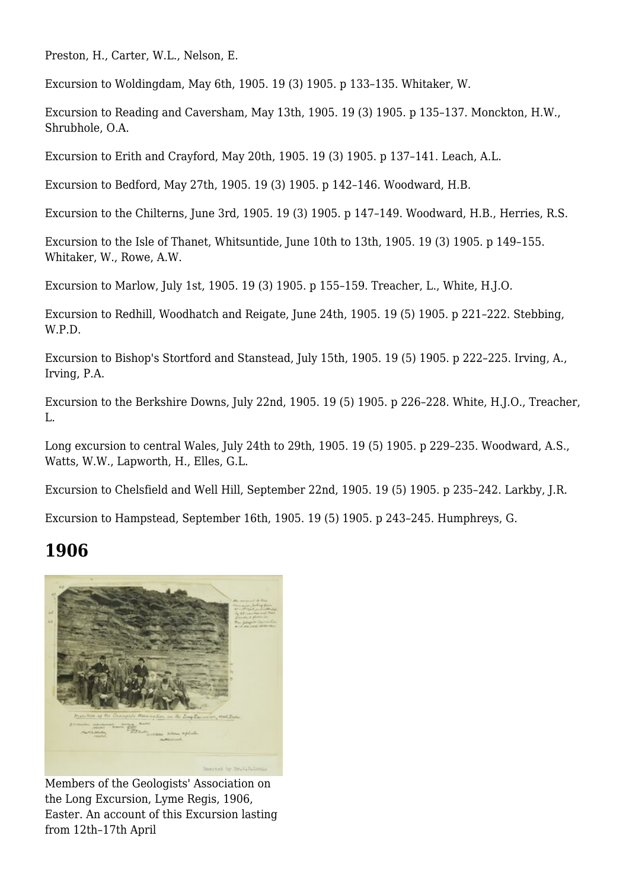Preston, H., Carter, W.L., Nelson, E.

Excursion to Woldingdam, May 6th, 1905. 19 (3) 1905. p 133–135. Whitaker, W.

Excursion to Reading and Caversham, May 13th, 1905. 19 (3) 1905. p 135–137. Monckton, H.W., Shrubhole, O.A.

Excursion to Erith and Crayford, May 20th, 1905. 19 (3) 1905. p 137–141. Leach, A.L.

Excursion to Bedford, May 27th, 1905. 19 (3) 1905. p 142–146. Woodward, H.B.

Excursion to the Chilterns, June 3rd, 1905. 19 (3) 1905. p 147–149. Woodward, H.B., Herries, R.S.

Excursion to the Isle of Thanet, Whitsuntide, June 10th to 13th, 1905. 19 (3) 1905. p 149–155. Whitaker, W., Rowe, A.W.

Excursion to Marlow, July 1st, 1905. 19 (3) 1905. p 155–159. Treacher, L., White, H.J.O.

Excursion to Redhill, Woodhatch and Reigate, June 24th, 1905. 19 (5) 1905. p 221–222. Stebbing, W.P.D.

Excursion to Bishop's Stortford and Stanstead, July 15th, 1905. 19 (5) 1905. p 222–225. Irving, A., Irving, P.A.

Excursion to the Berkshire Downs, July 22nd, 1905. 19 (5) 1905. p 226–228. White, H.J.O., Treacher, L.

Long excursion to central Wales, July 24th to 29th, 1905. 19 (5) 1905. p 229–235. Woodward, A.S., Watts, W.W., Lapworth, H., Elles, G.L.

Excursion to Chelsfield and Well Hill, September 22nd, 1905. 19 (5) 1905. p 235–242. Larkby, J.R.

Excursion to Hampstead, September 16th, 1905. 19 (5) 1905. p 243–245. Humphreys, G.

## 1906

Members of the Geologists' Association on the Long Excursion, Lyme Regis, 1906, Easter. An account of this Excursion lasting from 12th–17th April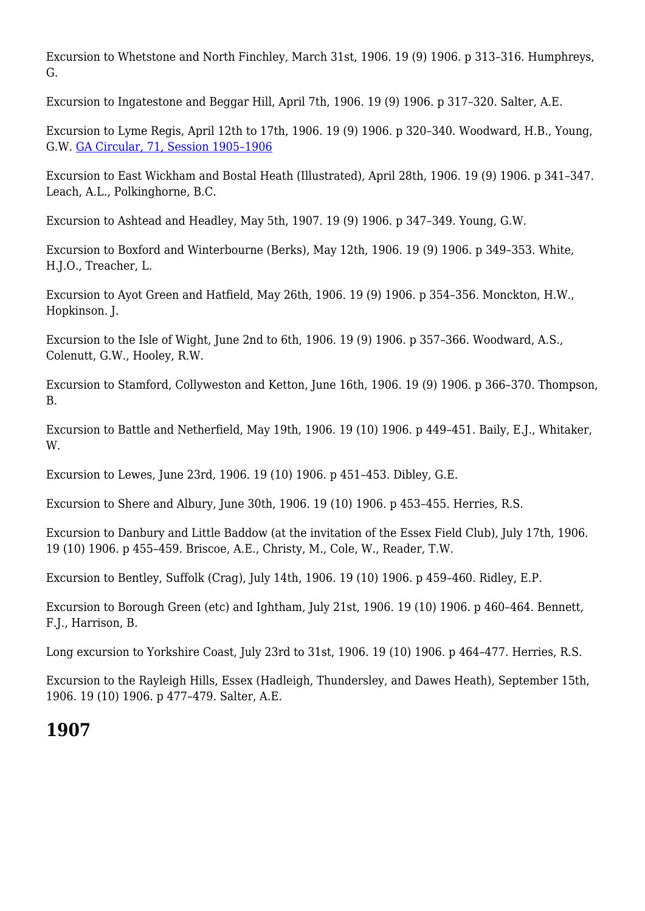Excursion to Whetstone and North Finchley, March 31st, 1906. 19 (9) 1906. p 313–316. Humphreys, G.

Excursion to Ingatestone and Beggar Hill, April 7th, 1906. 19 (9) 1906. p 317–320. Salter, A.E.

Excursion to Lyme Regis, April 12th to 17th, 1906. 19 (9) 1906. p 320–340. Woodward, H.B., Young, G.W. GA Circular, 71, Session 1905–1906

Excursion to East Wickham and Bostal Heath (Illustrated), April 28th, 1906. 19 (9) 1906. p 341–347. Leach, A.L., Polkinghorne, B.C.

Excursion to Ashtead and Headley, May 5th, 1907. 19 (9) 1906. p 347–349. Young, G.W.

Excursion to Boxford and Winterbourne (Berks), May 12th, 1906. 19 (9) 1906. p 349–353. White, H.J.O., Treacher, L.

Excursion to Ayot Green and Hatfield, May 26th, 1906. 19 (9) 1906. p 354–356. Monckton, H.W., Hopkinson. J.

Excursion to the Isle of Wight, June 2nd to 6th, 1906. 19 (9) 1906. p 357–366. Woodward, A.S., Colenutt, G.W., Hooley, R.W.

Excursion to Stamford, Collyweston and Ketton, June 16th, 1906. 19 (9) 1906. p 366–370. Thompson, B.

Excursion to Battle and Netherfield, May 19th, 1906. 19 (10) 1906. p 449–451. Baily, E.J., Whitaker, W.

Excursion to Lewes, June 23rd, 1906. 19 (10) 1906. p 451–453. Dibley, G.E.

Excursion to Shere and Albury, June 30th, 1906. 19 (10) 1906. p 453–455. Herries, R.S.

Excursion to Danbury and Little Baddow (at the invitation of the Essex Field Club), July 17th, 1906. 19 (10) 1906. p 455–459. Briscoe, A.E., Christy, M., Cole, W., Reader, T.W.

Excursion to Bentley, Suffolk (Crag), July 14th, 1906. 19 (10) 1906. p 459–460. Ridley, E.P.

Excursion to Borough Green (etc) and Ightham, July 21st, 1906. 19 (10) 1906. p 460–464. Bennett, F.J., Harrison, B.

Long excursion to Yorkshire Coast, July 23rd to 31st, 1906. 19 (10) 1906. p 464–477. Herries, R.S.

Excursion to the Rayleigh Hills, Essex (Hadleigh, Thundersley, and Dawes Heath), September 15th, 1906. 19 (10) 1906. p 477–479. Salter, A.E.

## 1907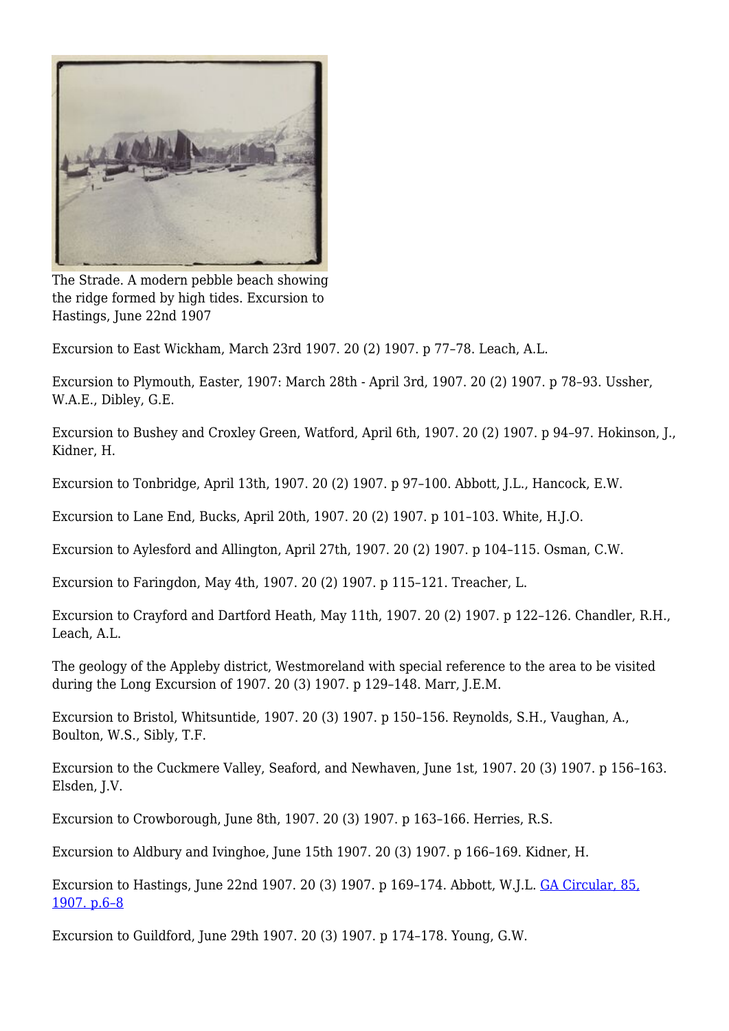The Strade. A modern pebble beach showing the ridge formed by high tides. Excursion to Hastings, June 22nd 1907

Excursion to East Wickham, March 23rd 1907. 20 (2) 1907. p 77–78. Leach, A.L.

Excursion to Plymouth, Easter, 1907: March 28th - April 3rd, 1907. 20 (2) 1907. p 78–93. Ussher, W.A.E., Dibley, G.E.

Excursion to Bushey and Croxley Green, Watford, April 6th, 1907. 20 (2) 1907. p 94–97. Hokinson, J., Kidner, H.

Excursion to Tonbridge, April 13th, 1907. 20 (2) 1907. p 97–100. Abbott, J.L., Hancock, E.W.

Excursion to Lane End, Bucks, April 20th, 1907. 20 (2) 1907. p 101–103. White, H.J.O.

Excursion to Aylesford and Allington, April 27th, 1907. 20 (2) 1907. p 104–115. Osman, C.W.

Excursion to Faringdon, May 4th, 1907. 20 (2) 1907. p 115–121. Treacher, L.

Excursion to Crayford and Dartford Heath, May 11th, 1907. 20 (2) 1907. p 122–126. Chandler, R.H., Leach, A.L.

The geology of the Appleby district, Westmoreland with special reference to the area to be visited during the Long Excursion of 1907. 20 (3) 1907. p 129–148. Marr, J.E.M.

Excursion to Bristol, Whitsuntide, 1907. 20 (3) 1907. p 150–156. Reynolds, S.H., Vaughan, A., Boulton, W.S., Sibly, T.F.

Excursion to the Cuckmere Valley, Seaford, and Newhaven, June 1st, 1907. 20 (3) 1907. p 156–163. Elsden, J.V.

Excursion to Crowborough, June 8th, 1907. 20 (3) 1907. p 163–166. Herries, R.S.

Excursion to Aldbury and Ivinghoe, June 15th 1907. 20 (3) 1907. p 166–169. Kidner, H.

Excursion to Hastings, June 22nd 1907. 20 (3) 1907. p 169–174. Abbott, W.J.L. GA Circular, 85, 1907. p.6–8

Excursion to Guildford, June 29th 1907. 20 (3) 1907. p 174–178. Young, G.W.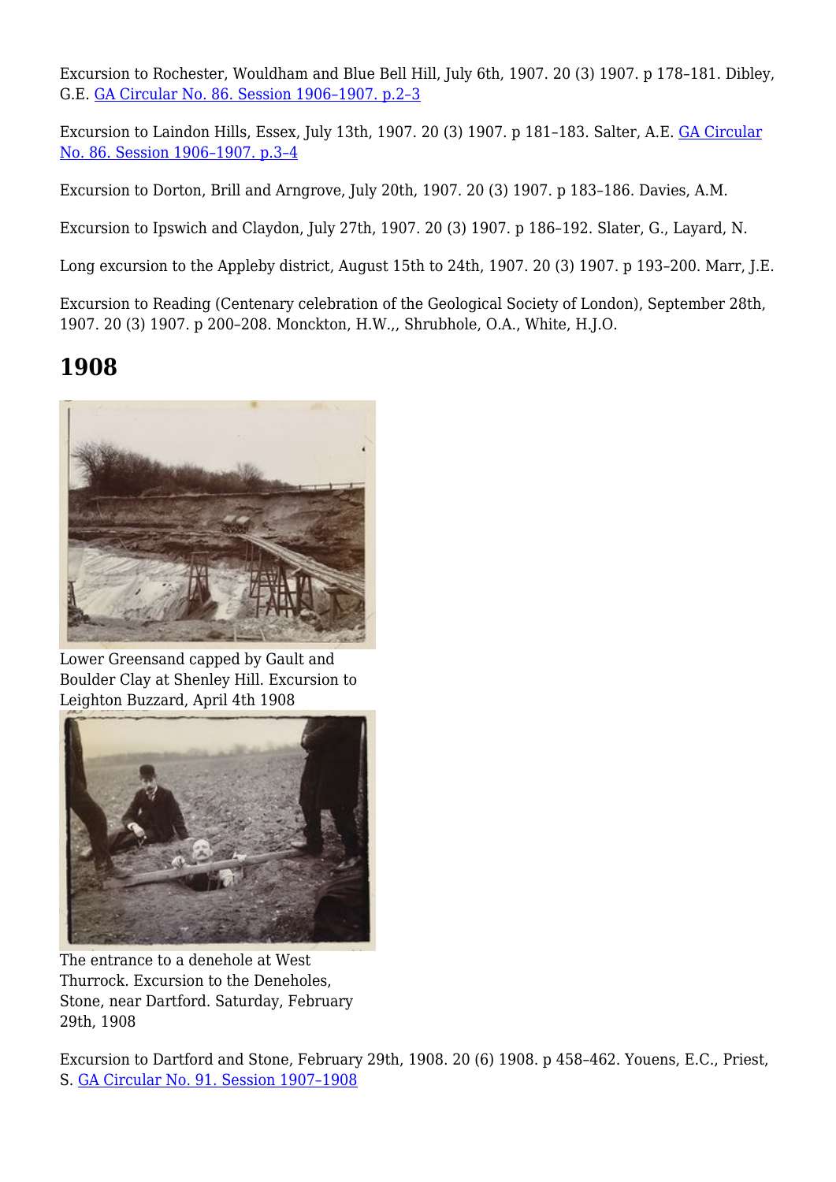Excursion to Rochester, Wouldham and Blue Bell Hill, July 6th, 1907. 20 (3) 1907. p 178–181. Dibley, G.E. GA Circular No. 86. Session 1906–1907. p.2–3

Excursion to Laindon Hills, Essex, July 13th, 1907. 20 (3) 1907. p 181–183. Salter, A.E. GA Circular No. 86. Session 1906–1907. p.3–4

Excursion to Dorton, Brill and Arngrove, July 20th, 1907. 20 (3) 1907. p 183–186. Davies, A.M.

Excursion to Ipswich and Claydon, July 27th, 1907. 20 (3) 1907. p 186–192. Slater, G., Layard, N.

Long excursion to the Appleby district, August 15th to 24th, 1907. 20 (3) 1907. p 193–200. Marr, J.E.

Excursion to Reading (Centenary celebration of the Geological Society of London), September 28th, 1907. 20 (3) 1907. p 200–208. Monckton, H.W.,, Shrubhole, O.A., White, H.J.O.

## 1908

Lower Greensand capped by Gault and Boulder Clay at Shenley Hill. Excursion to Leighton Buzzard, April 4th 1908

The entrance to a denehole at West Thurrock. Excursion to the Deneholes, Stone, near Dartford. Saturday, February 29th, 1908

Excursion to Dartford and Stone, February 29th, 1908. 20 (6) 1908. p 458–462. Youens, E.C., Priest, S. GA Circular No. 91. Session 1907–1908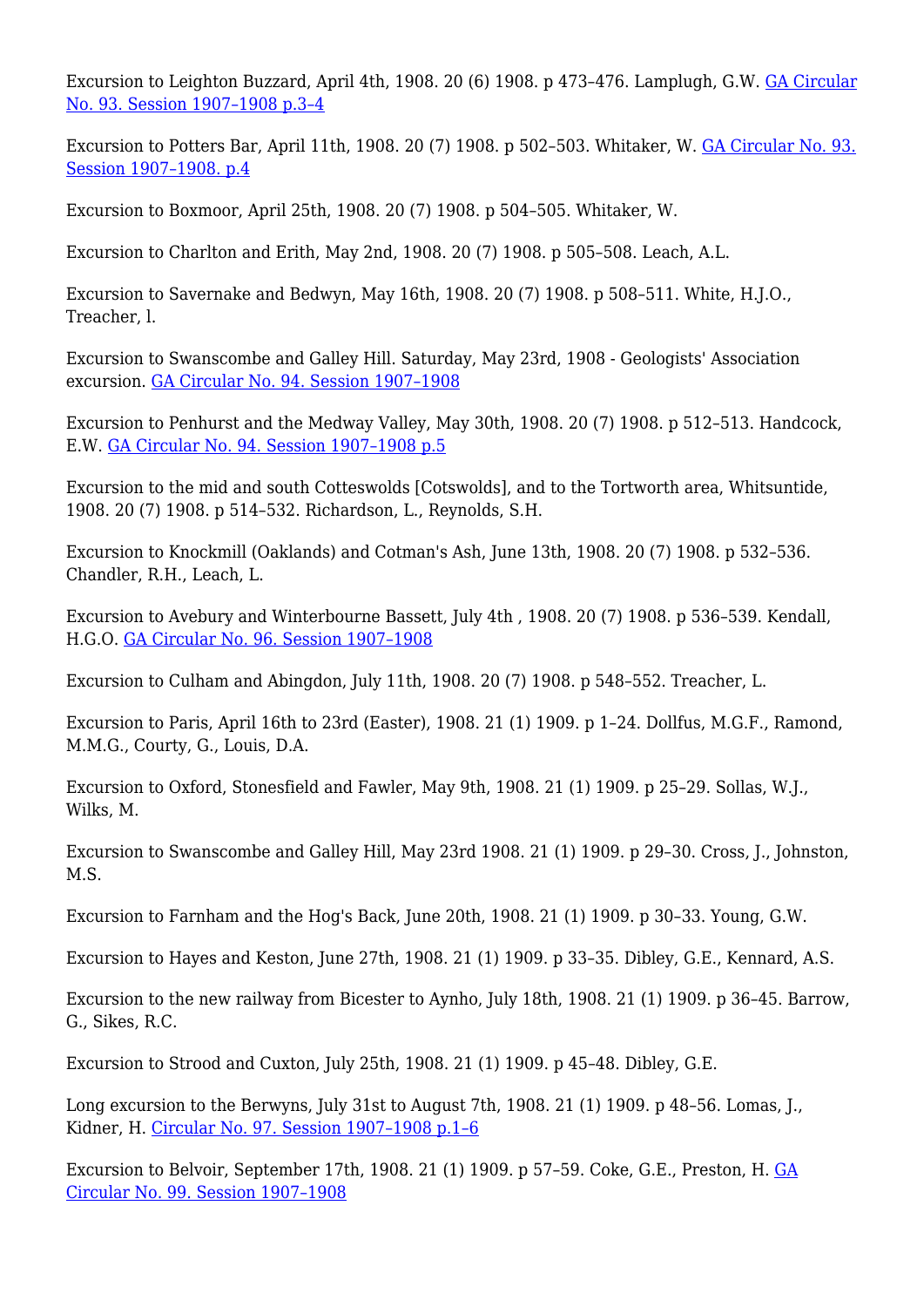Excursion to Leighton Buzzard, April 4th, 1908. 20 (6) 1908. p 473–476. Lamplugh, G.W. [GA Circular No. 93. Session 1907–1908 p.3–4]

Excursion to Potters Bar, April 11th, 1908. 20 (7) 1908. p 502–503. Whitaker, W. [GA Circular No. 93. Session 1907–1908. p.4]

Excursion to Boxmoor, April 25th, 1908. 20 (7) 1908. p 504–505. Whitaker, W.

Excursion to Charlton and Erith, May 2nd, 1908. 20 (7) 1908. p 505–508. Leach, A.L.

Excursion to Savernake and Bedwyn, May 16th, 1908. 20 (7) 1908. p 508–511. White, H.J.O., Treacher, l.

Excursion to Swanscombe and Galley Hill. Saturday, May 23rd, 1908 - Geologists' Association excursion. [GA Circular No. 94. Session 1907–1908]

Excursion to Penhurst and the Medway Valley, May 30th, 1908. 20 (7) 1908. p 512–513. Handcock, E.W. [GA Circular No. 94. Session 1907–1908 p.5]

Excursion to the mid and south Cotteswolds [Cotswolds], and to the Tortworth area, Whitsuntide, 1908. 20 (7) 1908. p 514–532. Richardson, L., Reynolds, S.H.

Excursion to Knockmill (Oaklands) and Cotman's Ash, June 13th, 1908. 20 (7) 1908. p 532–536. Chandler, R.H., Leach, L.

Excursion to Avebury and Winterbourne Bassett, July 4th , 1908. 20 (7) 1908. p 536–539. Kendall, H.G.O. [GA Circular No. 96. Session 1907–1908]

Excursion to Culham and Abingdon, July 11th, 1908. 20 (7) 1908. p 548–552. Treacher, L.

Excursion to Paris, April 16th to 23rd (Easter), 1908. 21 (1) 1909. p 1–24. Dollfus, M.G.F., Ramond, M.M.G., Courty, G., Louis, D.A.

Excursion to Oxford, Stonesfield and Fawler, May 9th, 1908. 21 (1) 1909. p 25–29. Sollas, W.J., Wilks, M.

Excursion to Swanscombe and Galley Hill, May 23rd 1908. 21 (1) 1909. p 29–30. Cross, J., Johnston, M.S.

Excursion to Farnham and the Hog's Back, June 20th, 1908. 21 (1) 1909. p 30–33. Young, G.W.

Excursion to Hayes and Keston, June 27th, 1908. 21 (1) 1909. p 33–35. Dibley, G.E., Kennard, A.S.

Excursion to the new railway from Bicester to Aynho, July 18th, 1908. 21 (1) 1909. p 36–45. Barrow, G., Sikes, R.C.

Excursion to Strood and Cuxton, July 25th, 1908. 21 (1) 1909. p 45–48. Dibley, G.E.

Long excursion to the Berwyns, July 31st to August 7th, 1908. 21 (1) 1909. p 48–56. Lomas, J., Kidner, H. [Circular No. 97. Session 1907–1908 p.1–6]

Excursion to Belvoir, September 17th, 1908. 21 (1) 1909. p 57–59. Coke, G.E., Preston, H. [GA Circular No. 99. Session 1907–1908]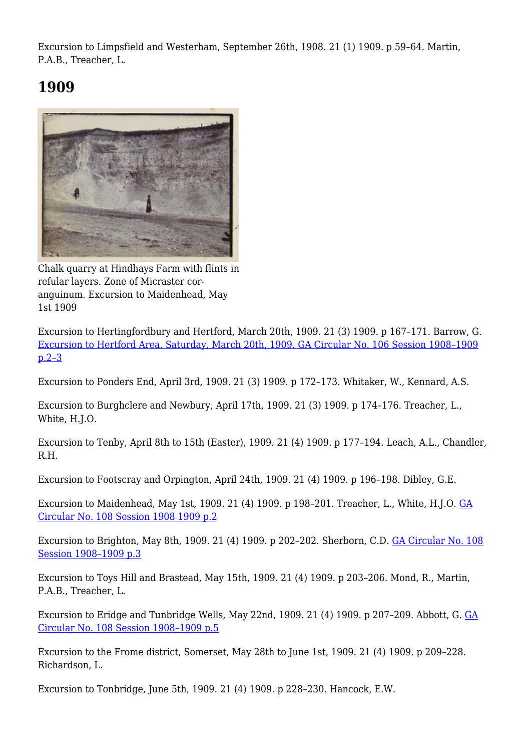Excursion to Limpsfield and Westerham, September 26th, 1908. 21 (1) 1909. p 59–64. Martin, P.A.B., Treacher, L.

## 1909

Chalk quarry at Hindhays Farm with flints in refular layers. Zone of Micraster cor-anguinum. Excursion to Maidenhead, May 1st 1909

Excursion to Hertingfordbury and Hertford, March 20th, 1909. 21 (3) 1909. p 167–171. Barrow, G. Excursion to Hertford Area. Saturday, March 20th, 1909. GA Circular No. 106 Session 1908–1909 p.2–3

Excursion to Ponders End, April 3rd, 1909. 21 (3) 1909. p 172–173. Whitaker, W., Kennard, A.S.

Excursion to Burghclere and Newbury, April 17th, 1909. 21 (3) 1909. p 174–176. Treacher, L., White, H.J.O.

Excursion to Tenby, April 8th to 15th (Easter), 1909. 21 (4) 1909. p 177–194. Leach, A.L., Chandler, R.H.

Excursion to Footscray and Orpington, April 24th, 1909. 21 (4) 1909. p 196–198. Dibley, G.E.

Excursion to Maidenhead, May 1st, 1909. 21 (4) 1909. p 198–201. Treacher, L., White, H.J.O. GA Circular No. 108 Session 1908 1909 p.2

Excursion to Brighton, May 8th, 1909. 21 (4) 1909. p 202–202. Sherborn, C.D. GA Circular No. 108 Session 1908–1909 p.3

Excursion to Toys Hill and Brastead, May 15th, 1909. 21 (4) 1909. p 203–206. Mond, R., Martin, P.A.B., Treacher, L.

Excursion to Eridge and Tunbridge Wells, May 22nd, 1909. 21 (4) 1909. p 207–209. Abbott, G. GA Circular No. 108 Session 1908–1909 p.5

Excursion to the Frome district, Somerset, May 28th to June 1st, 1909. 21 (4) 1909. p 209–228. Richardson, L.

Excursion to Tonbridge, June 5th, 1909. 21 (4) 1909. p 228–230. Hancock, E.W.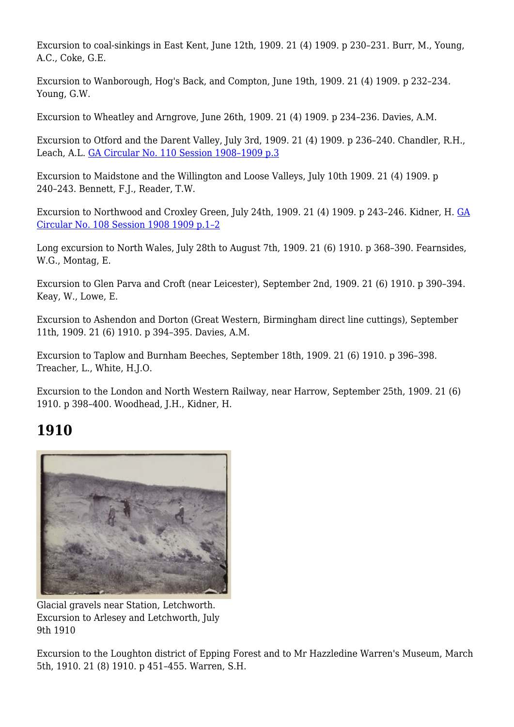Excursion to coal-sinkings in East Kent, June 12th, 1909. 21 (4) 1909. p 230–231. Burr, M., Young, A.C., Coke, G.E.

Excursion to Wanborough, Hog's Back, and Compton, June 19th, 1909. 21 (4) 1909. p 232–234. Young, G.W.

Excursion to Wheatley and Arngrove, June 26th, 1909. 21 (4) 1909. p 234–236. Davies, A.M.

Excursion to Otford and the Darent Valley, July 3rd, 1909. 21 (4) 1909. p 236–240. Chandler, R.H., Leach, A.L. GA Circular No. 110 Session 1908–1909 p.3

Excursion to Maidstone and the Willington and Loose Valleys, July 10th 1909. 21 (4) 1909. p 240–243. Bennett, F.J., Reader, T.W.

Excursion to Northwood and Croxley Green, July 24th, 1909. 21 (4) 1909. p 243–246. Kidner, H. GA Circular No. 108 Session 1908 1909 p.1–2

Long excursion to North Wales, July 28th to August 7th, 1909. 21 (6) 1910. p 368–390. Fearnsides, W.G., Montag, E.

Excursion to Glen Parva and Croft (near Leicester), September 2nd, 1909. 21 (6) 1910. p 390–394. Keay, W., Lowe, E.

Excursion to Ashendon and Dorton (Great Western, Birmingham direct line cuttings), September 11th, 1909. 21 (6) 1910. p 394–395. Davies, A.M.

Excursion to Taplow and Burnham Beeches, September 18th, 1909. 21 (6) 1910. p 396–398. Treacher, L., White, H.J.O.

Excursion to the London and North Western Railway, near Harrow, September 25th, 1909. 21 (6) 1910. p 398–400. Woodhead, J.H., Kidner, H.

## 1910

Glacial gravels near Station, Letchworth. Excursion to Arlesey and Letchworth, July 9th 1910

Excursion to the Loughton district of Epping Forest and to Mr Hazzledine Warren's Museum, March 5th, 1910. 21 (8) 1910. p 451–455. Warren, S.H.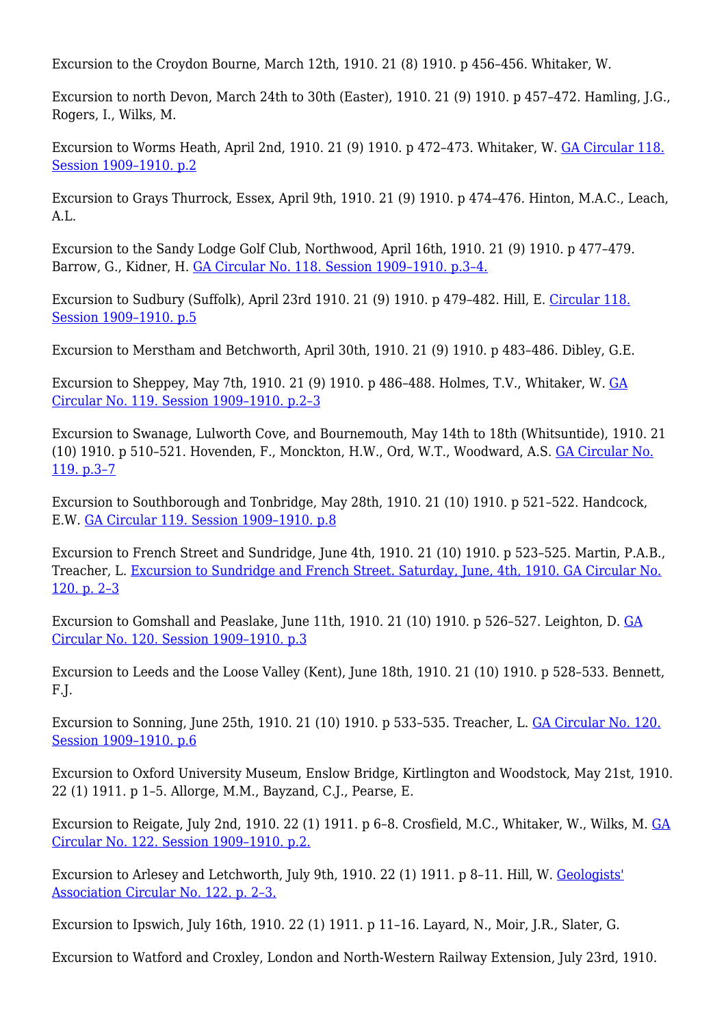Excursion to the Croydon Bourne, March 12th, 1910. 21 (8) 1910. p 456–456. Whitaker, W.

Excursion to north Devon, March 24th to 30th (Easter), 1910. 21 (9) 1910. p 457–472. Hamling, J.G., Rogers, I., Wilks, M.

Excursion to Worms Heath, April 2nd, 1910. 21 (9) 1910. p 472–473. Whitaker, W. GA Circular 118. Session 1909–1910. p.2

Excursion to Grays Thurrock, Essex, April 9th, 1910. 21 (9) 1910. p 474–476. Hinton, M.A.C., Leach, A.L.

Excursion to the Sandy Lodge Golf Club, Northwood, April 16th, 1910. 21 (9) 1910. p 477–479. Barrow, G., Kidner, H. GA Circular No. 118. Session 1909–1910. p.3–4.

Excursion to Sudbury (Suffolk), April 23rd 1910. 21 (9) 1910. p 479–482. Hill, E. Circular 118. Session 1909–1910. p.5

Excursion to Merstham and Betchworth, April 30th, 1910. 21 (9) 1910. p 483–486. Dibley, G.E.

Excursion to Sheppey, May 7th, 1910. 21 (9) 1910. p 486–488. Holmes, T.V., Whitaker, W. GA Circular No. 119. Session 1909–1910. p.2–3

Excursion to Swanage, Lulworth Cove, and Bournemouth, May 14th to 18th (Whitsuntide), 1910. 21 (10) 1910. p 510–521. Hovenden, F., Monckton, H.W., Ord, W.T., Woodward, A.S. GA Circular No. 119. p.3–7

Excursion to Southborough and Tonbridge, May 28th, 1910. 21 (10) 1910. p 521–522. Handcock, E.W. GA Circular 119. Session 1909–1910. p.8

Excursion to French Street and Sundridge, June 4th, 1910. 21 (10) 1910. p 523–525. Martin, P.A.B., Treacher, L. Excursion to Sundridge and French Street. Saturday, June, 4th, 1910. GA Circular No. 120. p. 2–3

Excursion to Gomshall and Peaslake, June 11th, 1910. 21 (10) 1910. p 526–527. Leighton, D. GA Circular No. 120. Session 1909–1910. p.3

Excursion to Leeds and the Loose Valley (Kent), June 18th, 1910. 21 (10) 1910. p 528–533. Bennett, F.J.

Excursion to Sonning, June 25th, 1910. 21 (10) 1910. p 533–535. Treacher, L. GA Circular No. 120. Session 1909–1910. p.6

Excursion to Oxford University Museum, Enslow Bridge, Kirtlington and Woodstock, May 21st, 1910. 22 (1) 1911. p 1–5. Allorge, M.M., Bayzand, C.J., Pearse, E.

Excursion to Reigate, July 2nd, 1910. 22 (1) 1911. p 6–8. Crosfield, M.C., Whitaker, W., Wilks, M. GA Circular No. 122. Session 1909–1910. p.2.

Excursion to Arlesey and Letchworth, July 9th, 1910. 22 (1) 1911. p 8–11. Hill, W. Geologists' Association Circular No. 122. p. 2–3.

Excursion to Ipswich, July 16th, 1910. 22 (1) 1911. p 11–16. Layard, N., Moir, J.R., Slater, G.

Excursion to Watford and Croxley, London and North-Western Railway Extension, July 23rd, 1910.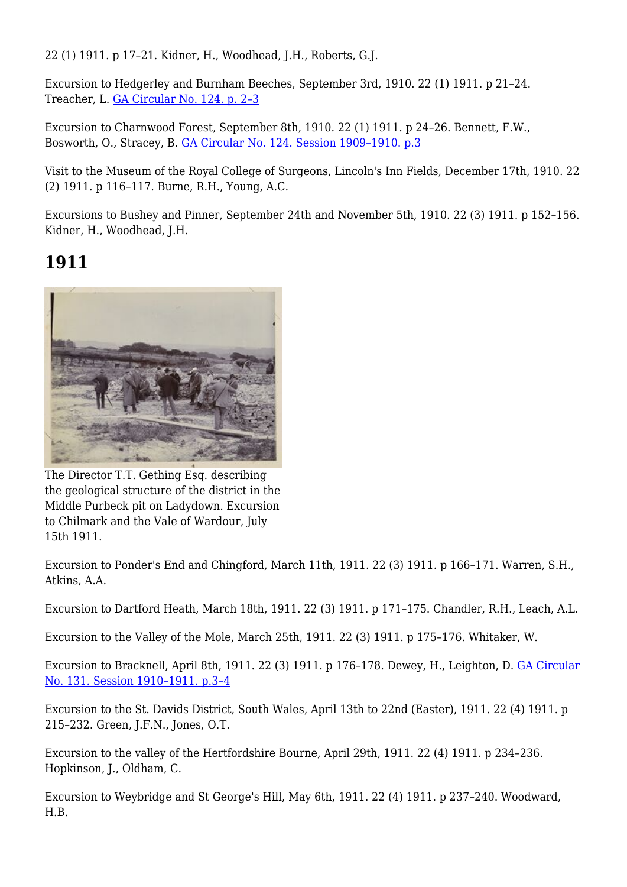22 (1) 1911. p 17–21. Kidner, H., Woodhead, J.H., Roberts, G.J.

Excursion to Hedgerley and Burnham Beeches, September 3rd, 1910. 22 (1) 1911. p 21–24. Treacher, L. GA Circular No. 124. p. 2–3

Excursion to Charnwood Forest, September 8th, 1910. 22 (1) 1911. p 24–26. Bennett, F.W., Bosworth, O., Stracey, B. GA Circular No. 124. Session 1909–1910. p.3

Visit to the Museum of the Royal College of Surgeons, Lincoln's Inn Fields, December 17th, 1910. 22 (2) 1911. p 116–117. Burne, R.H., Young, A.C.

Excursions to Bushey and Pinner, September 24th and November 5th, 1910. 22 (3) 1911. p 152–156. Kidner, H., Woodhead, J.H.

## 1911

The Director T.T. Gething Esq. describing the geological structure of the district in the Middle Purbeck pit on Ladydown. Excursion to Chilmark and the Vale of Wardour, July 15th 1911.

Excursion to Ponder's End and Chingford, March 11th, 1911. 22 (3) 1911. p 166–171. Warren, S.H., Atkins, A.A.

Excursion to Dartford Heath, March 18th, 1911. 22 (3) 1911. p 171–175. Chandler, R.H., Leach, A.L.

Excursion to the Valley of the Mole, March 25th, 1911. 22 (3) 1911. p 175–176. Whitaker, W.

Excursion to Bracknell, April 8th, 1911. 22 (3) 1911. p 176–178. Dewey, H., Leighton, D. GA Circular No. 131. Session 1910–1911. p.3–4

Excursion to the St. Davids District, South Wales, April 13th to 22nd (Easter), 1911. 22 (4) 1911. p 215–232. Green, J.F.N., Jones, O.T.

Excursion to the valley of the Hertfordshire Bourne, April 29th, 1911. 22 (4) 1911. p 234–236. Hopkinson, J., Oldham, C.

Excursion to Weybridge and St George's Hill, May 6th, 1911. 22 (4) 1911. p 237–240. Woodward, H.B.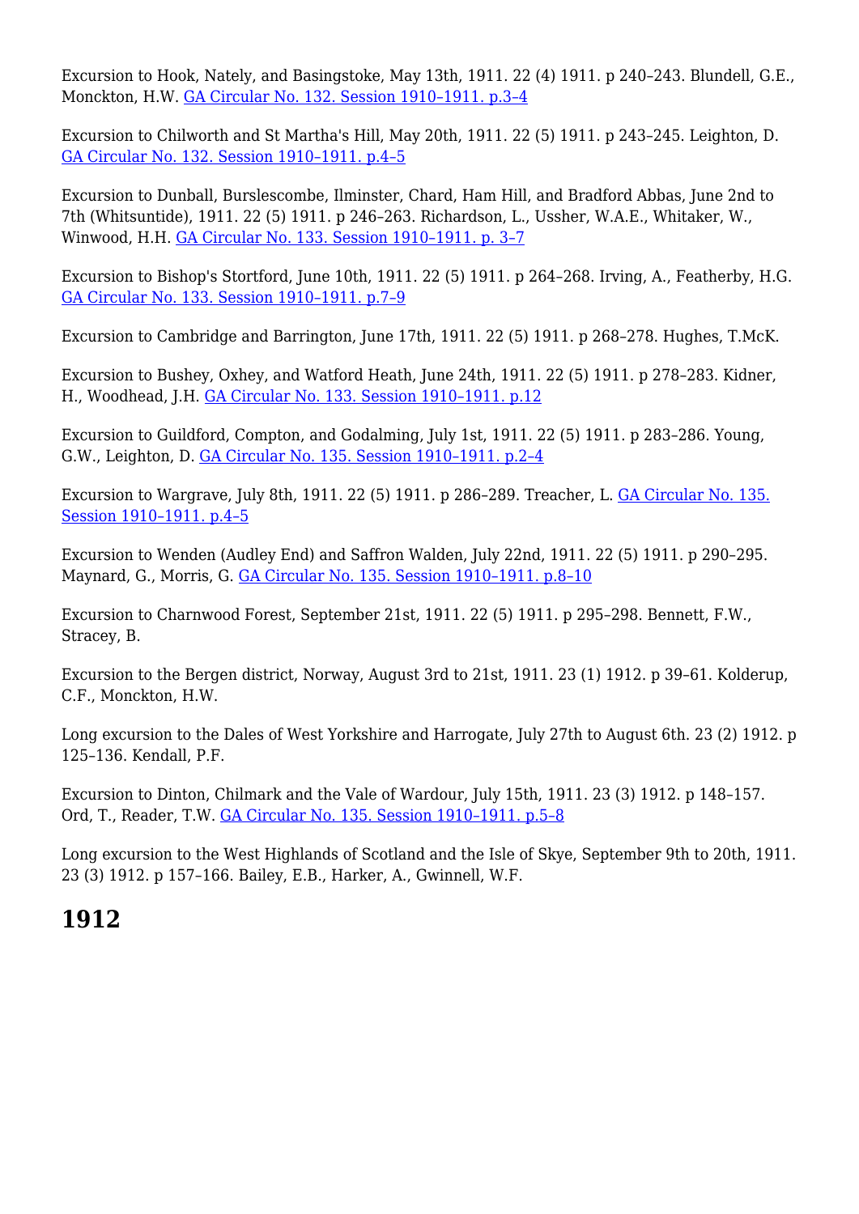Excursion to Hook, Nately, and Basingstoke, May 13th, 1911. 22 (4) 1911. p 240–243. Blundell, G.E., Monckton, H.W. GA Circular No. 132. Session 1910–1911. p.3–4

Excursion to Chilworth and St Martha's Hill, May 20th, 1911. 22 (5) 1911. p 243–245. Leighton, D. GA Circular No. 132. Session 1910–1911. p.4–5

Excursion to Dunball, Burslescombe, Ilminster, Chard, Ham Hill, and Bradford Abbas, June 2nd to 7th (Whitsuntide), 1911. 22 (5) 1911. p 246–263. Richardson, L., Ussher, W.A.E., Whitaker, W., Winwood, H.H. GA Circular No. 133. Session 1910–1911. p. 3–7

Excursion to Bishop's Stortford, June 10th, 1911. 22 (5) 1911. p 264–268. Irving, A., Featherby, H.G. GA Circular No. 133. Session 1910–1911. p.7–9

Excursion to Cambridge and Barrington, June 17th, 1911. 22 (5) 1911. p 268–278. Hughes, T.McK.

Excursion to Bushey, Oxhey, and Watford Heath, June 24th, 1911. 22 (5) 1911. p 278–283. Kidner, H., Woodhead, J.H. GA Circular No. 133. Session 1910–1911. p.12

Excursion to Guildford, Compton, and Godalming, July 1st, 1911. 22 (5) 1911. p 283–286. Young, G.W., Leighton, D. GA Circular No. 135. Session 1910–1911. p.2–4

Excursion to Wargrave, July 8th, 1911. 22 (5) 1911. p 286–289. Treacher, L. GA Circular No. 135. Session 1910–1911. p.4–5

Excursion to Wenden (Audley End) and Saffron Walden, July 22nd, 1911. 22 (5) 1911. p 290–295. Maynard, G., Morris, G. GA Circular No. 135. Session 1910–1911. p.8–10

Excursion to Charnwood Forest, September 21st, 1911. 22 (5) 1911. p 295–298. Bennett, F.W., Stracey, B.

Excursion to the Bergen district, Norway, August 3rd to 21st, 1911. 23 (1) 1912. p 39–61. Kolderup, C.F., Monckton, H.W.

Long excursion to the Dales of West Yorkshire and Harrogate, July 27th to August 6th. 23 (2) 1912. p 125–136. Kendall, P.F.

Excursion to Dinton, Chilmark and the Vale of Wardour, July 15th, 1911. 23 (3) 1912. p 148–157. Ord, T., Reader, T.W. GA Circular No. 135. Session 1910–1911. p.5–8

Long excursion to the West Highlands of Scotland and the Isle of Skye, September 9th to 20th, 1911. 23 (3) 1912. p 157–166. Bailey, E.B., Harker, A., Gwinnell, W.F.

## 1912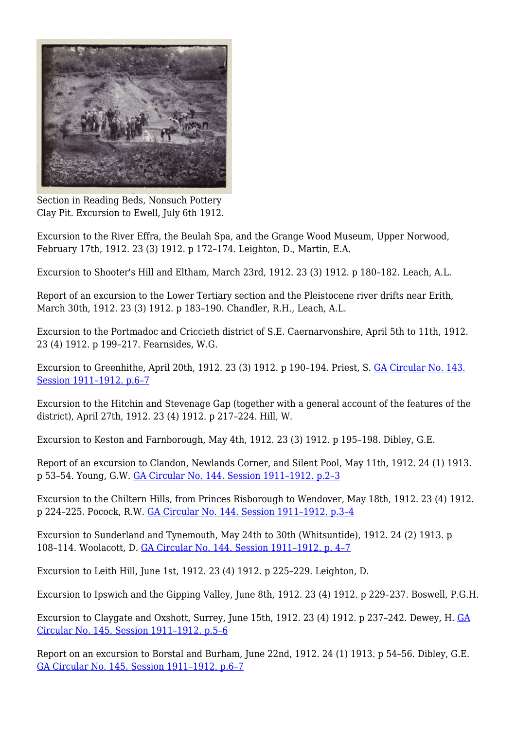Section in Reading Beds, Nonsuch Pottery Clay Pit. Excursion to Ewell, July 6th 1912.

Excursion to the River Effra, the Beulah Spa, and the Grange Wood Museum, Upper Norwood, February 17th, 1912. 23 (3) 1912. p 172–174. Leighton, D., Martin, E.A.

Excursion to Shooter's Hill and Eltham, March 23rd, 1912. 23 (3) 1912. p 180–182. Leach, A.L.

Report of an excursion to the Lower Tertiary section and the Pleistocene river drifts near Erith, March 30th, 1912. 23 (3) 1912. p 183–190. Chandler, R.H., Leach, A.L.

Excursion to the Portmadoc and Criccieth district of S.E. Caernarvonshire, April 5th to 11th, 1912. 23 (4) 1912. p 199–217. Fearnsides, W.G.

Excursion to Greenhithe, April 20th, 1912. 23 (3) 1912. p 190–194. Priest, S. GA Circular No. 143. Session 1911–1912. p.6–7

Excursion to the Hitchin and Stevenage Gap (together with a general account of the features of the district), April 27th, 1912. 23 (4) 1912. p 217–224. Hill, W.

Excursion to Keston and Farnborough, May 4th, 1912. 23 (3) 1912. p 195–198. Dibley, G.E.

Report of an excursion to Clandon, Newlands Corner, and Silent Pool, May 11th, 1912. 24 (1) 1913. p 53–54. Young, G.W. GA Circular No. 144. Session 1911–1912. p.2–3

Excursion to the Chiltern Hills, from Princes Risborough to Wendover, May 18th, 1912. 23 (4) 1912. p 224–225. Pocock, R.W. GA Circular No. 144. Session 1911–1912. p.3–4

Excursion to Sunderland and Tynemouth, May 24th to 30th (Whitsuntide), 1912. 24 (2) 1913. p 108–114. Woolacott, D. GA Circular No. 144. Session 1911–1912. p. 4–7

Excursion to Leith Hill, June 1st, 1912. 23 (4) 1912. p 225–229. Leighton, D.

Excursion to Ipswich and the Gipping Valley, June 8th, 1912. 23 (4) 1912. p 229–237. Boswell, P.G.H.

Excursion to Claygate and Oxshott, Surrey, June 15th, 1912. 23 (4) 1912. p 237–242. Dewey, H. GA Circular No. 145. Session 1911–1912. p.5–6

Report on an excursion to Borstal and Burham, June 22nd, 1912. 24 (1) 1913. p 54–56. Dibley, G.E. GA Circular No. 145. Session 1911–1912. p.6–7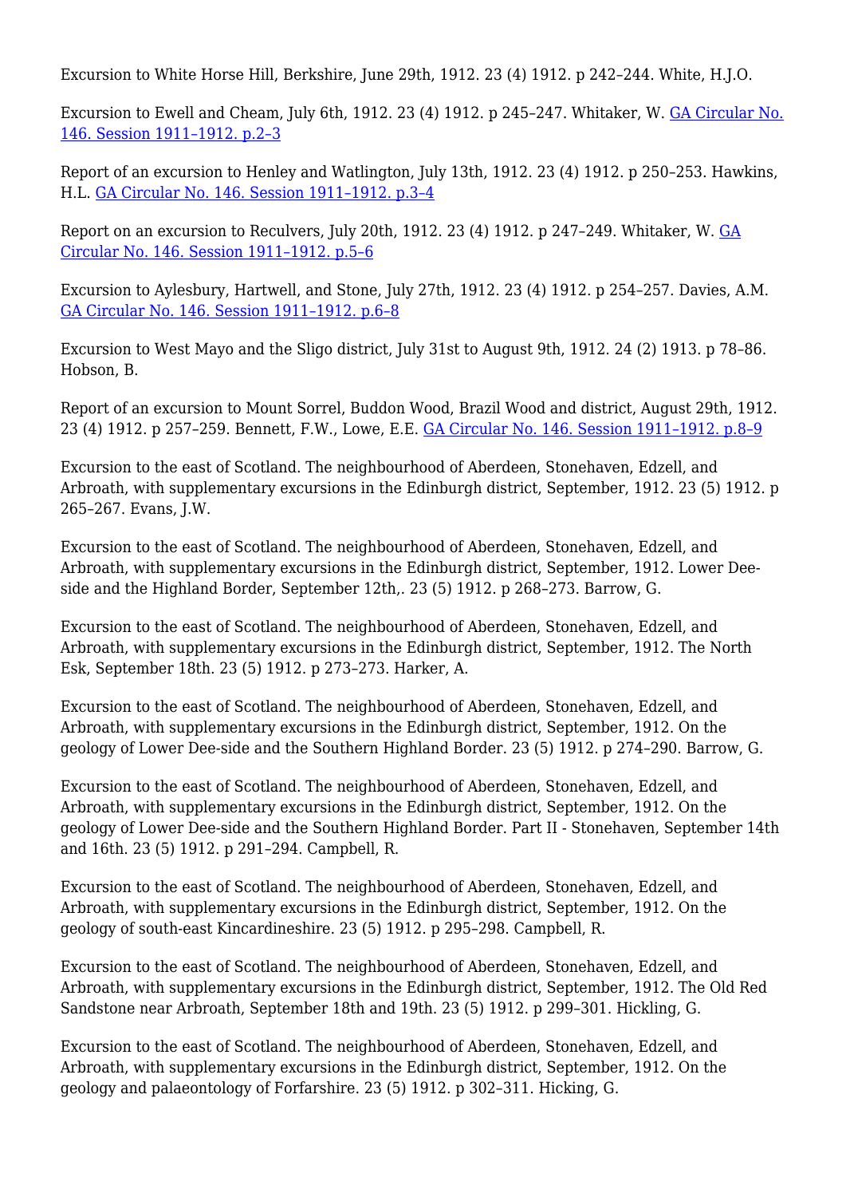Excursion to White Horse Hill, Berkshire, June 29th, 1912. 23 (4) 1912. p 242–244. White, H.J.O.

Excursion to Ewell and Cheam, July 6th, 1912. 23 (4) 1912. p 245–247. Whitaker, W. GA Circular No. 146. Session 1911–1912. p.2–3

Report of an excursion to Henley and Watlington, July 13th, 1912. 23 (4) 1912. p 250–253. Hawkins, H.L. GA Circular No. 146. Session 1911–1912. p.3–4

Report on an excursion to Reculvers, July 20th, 1912. 23 (4) 1912. p 247–249. Whitaker, W. GA Circular No. 146. Session 1911–1912. p.5–6

Excursion to Aylesbury, Hartwell, and Stone, July 27th, 1912. 23 (4) 1912. p 254–257. Davies, A.M. GA Circular No. 146. Session 1911–1912. p.6–8

Excursion to West Mayo and the Sligo district, July 31st to August 9th, 1912. 24 (2) 1913. p 78–86. Hobson, B.

Report of an excursion to Mount Sorrel, Buddon Wood, Brazil Wood and district, August 29th, 1912. 23 (4) 1912. p 257–259. Bennett, F.W., Lowe, E.E. GA Circular No. 146. Session 1911–1912. p.8–9

Excursion to the east of Scotland. The neighbourhood of Aberdeen, Stonehaven, Edzell, and Arbroath, with supplementary excursions in the Edinburgh district, September, 1912. 23 (5) 1912. p 265–267. Evans, J.W.

Excursion to the east of Scotland. The neighbourhood of Aberdeen, Stonehaven, Edzell, and Arbroath, with supplementary excursions in the Edinburgh district, September, 1912. Lower Dee-side and the Highland Border, September 12th,. 23 (5) 1912. p 268–273. Barrow, G.

Excursion to the east of Scotland. The neighbourhood of Aberdeen, Stonehaven, Edzell, and Arbroath, with supplementary excursions in the Edinburgh district, September, 1912. The North Esk, September 18th. 23 (5) 1912. p 273–273. Harker, A.

Excursion to the east of Scotland. The neighbourhood of Aberdeen, Stonehaven, Edzell, and Arbroath, with supplementary excursions in the Edinburgh district, September, 1912. On the geology of Lower Dee-side and the Southern Highland Border. 23 (5) 1912. p 274–290. Barrow, G.

Excursion to the east of Scotland. The neighbourhood of Aberdeen, Stonehaven, Edzell, and Arbroath, with supplementary excursions in the Edinburgh district, September, 1912. On the geology of Lower Dee-side and the Southern Highland Border. Part II - Stonehaven, September 14th and 16th. 23 (5) 1912. p 291–294. Campbell, R.

Excursion to the east of Scotland. The neighbourhood of Aberdeen, Stonehaven, Edzell, and Arbroath, with supplementary excursions in the Edinburgh district, September, 1912. On the geology of south-east Kincardineshire. 23 (5) 1912. p 295–298. Campbell, R.

Excursion to the east of Scotland. The neighbourhood of Aberdeen, Stonehaven, Edzell, and Arbroath, with supplementary excursions in the Edinburgh district, September, 1912. The Old Red Sandstone near Arbroath, September 18th and 19th. 23 (5) 1912. p 299–301. Hickling, G.

Excursion to the east of Scotland. The neighbourhood of Aberdeen, Stonehaven, Edzell, and Arbroath, with supplementary excursions in the Edinburgh district, September, 1912. On the geology and palaeontology of Forfarshire. 23 (5) 1912. p 302–311. Hicking, G.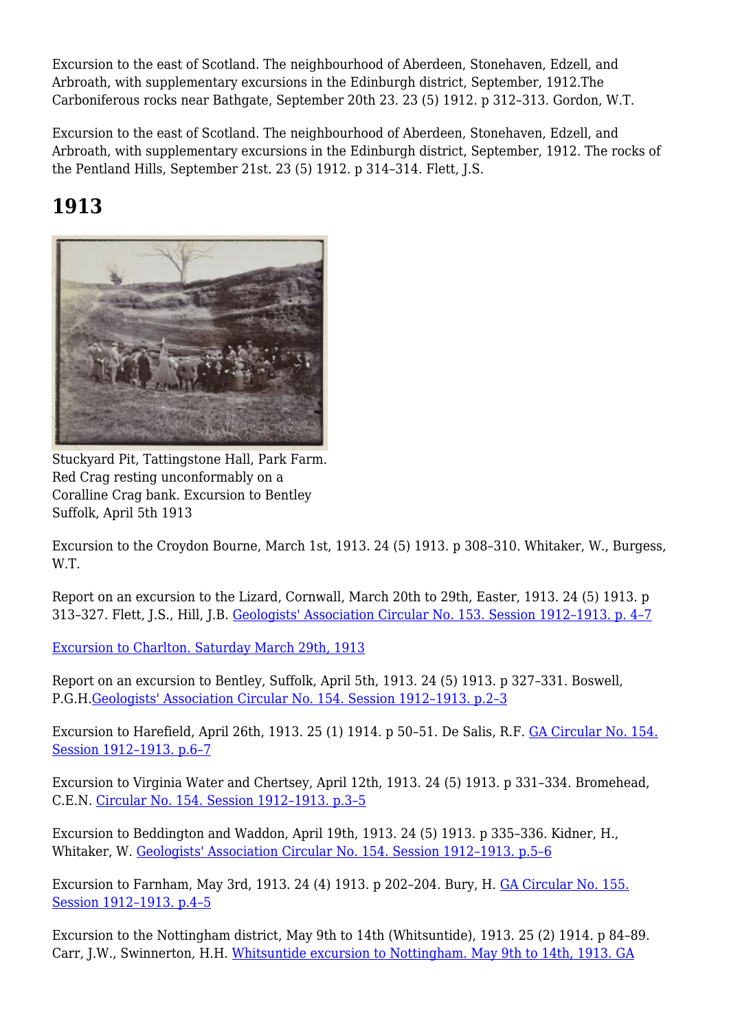Excursion to the east of Scotland. The neighbourhood of Aberdeen, Stonehaven, Edzell, and Arbroath, with supplementary excursions in the Edinburgh district, September, 1912.The Carboniferous rocks near Bathgate, September 20th 23. 23 (5) 1912. p 312–313. Gordon, W.T.

Excursion to the east of Scotland. The neighbourhood of Aberdeen, Stonehaven, Edzell, and Arbroath, with supplementary excursions in the Edinburgh district, September, 1912. The rocks of the Pentland Hills, September 21st. 23 (5) 1912. p 314–314. Flett, J.S.

## 1913

Stuckyard Pit, Tattingstone Hall, Park Farm. Red Crag resting unconformably on a Coralline Crag bank. Excursion to Bentley Suffolk, April 5th 1913

Excursion to the Croydon Bourne, March 1st, 1913. 24 (5) 1913. p 308–310. Whitaker, W., Burgess, W.T.

Report on an excursion to the Lizard, Cornwall, March 20th to 29th, Easter, 1913. 24 (5) 1913. p 313–327. Flett, J.S., Hill, J.B. Geologists' Association Circular No. 153. Session 1912–1913. p. 4–7

Excursion to Charlton. Saturday March 29th, 1913

Report on an excursion to Bentley, Suffolk, April 5th, 1913. 24 (5) 1913. p 327–331. Boswell, P.G.H.Geologists' Association Circular No. 154. Session 1912–1913. p.2–3

Excursion to Harefield, April 26th, 1913. 25 (1) 1914. p 50–51. De Salis, R.F. GA Circular No. 154. Session 1912–1913. p.6–7

Excursion to Virginia Water and Chertsey, April 12th, 1913. 24 (5) 1913. p 331–334. Bromehead, C.E.N. Circular No. 154. Session 1912–1913. p.3–5

Excursion to Beddington and Waddon, April 19th, 1913. 24 (5) 1913. p 335–336. Kidner, H., Whitaker, W. Geologists' Association Circular No. 154. Session 1912–1913. p.5–6

Excursion to Farnham, May 3rd, 1913. 24 (4) 1913. p 202–204. Bury, H. GA Circular No. 155. Session 1912–1913. p.4–5

Excursion to the Nottingham district, May 9th to 14th (Whitsuntide), 1913. 25 (2) 1914. p 84–89. Carr, J.W., Swinnerton, H.H. Whitsuntide excursion to Nottingham. May 9th to 14th, 1913. GA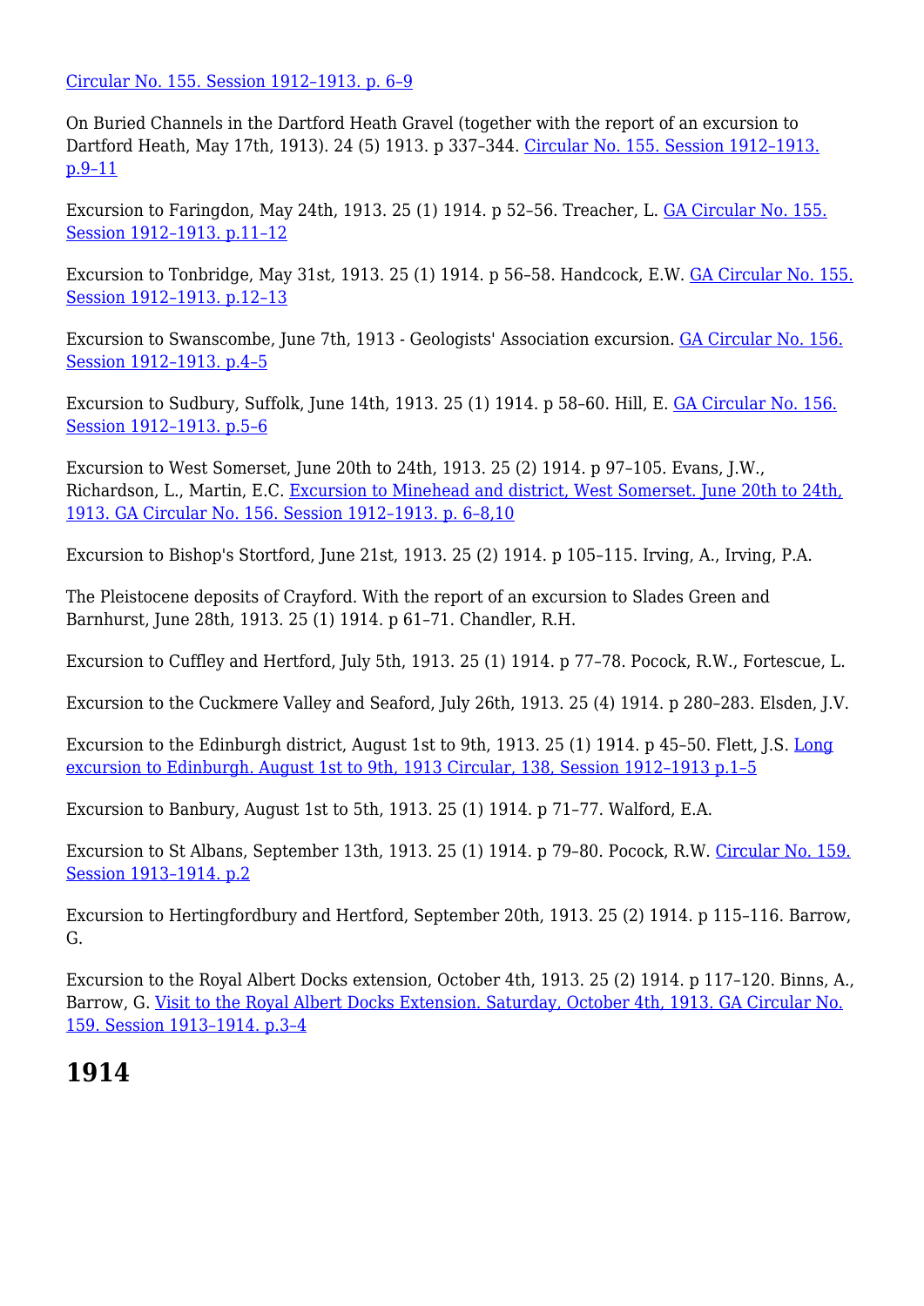Circular No. 155. Session 1912–1913. p. 6–9

On Buried Channels in the Dartford Heath Gravel (together with the report of an excursion to Dartford Heath, May 17th, 1913). 24 (5) 1913. p 337–344. Circular No. 155. Session 1912–1913. p.9–11

Excursion to Faringdon, May 24th, 1913. 25 (1) 1914. p 52–56. Treacher, L. GA Circular No. 155. Session 1912–1913. p.11–12

Excursion to Tonbridge, May 31st, 1913. 25 (1) 1914. p 56–58. Handcock, E.W. GA Circular No. 155. Session 1912–1913. p.12–13

Excursion to Swanscombe, June 7th, 1913 - Geologists' Association excursion. GA Circular No. 156. Session 1912–1913. p.4–5

Excursion to Sudbury, Suffolk, June 14th, 1913. 25 (1) 1914. p 58–60. Hill, E. GA Circular No. 156. Session 1912–1913. p.5–6

Excursion to West Somerset, June 20th to 24th, 1913. 25 (2) 1914. p 97–105. Evans, J.W., Richardson, L., Martin, E.C. Excursion to Minehead and district, West Somerset. June 20th to 24th, 1913. GA Circular No. 156. Session 1912–1913. p. 6–8,10

Excursion to Bishop's Stortford, June 21st, 1913. 25 (2) 1914. p 105–115. Irving, A., Irving, P.A.

The Pleistocene deposits of Crayford. With the report of an excursion to Slades Green and Barnhurst, June 28th, 1913. 25 (1) 1914. p 61–71. Chandler, R.H.

Excursion to Cuffley and Hertford, July 5th, 1913. 25 (1) 1914. p 77–78. Pocock, R.W., Fortescue, L.

Excursion to the Cuckmere Valley and Seaford, July 26th, 1913. 25 (4) 1914. p 280–283. Elsden, J.V.

Excursion to the Edinburgh district, August 1st to 9th, 1913. 25 (1) 1914. p 45–50. Flett, J.S. Long excursion to Edinburgh. August 1st to 9th, 1913 Circular, 138, Session 1912–1913 p.1–5

Excursion to Banbury, August 1st to 5th, 1913. 25 (1) 1914. p 71–77. Walford, E.A.

Excursion to St Albans, September 13th, 1913. 25 (1) 1914. p 79–80. Pocock, R.W. Circular No. 159. Session 1913–1914. p.2

Excursion to Hertingfordbury and Hertford, September 20th, 1913. 25 (2) 1914. p 115–116. Barrow, G.

Excursion to the Royal Albert Docks extension, October 4th, 1913. 25 (2) 1914. p 117–120. Binns, A., Barrow, G. Visit to the Royal Albert Docks Extension. Saturday, October 4th, 1913. GA Circular No. 159. Session 1913–1914. p.3–4

# 1914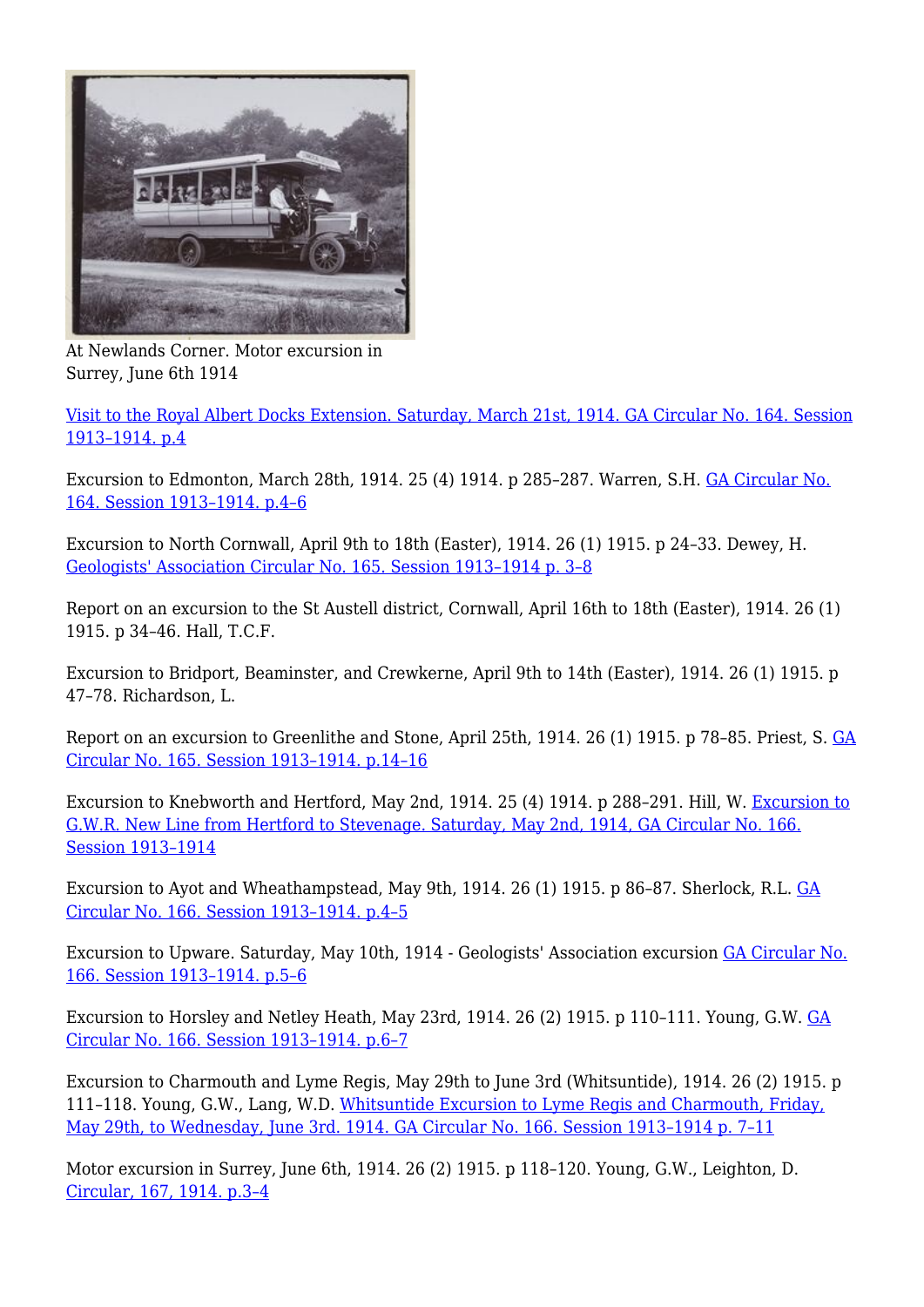At Newlands Corner. Motor excursion in Surrey, June 6th 1914

Visit to the Royal Albert Docks Extension. Saturday, March 21st, 1914. GA Circular No. 164. Session 1913–1914. p.4

Excursion to Edmonton, March 28th, 1914. 25 (4) 1914. p 285–287. Warren, S.H. GA Circular No. 164. Session 1913–1914. p.4–6

Excursion to North Cornwall, April 9th to 18th (Easter), 1914. 26 (1) 1915. p 24–33. Dewey, H. Geologists' Association Circular No. 165. Session 1913–1914 p. 3–8

Report on an excursion to the St Austell district, Cornwall, April 16th to 18th (Easter), 1914. 26 (1) 1915. p 34–46. Hall, T.C.F.

Excursion to Bridport, Beaminster, and Crewkerne, April 9th to 14th (Easter), 1914. 26 (1) 1915. p 47–78. Richardson, L.

Report on an excursion to Greenlithe and Stone, April 25th, 1914. 26 (1) 1915. p 78–85. Priest, S. GA Circular No. 165. Session 1913–1914. p.14–16

Excursion to Knebworth and Hertford, May 2nd, 1914. 25 (4) 1914. p 288–291. Hill, W. Excursion to G.W.R. New Line from Hertford to Stevenage. Saturday, May 2nd, 1914, GA Circular No. 166. Session 1913–1914

Excursion to Ayot and Wheathampstead, May 9th, 1914. 26 (1) 1915. p 86–87. Sherlock, R.L. GA Circular No. 166. Session 1913–1914. p.4–5

Excursion to Upware. Saturday, May 10th, 1914 - Geologists' Association excursion GA Circular No. 166. Session 1913–1914. p.5–6

Excursion to Horsley and Netley Heath, May 23rd, 1914. 26 (2) 1915. p 110–111. Young, G.W. GA Circular No. 166. Session 1913–1914. p.6–7

Excursion to Charmouth and Lyme Regis, May 29th to June 3rd (Whitsuntide), 1914. 26 (2) 1915. p 111–118. Young, G.W., Lang, W.D. Whitsuntide Excursion to Lyme Regis and Charmouth, Friday, May 29th, to Wednesday, June 3rd. 1914. GA Circular No. 166. Session 1913–1914 p. 7–11

Motor excursion in Surrey, June 6th, 1914. 26 (2) 1915. p 118–120. Young, G.W., Leighton, D. Circular, 167, 1914. p.3–4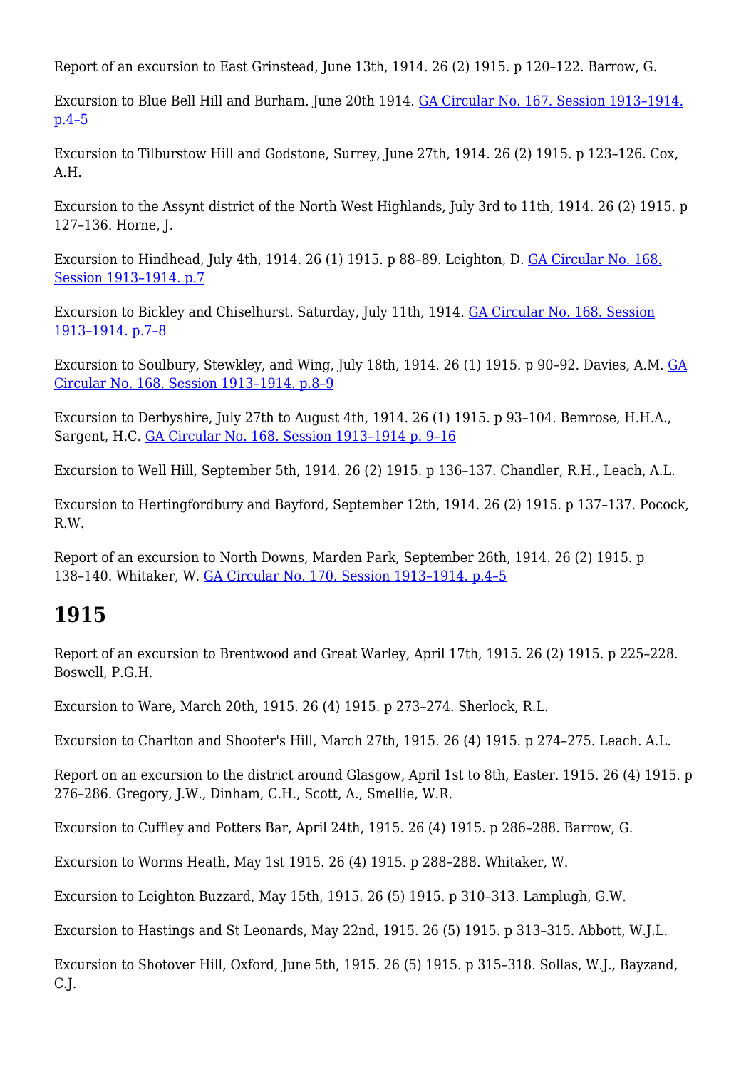Report of an excursion to East Grinstead, June 13th, 1914. 26 (2) 1915. p 120–122. Barrow, G.

Excursion to Blue Bell Hill and Burham. June 20th 1914. GA Circular No. 167. Session 1913–1914. p.4–5

Excursion to Tilburstow Hill and Godstone, Surrey, June 27th, 1914. 26 (2) 1915. p 123–126. Cox, A.H.

Excursion to the Assynt district of the North West Highlands, July 3rd to 11th, 1914. 26 (2) 1915. p 127–136. Horne, J.

Excursion to Hindhead, July 4th, 1914. 26 (1) 1915. p 88–89. Leighton, D. GA Circular No. 168. Session 1913–1914. p.7

Excursion to Bickley and Chiselhurst. Saturday, July 11th, 1914. GA Circular No. 168. Session 1913–1914. p.7–8

Excursion to Soulbury, Stewkley, and Wing, July 18th, 1914. 26 (1) 1915. p 90–92. Davies, A.M. GA Circular No. 168. Session 1913–1914. p.8–9

Excursion to Derbyshire, July 27th to August 4th, 1914. 26 (1) 1915. p 93–104. Bemrose, H.H.A., Sargent, H.C. GA Circular No. 168. Session 1913–1914 p. 9–16

Excursion to Well Hill, September 5th, 1914. 26 (2) 1915. p 136–137. Chandler, R.H., Leach, A.L.

Excursion to Hertingfordbury and Bayford, September 12th, 1914. 26 (2) 1915. p 137–137. Pocock, R.W.

Report of an excursion to North Downs, Marden Park, September 26th, 1914. 26 (2) 1915. p 138–140. Whitaker, W. GA Circular No. 170. Session 1913–1914. p.4–5

## 1915

Report of an excursion to Brentwood and Great Warley, April 17th, 1915. 26 (2) 1915. p 225–228. Boswell, P.G.H.

Excursion to Ware, March 20th, 1915. 26 (4) 1915. p 273–274. Sherlock, R.L.

Excursion to Charlton and Shooter's Hill, March 27th, 1915. 26 (4) 1915. p 274–275. Leach. A.L.

Report on an excursion to the district around Glasgow, April 1st to 8th, Easter. 1915. 26 (4) 1915. p 276–286. Gregory, J.W., Dinham, C.H., Scott, A., Smellie, W.R.

Excursion to Cuffley and Potters Bar, April 24th, 1915. 26 (4) 1915. p 286–288. Barrow, G.

Excursion to Worms Heath, May 1st 1915. 26 (4) 1915. p 288–288. Whitaker, W.

Excursion to Leighton Buzzard, May 15th, 1915. 26 (5) 1915. p 310–313. Lamplugh, G.W.

Excursion to Hastings and St Leonards, May 22nd, 1915. 26 (5) 1915. p 313–315. Abbott, W.J.L.

Excursion to Shotover Hill, Oxford, June 5th, 1915. 26 (5) 1915. p 315–318. Sollas, W.J., Bayzand, C.J.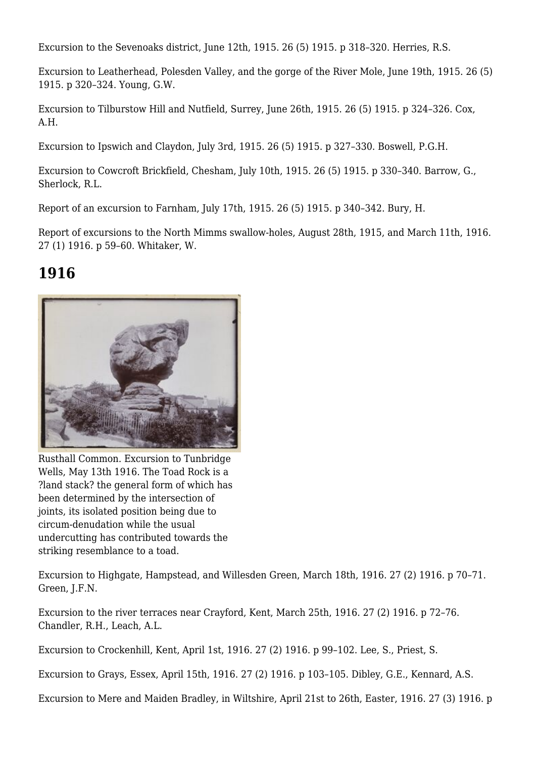Excursion to the Sevenoaks district, June 12th, 1915. 26 (5) 1915. p 318–320. Herries, R.S.

Excursion to Leatherhead, Polesden Valley, and the gorge of the River Mole, June 19th, 1915. 26 (5) 1915. p 320–324. Young, G.W.

Excursion to Tilburstow Hill and Nutfield, Surrey, June 26th, 1915. 26 (5) 1915. p 324–326. Cox, A.H.

Excursion to Ipswich and Claydon, July 3rd, 1915. 26 (5) 1915. p 327–330. Boswell, P.G.H.

Excursion to Cowcroft Brickfield, Chesham, July 10th, 1915. 26 (5) 1915. p 330–340. Barrow, G., Sherlock, R.L.

Report of an excursion to Farnham, July 17th, 1915. 26 (5) 1915. p 340–342. Bury, H.

Report of excursions to the North Mimms swallow-holes, August 28th, 1915, and March 11th, 1916. 27 (1) 1916. p 59–60. Whitaker, W.

## 1916

Rusthall Common. Excursion to Tunbridge Wells, May 13th 1916. The Toad Rock is a ?land stack? the general form of which has been determined by the intersection of joints, its isolated position being due to circum-denudation while the usual undercutting has contributed towards the striking resemblance to a toad.

Excursion to Highgate, Hampstead, and Willesden Green, March 18th, 1916. 27 (2) 1916. p 70–71. Green, J.F.N.

Excursion to the river terraces near Crayford, Kent, March 25th, 1916. 27 (2) 1916. p 72–76. Chandler, R.H., Leach, A.L.

Excursion to Crockenhill, Kent, April 1st, 1916. 27 (2) 1916. p 99–102. Lee, S., Priest, S.

Excursion to Grays, Essex, April 15th, 1916. 27 (2) 1916. p 103–105. Dibley, G.E., Kennard, A.S.

Excursion to Mere and Maiden Bradley, in Wiltshire, April 21st to 26th, Easter, 1916. 27 (3) 1916. p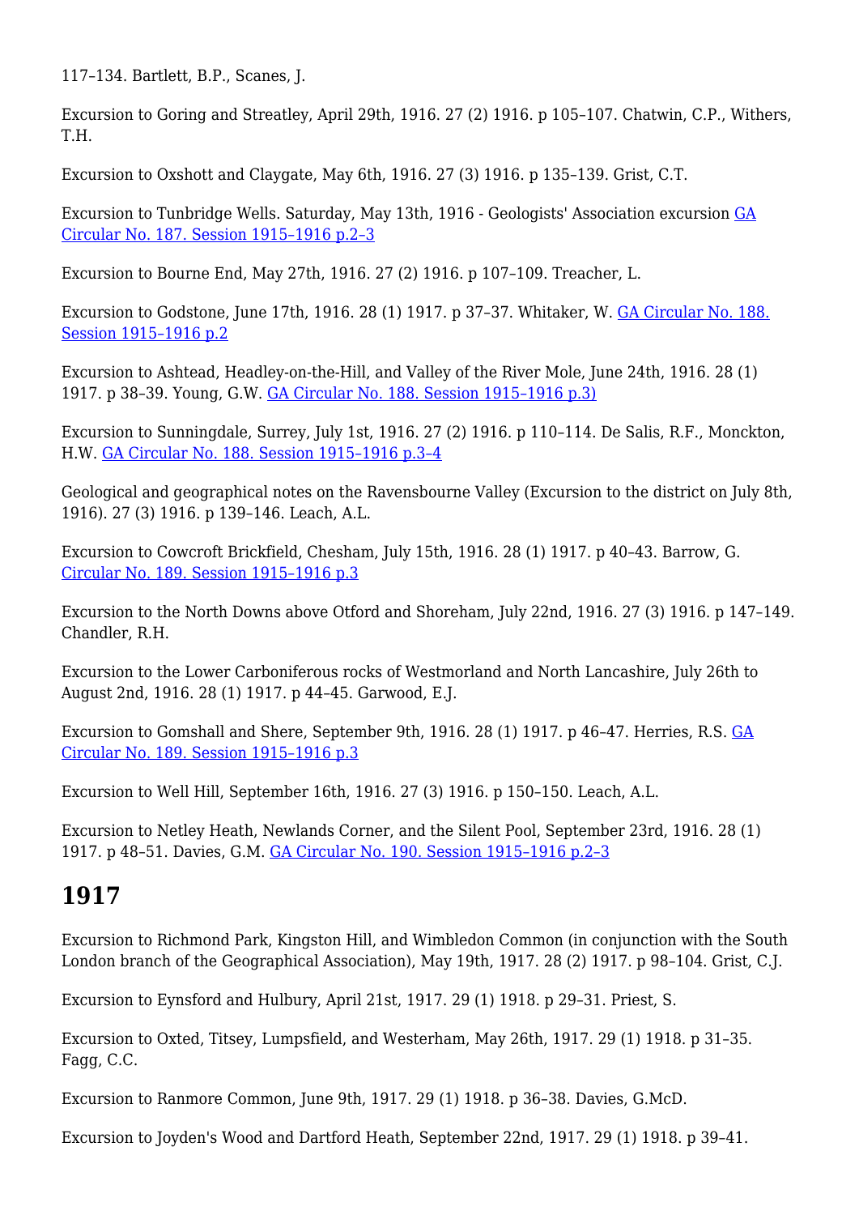117–134. Bartlett, B.P., Scanes, J.

Excursion to Goring and Streatley, April 29th, 1916. 27 (2) 1916. p 105–107. Chatwin, C.P., Withers, T.H.

Excursion to Oxshott and Claygate, May 6th, 1916. 27 (3) 1916. p 135–139. Grist, C.T.

Excursion to Tunbridge Wells. Saturday, May 13th, 1916 - Geologists' Association excursion GA Circular No. 187. Session 1915–1916 p.2–3

Excursion to Bourne End, May 27th, 1916. 27 (2) 1916. p 107–109. Treacher, L.

Excursion to Godstone, June 17th, 1916. 28 (1) 1917. p 37–37. Whitaker, W. GA Circular No. 188. Session 1915–1916 p.2

Excursion to Ashtead, Headley-on-the-Hill, and Valley of the River Mole, June 24th, 1916. 28 (1) 1917. p 38–39. Young, G.W. GA Circular No. 188. Session 1915–1916 p.3)

Excursion to Sunningdale, Surrey, July 1st, 1916. 27 (2) 1916. p 110–114. De Salis, R.F., Monckton, H.W. GA Circular No. 188. Session 1915–1916 p.3–4

Geological and geographical notes on the Ravensbourne Valley (Excursion to the district on July 8th, 1916). 27 (3) 1916. p 139–146. Leach, A.L.

Excursion to Cowcroft Brickfield, Chesham, July 15th, 1916. 28 (1) 1917. p 40–43. Barrow, G. Circular No. 189. Session 1915–1916 p.3

Excursion to the North Downs above Otford and Shoreham, July 22nd, 1916. 27 (3) 1916. p 147–149. Chandler, R.H.

Excursion to the Lower Carboniferous rocks of Westmorland and North Lancashire, July 26th to August 2nd, 1916. 28 (1) 1917. p 44–45. Garwood, E.J.

Excursion to Gomshall and Shere, September 9th, 1916. 28 (1) 1917. p 46–47. Herries, R.S. GA Circular No. 189. Session 1915–1916 p.3

Excursion to Well Hill, September 16th, 1916. 27 (3) 1916. p 150–150. Leach, A.L.

Excursion to Netley Heath, Newlands Corner, and the Silent Pool, September 23rd, 1916. 28 (1) 1917. p 48–51. Davies, G.M. GA Circular No. 190. Session 1915–1916 p.2–3

## 1917

Excursion to Richmond Park, Kingston Hill, and Wimbledon Common (in conjunction with the South London branch of the Geographical Association), May 19th, 1917. 28 (2) 1917. p 98–104. Grist, C.J.

Excursion to Eynsford and Hulbury, April 21st, 1917. 29 (1) 1918. p 29–31. Priest, S.

Excursion to Oxted, Titsey, Lumpsfield, and Westerham, May 26th, 1917. 29 (1) 1918. p 31–35. Fagg, C.C.

Excursion to Ranmore Common, June 9th, 1917. 29 (1) 1918. p 36–38. Davies, G.McD.

Excursion to Joyden's Wood and Dartford Heath, September 22nd, 1917. 29 (1) 1918. p 39–41.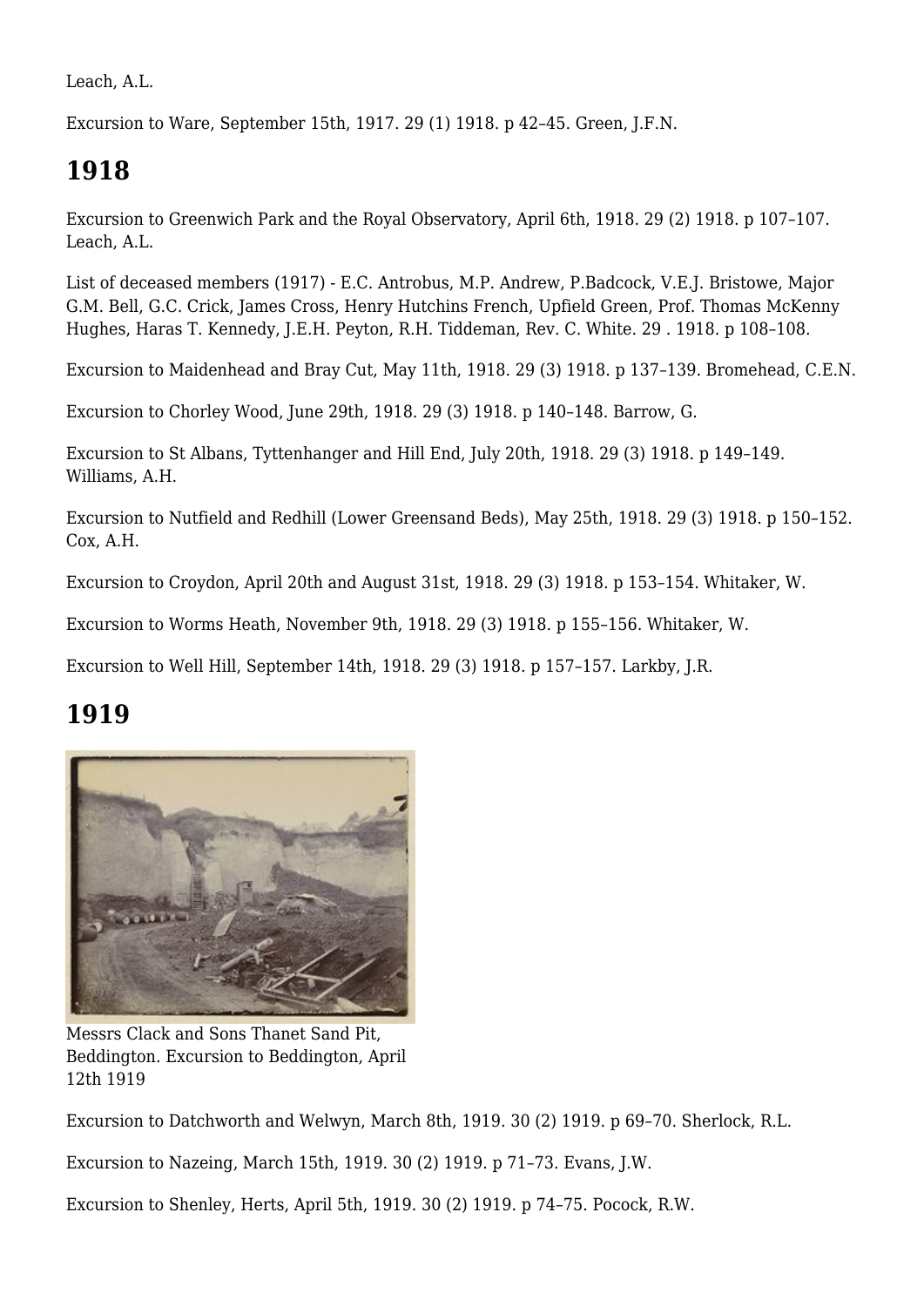Leach, A.L.

Excursion to Ware, September 15th, 1917. 29 (1) 1918. p 42–45. Green, J.F.N.

## 1918

Excursion to Greenwich Park and the Royal Observatory, April 6th, 1918. 29 (2) 1918. p 107–107. Leach, A.L.

List of deceased members (1917) - E.C. Antrobus, M.P. Andrew, P.Badcock, V.E.J. Bristowe, Major G.M. Bell, G.C. Crick, James Cross, Henry Hutchins French, Upfield Green, Prof. Thomas McKenny Hughes, Haras T. Kennedy, J.E.H. Peyton, R.H. Tiddeman, Rev. C. White. 29 . 1918. p 108–108.

Excursion to Maidenhead and Bray Cut, May 11th, 1918. 29 (3) 1918. p 137–139. Bromehead, C.E.N.

Excursion to Chorley Wood, June 29th, 1918. 29 (3) 1918. p 140–148. Barrow, G.

Excursion to St Albans, Tyttenhanger and Hill End, July 20th, 1918. 29 (3) 1918. p 149–149. Williams, A.H.

Excursion to Nutfield and Redhill (Lower Greensand Beds), May 25th, 1918. 29 (3) 1918. p 150–152. Cox, A.H.

Excursion to Croydon, April 20th and August 31st, 1918. 29 (3) 1918. p 153–154. Whitaker, W.

Excursion to Worms Heath, November 9th, 1918. 29 (3) 1918. p 155–156. Whitaker, W.

Excursion to Well Hill, September 14th, 1918. 29 (3) 1918. p 157–157. Larkby, J.R.

## 1919

Messrs Clack and Sons Thanet Sand Pit, Beddington. Excursion to Beddington, April 12th 1919

Excursion to Datchworth and Welwyn, March 8th, 1919. 30 (2) 1919. p 69–70. Sherlock, R.L.

Excursion to Nazeing, March 15th, 1919. 30 (2) 1919. p 71–73. Evans, J.W.

Excursion to Shenley, Herts, April 5th, 1919. 30 (2) 1919. p 74–75. Pocock, R.W.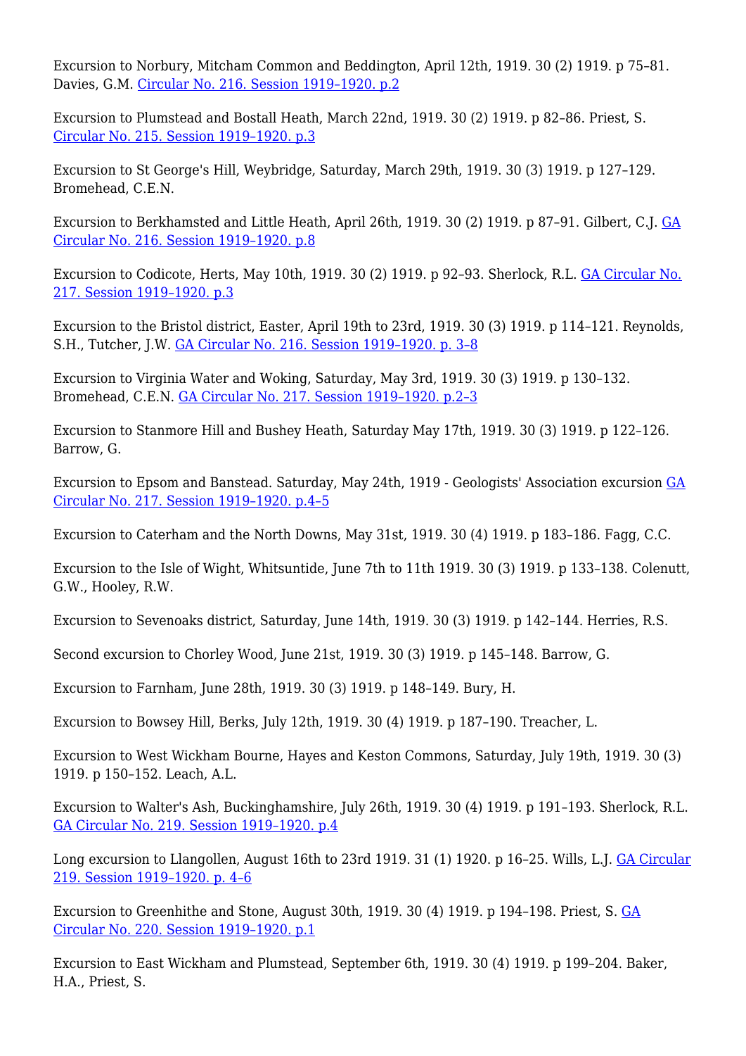Excursion to Norbury, Mitcham Common and Beddington, April 12th, 1919. 30 (2) 1919. p 75–81. Davies, G.M. Circular No. 216. Session 1919–1920. p.2

Excursion to Plumstead and Bostall Heath, March 22nd, 1919. 30 (2) 1919. p 82–86. Priest, S. Circular No. 215. Session 1919–1920. p.3

Excursion to St George's Hill, Weybridge, Saturday, March 29th, 1919. 30 (3) 1919. p 127–129. Bromehead, C.E.N.

Excursion to Berkhamsted and Little Heath, April 26th, 1919. 30 (2) 1919. p 87–91. Gilbert, C.J. GA Circular No. 216. Session 1919–1920. p.8

Excursion to Codicote, Herts, May 10th, 1919. 30 (2) 1919. p 92–93. Sherlock, R.L. GA Circular No. 217. Session 1919–1920. p.3

Excursion to the Bristol district, Easter, April 19th to 23rd, 1919. 30 (3) 1919. p 114–121. Reynolds, S.H., Tutcher, J.W. GA Circular No. 216. Session 1919–1920. p. 3–8

Excursion to Virginia Water and Woking, Saturday, May 3rd, 1919. 30 (3) 1919. p 130–132. Bromehead, C.E.N. GA Circular No. 217. Session 1919–1920. p.2–3

Excursion to Stanmore Hill and Bushey Heath, Saturday May 17th, 1919. 30 (3) 1919. p 122–126. Barrow, G.

Excursion to Epsom and Banstead. Saturday, May 24th, 1919 - Geologists' Association excursion GA Circular No. 217. Session 1919–1920. p.4–5

Excursion to Caterham and the North Downs, May 31st, 1919. 30 (4) 1919. p 183–186. Fagg, C.C.

Excursion to the Isle of Wight, Whitsuntide, June 7th to 11th 1919. 30 (3) 1919. p 133–138. Colenutt, G.W., Hooley, R.W.

Excursion to Sevenoaks district, Saturday, June 14th, 1919. 30 (3) 1919. p 142–144. Herries, R.S.

Second excursion to Chorley Wood, June 21st, 1919. 30 (3) 1919. p 145–148. Barrow, G.

Excursion to Farnham, June 28th, 1919. 30 (3) 1919. p 148–149. Bury, H.

Excursion to Bowsey Hill, Berks, July 12th, 1919. 30 (4) 1919. p 187–190. Treacher, L.

Excursion to West Wickham Bourne, Hayes and Keston Commons, Saturday, July 19th, 1919. 30 (3) 1919. p 150–152. Leach, A.L.

Excursion to Walter's Ash, Buckinghamshire, July 26th, 1919. 30 (4) 1919. p 191–193. Sherlock, R.L. GA Circular No. 219. Session 1919–1920. p.4

Long excursion to Llangollen, August 16th to 23rd 1919. 31 (1) 1920. p 16–25. Wills, L.J. GA Circular 219. Session 1919–1920. p. 4–6

Excursion to Greenhithe and Stone, August 30th, 1919. 30 (4) 1919. p 194–198. Priest, S. GA Circular No. 220. Session 1919–1920. p.1

Excursion to East Wickham and Plumstead, September 6th, 1919. 30 (4) 1919. p 199–204. Baker, H.A., Priest, S.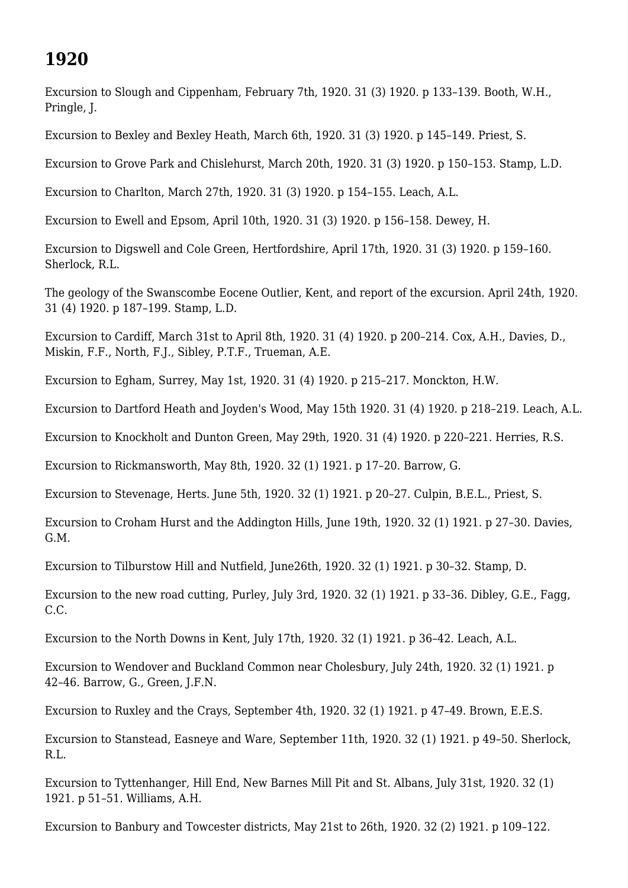## 1920

Excursion to Slough and Cippenham, February 7th, 1920. 31 (3) 1920. p 133–139. Booth, W.H., Pringle, J.

Excursion to Bexley and Bexley Heath, March 6th, 1920. 31 (3) 1920. p 145–149. Priest, S.

Excursion to Grove Park and Chislehurst, March 20th, 1920. 31 (3) 1920. p 150–153. Stamp, L.D.

Excursion to Charlton, March 27th, 1920. 31 (3) 1920. p 154–155. Leach, A.L.

Excursion to Ewell and Epsom, April 10th, 1920. 31 (3) 1920. p 156–158. Dewey, H.

Excursion to Digswell and Cole Green, Hertfordshire, April 17th, 1920. 31 (3) 1920. p 159–160. Sherlock, R.L.

The geology of the Swanscombe Eocene Outlier, Kent, and report of the excursion. April 24th, 1920. 31 (4) 1920. p 187–199. Stamp, L.D.

Excursion to Cardiff, March 31st to April 8th, 1920. 31 (4) 1920. p 200–214. Cox, A.H., Davies, D., Miskin, F.F., North, F.J., Sibley, P.T.F., Trueman, A.E.

Excursion to Egham, Surrey, May 1st, 1920. 31 (4) 1920. p 215–217. Monckton, H.W.

Excursion to Dartford Heath and Joyden's Wood, May 15th 1920. 31 (4) 1920. p 218–219. Leach, A.L.

Excursion to Knockholt and Dunton Green, May 29th, 1920. 31 (4) 1920. p 220–221. Herries, R.S.

Excursion to Rickmansworth, May 8th, 1920. 32 (1) 1921. p 17–20. Barrow, G.

Excursion to Stevenage, Herts. June 5th, 1920. 32 (1) 1921. p 20–27. Culpin, B.E.L., Priest, S.

Excursion to Croham Hurst and the Addington Hills, June 19th, 1920. 32 (1) 1921. p 27–30. Davies, G.M.

Excursion to Tilburstow Hill and Nutfield, June26th, 1920. 32 (1) 1921. p 30–32. Stamp, D.

Excursion to the new road cutting, Purley, July 3rd, 1920. 32 (1) 1921. p 33–36. Dibley, G.E., Fagg, C.C.

Excursion to the North Downs in Kent, July 17th, 1920. 32 (1) 1921. p 36–42. Leach, A.L.

Excursion to Wendover and Buckland Common near Cholesbury, July 24th, 1920. 32 (1) 1921. p 42–46. Barrow, G., Green, J.F.N.

Excursion to Ruxley and the Crays, September 4th, 1920. 32 (1) 1921. p 47–49. Brown, E.E.S.

Excursion to Stanstead, Easneye and Ware, September 11th, 1920. 32 (1) 1921. p 49–50. Sherlock, R.L.

Excursion to Tyttenhanger, Hill End, New Barnes Mill Pit and St. Albans, July 31st, 1920. 32 (1) 1921. p 51–51. Williams, A.H.

Excursion to Banbury and Towcester districts, May 21st to 26th, 1920. 32 (2) 1921. p 109–122.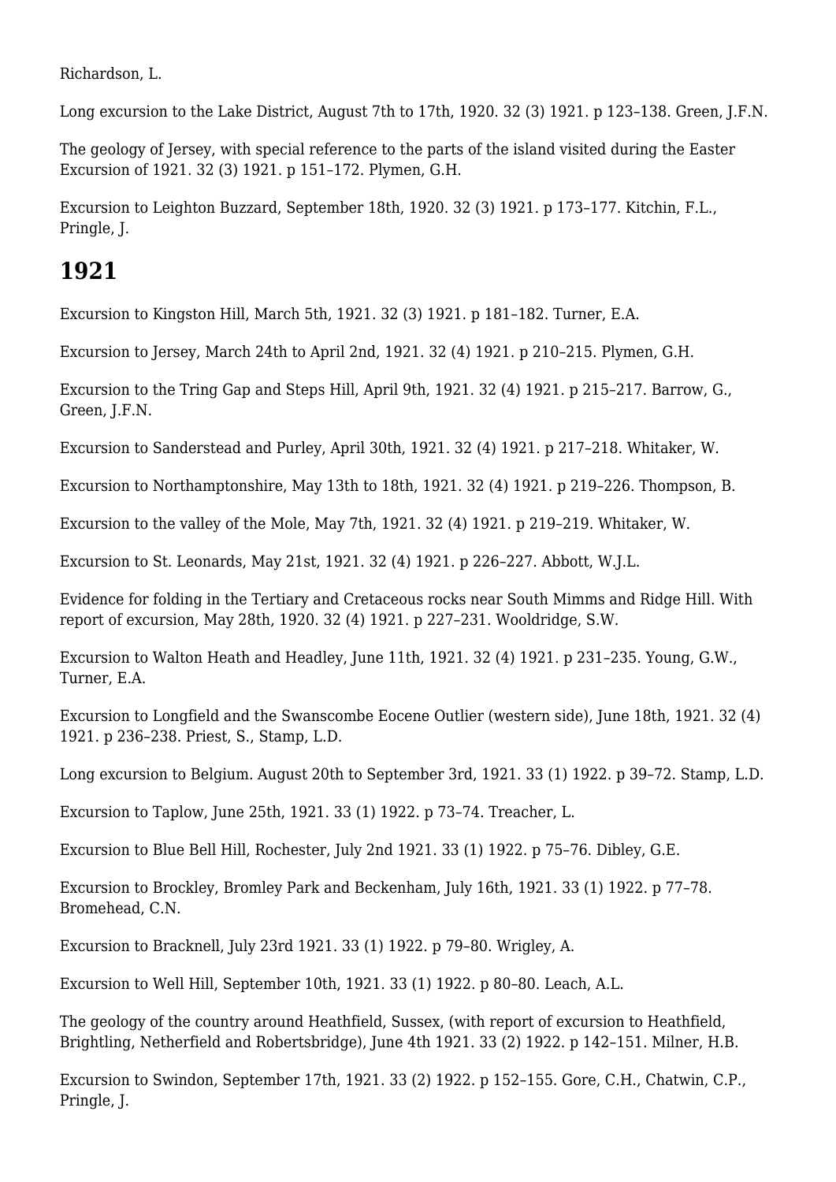Richardson, L.

Long excursion to the Lake District, August 7th to 17th, 1920. 32 (3) 1921. p 123–138. Green, J.F.N.

The geology of Jersey, with special reference to the parts of the island visited during the Easter Excursion of 1921. 32 (3) 1921. p 151–172. Plymen, G.H.

Excursion to Leighton Buzzard, September 18th, 1920. 32 (3) 1921. p 173–177. Kitchin, F.L., Pringle, J.

## 1921

Excursion to Kingston Hill, March 5th, 1921. 32 (3) 1921. p 181–182. Turner, E.A.

Excursion to Jersey, March 24th to April 2nd, 1921. 32 (4) 1921. p 210–215. Plymen, G.H.

Excursion to the Tring Gap and Steps Hill, April 9th, 1921. 32 (4) 1921. p 215–217. Barrow, G., Green, J.F.N.

Excursion to Sanderstead and Purley, April 30th, 1921. 32 (4) 1921. p 217–218. Whitaker, W.

Excursion to Northamptonshire, May 13th to 18th, 1921. 32 (4) 1921. p 219–226. Thompson, B.

Excursion to the valley of the Mole, May 7th, 1921. 32 (4) 1921. p 219–219. Whitaker, W.

Excursion to St. Leonards, May 21st, 1921. 32 (4) 1921. p 226–227. Abbott, W.J.L.

Evidence for folding in the Tertiary and Cretaceous rocks near South Mimms and Ridge Hill. With report of excursion, May 28th, 1920. 32 (4) 1921. p 227–231. Wooldridge, S.W.

Excursion to Walton Heath and Headley, June 11th, 1921. 32 (4) 1921. p 231–235. Young, G.W., Turner, E.A.

Excursion to Longfield and the Swanscombe Eocene Outlier (western side), June 18th, 1921. 32 (4) 1921. p 236–238. Priest, S., Stamp, L.D.

Long excursion to Belgium. August 20th to September 3rd, 1921. 33 (1) 1922. p 39–72. Stamp, L.D.

Excursion to Taplow, June 25th, 1921. 33 (1) 1922. p 73–74. Treacher, L.

Excursion to Blue Bell Hill, Rochester, July 2nd 1921. 33 (1) 1922. p 75–76. Dibley, G.E.

Excursion to Brockley, Bromley Park and Beckenham, July 16th, 1921. 33 (1) 1922. p 77–78. Bromehead, C.N.

Excursion to Bracknell, July 23rd 1921. 33 (1) 1922. p 79–80. Wrigley, A.

Excursion to Well Hill, September 10th, 1921. 33 (1) 1922. p 80–80. Leach, A.L.

The geology of the country around Heathfield, Sussex, (with report of excursion to Heathfield, Brightling, Netherfield and Robertsbridge), June 4th 1921. 33 (2) 1922. p 142–151. Milner, H.B.

Excursion to Swindon, September 17th, 1921. 33 (2) 1922. p 152–155. Gore, C.H., Chatwin, C.P., Pringle, J.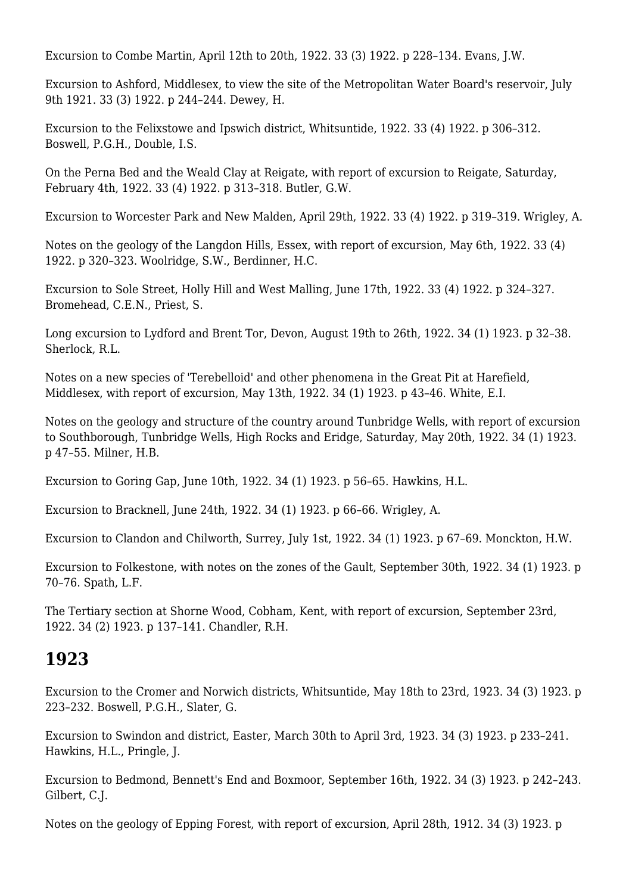Excursion to Combe Martin, April 12th to 20th, 1922. 33 (3) 1922. p 228–134. Evans, J.W.

Excursion to Ashford, Middlesex, to view the site of the Metropolitan Water Board's reservoir, July 9th 1921. 33 (3) 1922. p 244–244. Dewey, H.

Excursion to the Felixstowe and Ipswich district, Whitsuntide, 1922. 33 (4) 1922. p 306–312. Boswell, P.G.H., Double, I.S.

On the Perna Bed and the Weald Clay at Reigate, with report of excursion to Reigate, Saturday, February 4th, 1922. 33 (4) 1922. p 313–318. Butler, G.W.

Excursion to Worcester Park and New Malden, April 29th, 1922. 33 (4) 1922. p 319–319. Wrigley, A.

Notes on the geology of the Langdon Hills, Essex, with report of excursion, May 6th, 1922. 33 (4) 1922. p 320–323. Woolridge, S.W., Berdinner, H.C.

Excursion to Sole Street, Holly Hill and West Malling, June 17th, 1922. 33 (4) 1922. p 324–327. Bromehead, C.E.N., Priest, S.

Long excursion to Lydford and Brent Tor, Devon, August 19th to 26th, 1922. 34 (1) 1923. p 32–38. Sherlock, R.L.

Notes on a new species of 'Terebelloid' and other phenomena in the Great Pit at Harefield, Middlesex, with report of excursion, May 13th, 1922. 34 (1) 1923. p 43–46. White, E.I.

Notes on the geology and structure of the country around Tunbridge Wells, with report of excursion to Southborough, Tunbridge Wells, High Rocks and Eridge, Saturday, May 20th, 1922. 34 (1) 1923. p 47–55. Milner, H.B.

Excursion to Goring Gap, June 10th, 1922. 34 (1) 1923. p 56–65. Hawkins, H.L.

Excursion to Bracknell, June 24th, 1922. 34 (1) 1923. p 66–66. Wrigley, A.

Excursion to Clandon and Chilworth, Surrey, July 1st, 1922. 34 (1) 1923. p 67–69. Monckton, H.W.

Excursion to Folkestone, with notes on the zones of the Gault, September 30th, 1922. 34 (1) 1923. p 70–76. Spath, L.F.

The Tertiary section at Shorne Wood, Cobham, Kent, with report of excursion, September 23rd, 1922. 34 (2) 1923. p 137–141. Chandler, R.H.

## 1923

Excursion to the Cromer and Norwich districts, Whitsuntide, May 18th to 23rd, 1923. 34 (3) 1923. p 223–232. Boswell, P.G.H., Slater, G.

Excursion to Swindon and district, Easter, March 30th to April 3rd, 1923. 34 (3) 1923. p 233–241. Hawkins, H.L., Pringle, J.

Excursion to Bedmond, Bennett's End and Boxmoor, September 16th, 1922. 34 (3) 1923. p 242–243. Gilbert, C.J.

Notes on the geology of Epping Forest, with report of excursion, April 28th, 1912. 34 (3) 1923. p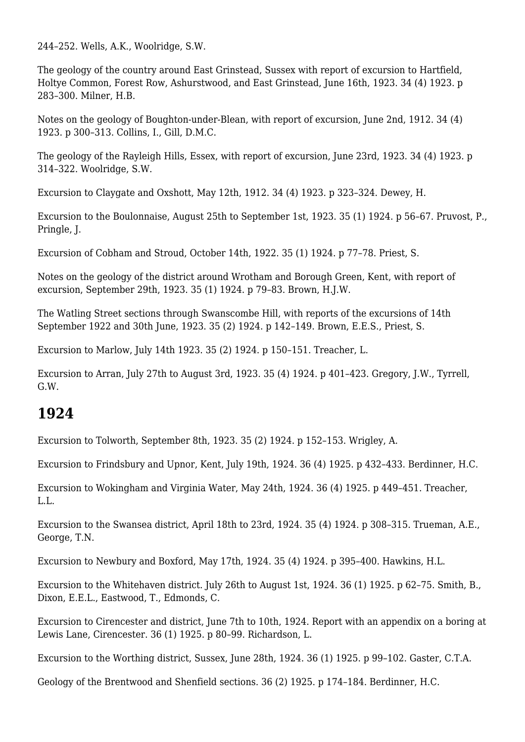244–252. Wells, A.K., Woolridge, S.W.

The geology of the country around East Grinstead, Sussex with report of excursion to Hartfield, Holtye Common, Forest Row, Ashurstwood, and East Grinstead, June 16th, 1923. 34 (4) 1923. p 283–300. Milner, H.B.

Notes on the geology of Boughton-under-Blean, with report of excursion, June 2nd, 1912. 34 (4) 1923. p 300–313. Collins, I., Gill, D.M.C.

The geology of the Rayleigh Hills, Essex, with report of excursion, June 23rd, 1923. 34 (4) 1923. p 314–322. Woolridge, S.W.

Excursion to Claygate and Oxshott, May 12th, 1912. 34 (4) 1923. p 323–324. Dewey, H.

Excursion to the Boulonnaise, August 25th to September 1st, 1923. 35 (1) 1924. p 56–67. Pruvost, P., Pringle, J.

Excursion of Cobham and Stroud, October 14th, 1922. 35 (1) 1924. p 77–78. Priest, S.

Notes on the geology of the district around Wrotham and Borough Green, Kent, with report of excursion, September 29th, 1923. 35 (1) 1924. p 79–83. Brown, H.J.W.

The Watling Street sections through Swanscombe Hill, with reports of the excursions of 14th September 1922 and 30th June, 1923. 35 (2) 1924. p 142–149. Brown, E.E.S., Priest, S.

Excursion to Marlow, July 14th 1923. 35 (2) 1924. p 150–151. Treacher, L.

Excursion to Arran, July 27th to August 3rd, 1923. 35 (4) 1924. p 401–423. Gregory, J.W., Tyrrell, G.W.

## 1924

Excursion to Tolworth, September 8th, 1923. 35 (2) 1924. p 152–153. Wrigley, A.

Excursion to Frindsbury and Upnor, Kent, July 19th, 1924. 36 (4) 1925. p 432–433. Berdinner, H.C.

Excursion to Wokingham and Virginia Water, May 24th, 1924. 36 (4) 1925. p 449–451. Treacher, L.L.

Excursion to the Swansea district, April 18th to 23rd, 1924. 35 (4) 1924. p 308–315. Trueman, A.E., George, T.N.

Excursion to Newbury and Boxford, May 17th, 1924. 35 (4) 1924. p 395–400. Hawkins, H.L.

Excursion to the Whitehaven district. July 26th to August 1st, 1924. 36 (1) 1925. p 62–75. Smith, B., Dixon, E.E.L., Eastwood, T., Edmonds, C.

Excursion to Cirencester and district, June 7th to 10th, 1924. Report with an appendix on a boring at Lewis Lane, Cirencester. 36 (1) 1925. p 80–99. Richardson, L.

Excursion to the Worthing district, Sussex, June 28th, 1924. 36 (1) 1925. p 99–102. Gaster, C.T.A.

Geology of the Brentwood and Shenfield sections. 36 (2) 1925. p 174–184. Berdinner, H.C.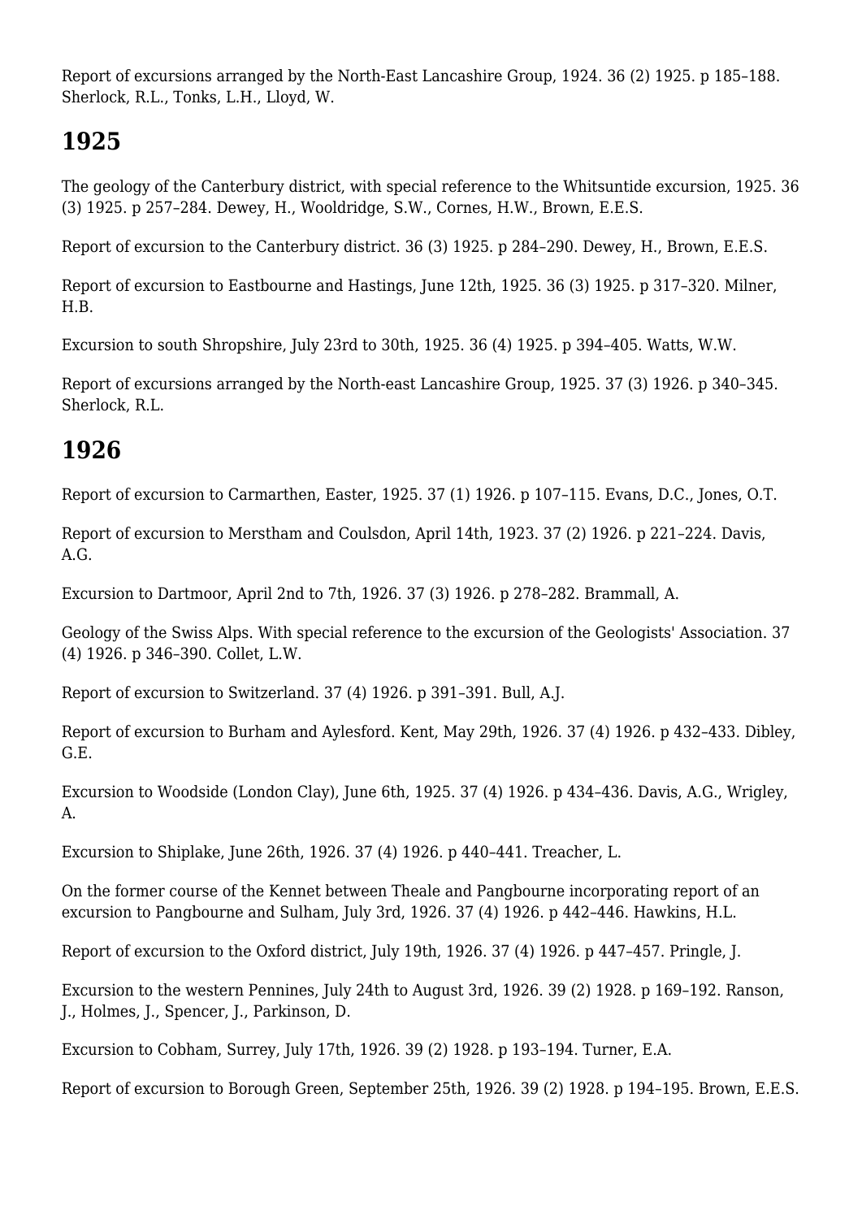Report of excursions arranged by the North-East Lancashire Group, 1924. 36 (2) 1925. p 185–188. Sherlock, R.L., Tonks, L.H., Lloyd, W.

## 1925

The geology of the Canterbury district, with special reference to the Whitsuntide excursion, 1925. 36 (3) 1925. p 257–284. Dewey, H., Wooldridge, S.W., Cornes, H.W., Brown, E.E.S.

Report of excursion to the Canterbury district. 36 (3) 1925. p 284–290. Dewey, H., Brown, E.E.S.

Report of excursion to Eastbourne and Hastings, June 12th, 1925. 36 (3) 1925. p 317–320. Milner, H.B.

Excursion to south Shropshire, July 23rd to 30th, 1925. 36 (4) 1925. p 394–405. Watts, W.W.

Report of excursions arranged by the North-east Lancashire Group, 1925. 37 (3) 1926. p 340–345. Sherlock, R.L.

## 1926

Report of excursion to Carmarthen, Easter, 1925. 37 (1) 1926. p 107–115. Evans, D.C., Jones, O.T.

Report of excursion to Merstham and Coulsdon, April 14th, 1923. 37 (2) 1926. p 221–224. Davis, A.G.

Excursion to Dartmoor, April 2nd to 7th, 1926. 37 (3) 1926. p 278–282. Brammall, A.

Geology of the Swiss Alps. With special reference to the excursion of the Geologists' Association. 37 (4) 1926. p 346–390. Collet, L.W.

Report of excursion to Switzerland. 37 (4) 1926. p 391–391. Bull, A.J.

Report of excursion to Burham and Aylesford. Kent, May 29th, 1926. 37 (4) 1926. p 432–433. Dibley, G.E.

Excursion to Woodside (London Clay), June 6th, 1925. 37 (4) 1926. p 434–436. Davis, A.G., Wrigley, A.

Excursion to Shiplake, June 26th, 1926. 37 (4) 1926. p 440–441. Treacher, L.

On the former course of the Kennet between Theale and Pangbourne incorporating report of an excursion to Pangbourne and Sulham, July 3rd, 1926. 37 (4) 1926. p 442–446. Hawkins, H.L.

Report of excursion to the Oxford district, July 19th, 1926. 37 (4) 1926. p 447–457. Pringle, J.

Excursion to the western Pennines, July 24th to August 3rd, 1926. 39 (2) 1928. p 169–192. Ranson, J., Holmes, J., Spencer, J., Parkinson, D.

Excursion to Cobham, Surrey, July 17th, 1926. 39 (2) 1928. p 193–194. Turner, E.A.

Report of excursion to Borough Green, September 25th, 1926. 39 (2) 1928. p 194–195. Brown, E.E.S.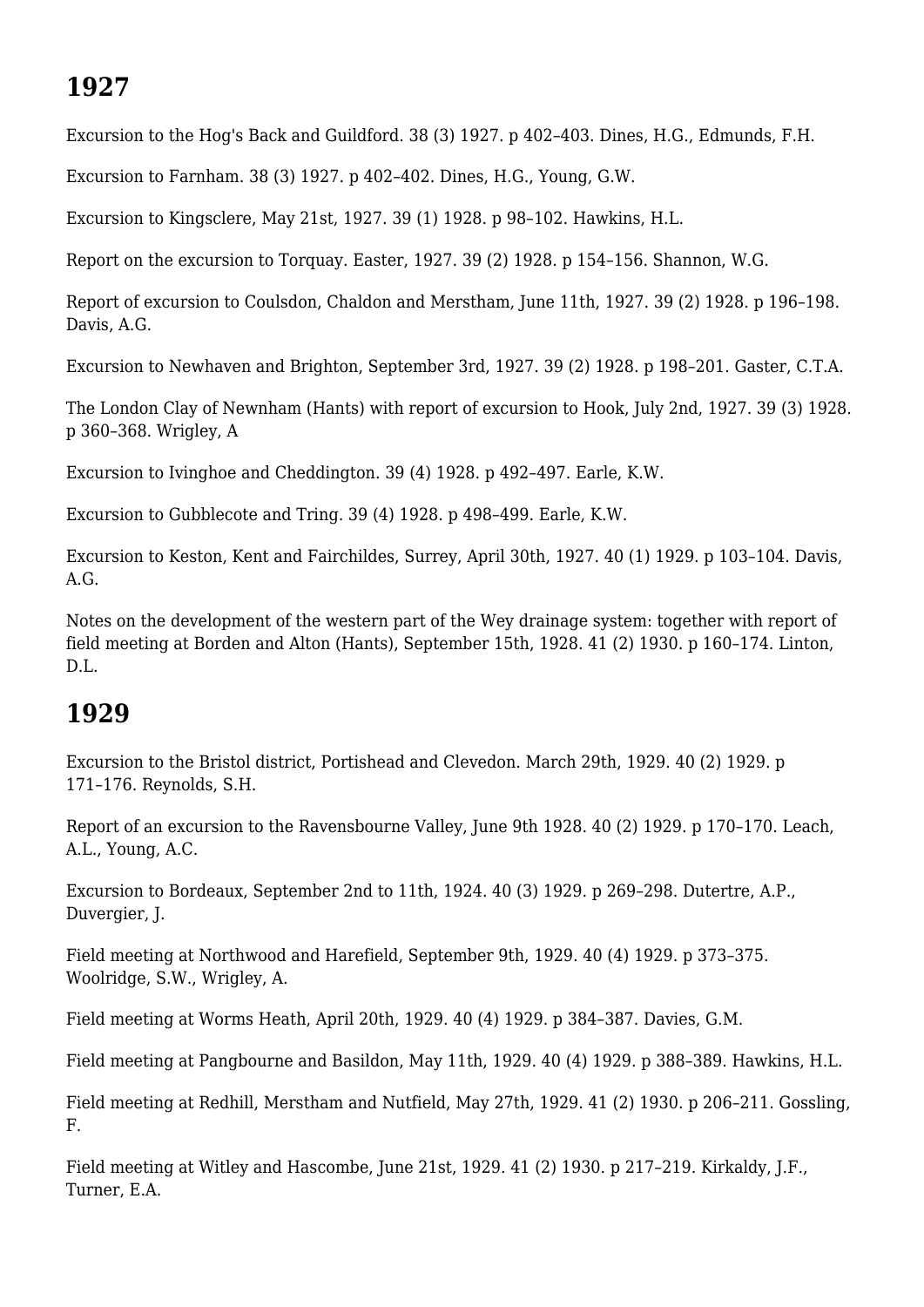## 1927

Excursion to the Hog's Back and Guildford. 38 (3) 1927. p 402–403. Dines, H.G., Edmunds, F.H.

Excursion to Farnham. 38 (3) 1927. p 402–402. Dines, H.G., Young, G.W.

Excursion to Kingsclere, May 21st, 1927. 39 (1) 1928. p 98–102. Hawkins, H.L.

Report on the excursion to Torquay. Easter, 1927. 39 (2) 1928. p 154–156. Shannon, W.G.

Report of excursion to Coulsdon, Chaldon and Merstham, June 11th, 1927. 39 (2) 1928. p 196–198. Davis, A.G.

Excursion to Newhaven and Brighton, September 3rd, 1927. 39 (2) 1928. p 198–201. Gaster, C.T.A.

The London Clay of Newnham (Hants) with report of excursion to Hook, July 2nd, 1927. 39 (3) 1928. p 360–368. Wrigley, A

Excursion to Ivinghoe and Cheddington. 39 (4) 1928. p 492–497. Earle, K.W.

Excursion to Gubblecote and Tring. 39 (4) 1928. p 498–499. Earle, K.W.

Excursion to Keston, Kent and Fairchildes, Surrey, April 30th, 1927. 40 (1) 1929. p 103–104. Davis, A.G.

Notes on the development of the western part of the Wey drainage system: together with report of field meeting at Borden and Alton (Hants), September 15th, 1928. 41 (2) 1930. p 160–174. Linton, D.L.

## 1929

Excursion to the Bristol district, Portishead and Clevedon. March 29th, 1929. 40 (2) 1929. p 171–176. Reynolds, S.H.

Report of an excursion to the Ravensbourne Valley, June 9th 1928. 40 (2) 1929. p 170–170. Leach, A.L., Young, A.C.

Excursion to Bordeaux, September 2nd to 11th, 1924. 40 (3) 1929. p 269–298. Dutertre, A.P., Duvergier, J.

Field meeting at Northwood and Harefield, September 9th, 1929. 40 (4) 1929. p 373–375. Woolridge, S.W., Wrigley, A.

Field meeting at Worms Heath, April 20th, 1929. 40 (4) 1929. p 384–387. Davies, G.M.

Field meeting at Pangbourne and Basildon, May 11th, 1929. 40 (4) 1929. p 388–389. Hawkins, H.L.

Field meeting at Redhill, Merstham and Nutfield, May 27th, 1929. 41 (2) 1930. p 206–211. Gossling, F.

Field meeting at Witley and Hascombe, June 21st, 1929. 41 (2) 1930. p 217–219. Kirkaldy, J.F., Turner, E.A.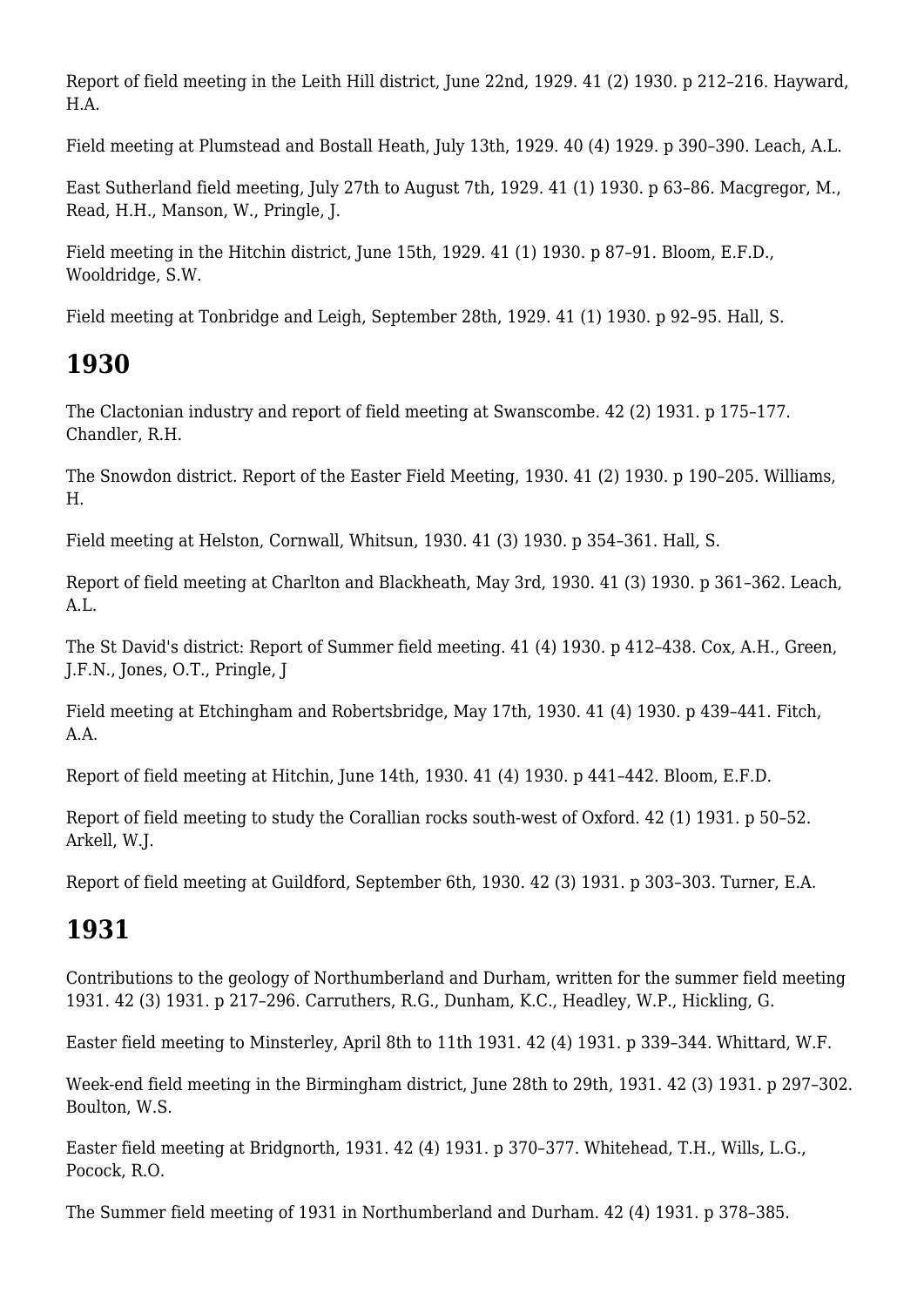Report of field meeting in the Leith Hill district, June 22nd, 1929. 41 (2) 1930. p 212–216. Hayward, H.A.

Field meeting at Plumstead and Bostall Heath, July 13th, 1929. 40 (4) 1929. p 390–390. Leach, A.L.

East Sutherland field meeting, July 27th to August 7th, 1929. 41 (1) 1930. p 63–86. Macgregor, M., Read, H.H., Manson, W., Pringle, J.

Field meeting in the Hitchin district, June 15th, 1929. 41 (1) 1930. p 87–91. Bloom, E.F.D., Wooldridge, S.W.

Field meeting at Tonbridge and Leigh, September 28th, 1929. 41 (1) 1930. p 92–95. Hall, S.

## 1930

The Clactonian industry and report of field meeting at Swanscombe. 42 (2) 1931. p 175–177. Chandler, R.H.

The Snowdon district. Report of the Easter Field Meeting, 1930. 41 (2) 1930. p 190–205. Williams, H.

Field meeting at Helston, Cornwall, Whitsun, 1930. 41 (3) 1930. p 354–361. Hall, S.

Report of field meeting at Charlton and Blackheath, May 3rd, 1930. 41 (3) 1930. p 361–362. Leach, A.L.

The St David's district: Report of Summer field meeting. 41 (4) 1930. p 412–438. Cox, A.H., Green, J.F.N., Jones, O.T., Pringle, J

Field meeting at Etchingham and Robertsbridge, May 17th, 1930. 41 (4) 1930. p 439–441. Fitch, A.A.

Report of field meeting at Hitchin, June 14th, 1930. 41 (4) 1930. p 441–442. Bloom, E.F.D.

Report of field meeting to study the Corallian rocks south-west of Oxford. 42 (1) 1931. p 50–52. Arkell, W.J.

Report of field meeting at Guildford, September 6th, 1930. 42 (3) 1931. p 303–303. Turner, E.A.

## 1931

Contributions to the geology of Northumberland and Durham, written for the summer field meeting 1931. 42 (3) 1931. p 217–296. Carruthers, R.G., Dunham, K.C., Headley, W.P., Hickling, G.

Easter field meeting to Minsterley, April 8th to 11th 1931. 42 (4) 1931. p 339–344. Whittard, W.F.

Week-end field meeting in the Birmingham district, June 28th to 29th, 1931. 42 (3) 1931. p 297–302. Boulton, W.S.

Easter field meeting at Bridgnorth, 1931. 42 (4) 1931. p 370–377. Whitehead, T.H., Wills, L.G., Pocock, R.O.

The Summer field meeting of 1931 in Northumberland and Durham. 42 (4) 1931. p 378–385.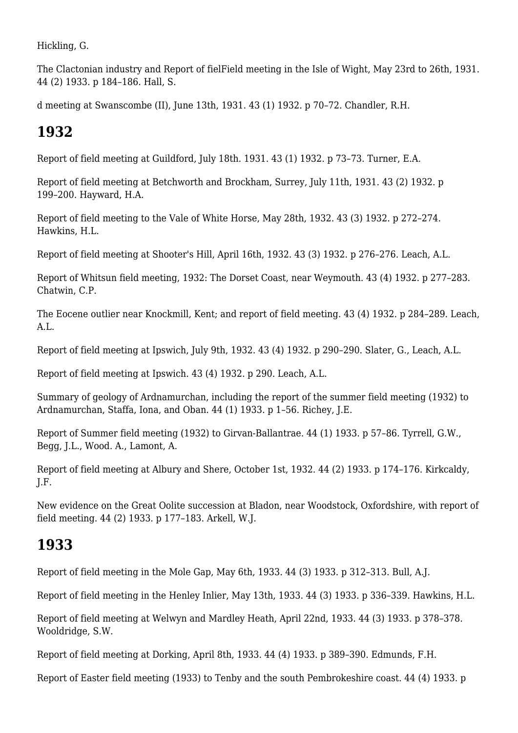Hickling, G.

The Clactonian industry and Report of fielField meeting in the Isle of Wight, May 23rd to 26th, 1931. 44 (2) 1933. p 184–186. Hall, S.

d meeting at Swanscombe (II), June 13th, 1931. 43 (1) 1932. p 70–72. Chandler, R.H.

## 1932

Report of field meeting at Guildford, July 18th. 1931. 43 (1) 1932. p 73–73. Turner, E.A.

Report of field meeting at Betchworth and Brockham, Surrey, July 11th, 1931. 43 (2) 1932. p 199–200. Hayward, H.A.

Report of field meeting to the Vale of White Horse, May 28th, 1932. 43 (3) 1932. p 272–274. Hawkins, H.L.

Report of field meeting at Shooter's Hill, April 16th, 1932. 43 (3) 1932. p 276–276. Leach, A.L.

Report of Whitsun field meeting, 1932: The Dorset Coast, near Weymouth. 43 (4) 1932. p 277–283. Chatwin, C.P.

The Eocene outlier near Knockmill, Kent; and report of field meeting. 43 (4) 1932. p 284–289. Leach, A.L.

Report of field meeting at Ipswich, July 9th, 1932. 43 (4) 1932. p 290–290. Slater, G., Leach, A.L.

Report of field meeting at Ipswich. 43 (4) 1932. p 290. Leach, A.L.

Summary of geology of Ardnamurchan, including the report of the summer field meeting (1932) to Ardnamurchan, Staffa, Iona, and Oban. 44 (1) 1933. p 1–56. Richey, J.E.

Report of Summer field meeting (1932) to Girvan-Ballantrae. 44 (1) 1933. p 57–86. Tyrrell, G.W., Begg, J.L., Wood. A., Lamont, A.

Report of field meeting at Albury and Shere, October 1st, 1932. 44 (2) 1933. p 174–176. Kirkcaldy, J.F.

New evidence on the Great Oolite succession at Bladon, near Woodstock, Oxfordshire, with report of field meeting. 44 (2) 1933. p 177–183. Arkell, W.J.

## 1933

Report of field meeting in the Mole Gap, May 6th, 1933. 44 (3) 1933. p 312–313. Bull, A.J.

Report of field meeting in the Henley Inlier, May 13th, 1933. 44 (3) 1933. p 336–339. Hawkins, H.L.

Report of field meeting at Welwyn and Mardley Heath, April 22nd, 1933. 44 (3) 1933. p 378–378. Wooldridge, S.W.

Report of field meeting at Dorking, April 8th, 1933. 44 (4) 1933. p 389–390. Edmunds, F.H.

Report of Easter field meeting (1933) to Tenby and the south Pembrokeshire coast. 44 (4) 1933. p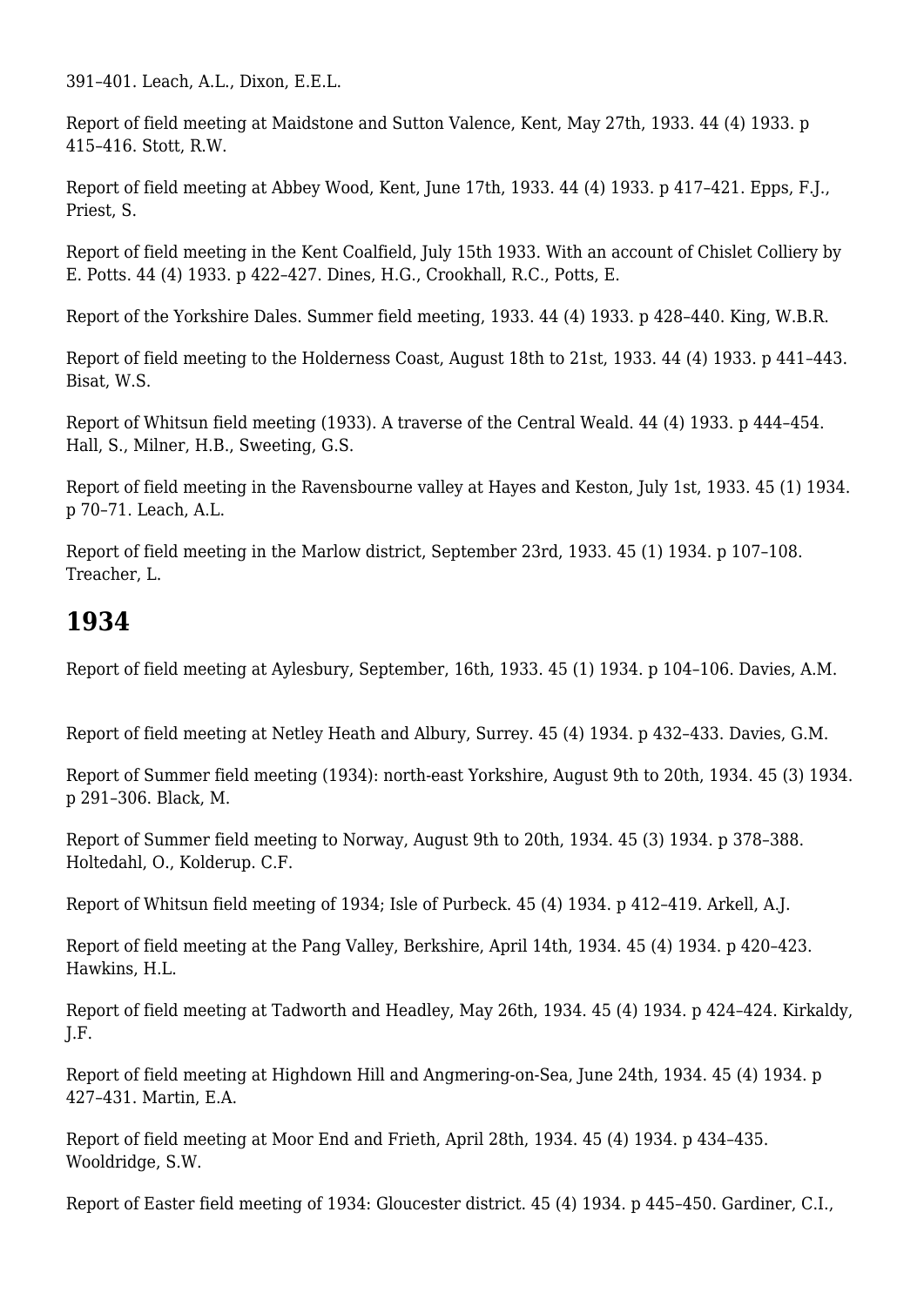391–401. Leach, A.L., Dixon, E.E.L.

Report of field meeting at Maidstone and Sutton Valence, Kent, May 27th, 1933. 44 (4) 1933. p 415–416. Stott, R.W.

Report of field meeting at Abbey Wood, Kent, June 17th, 1933. 44 (4) 1933. p 417–421. Epps, F.J., Priest, S.

Report of field meeting in the Kent Coalfield, July 15th 1933. With an account of Chislet Colliery by E. Potts. 44 (4) 1933. p 422–427. Dines, H.G., Crookhall, R.C., Potts, E.

Report of the Yorkshire Dales. Summer field meeting, 1933. 44 (4) 1933. p 428–440. King, W.B.R.

Report of field meeting to the Holderness Coast, August 18th to 21st, 1933. 44 (4) 1933. p 441–443. Bisat, W.S.

Report of Whitsun field meeting (1933). A traverse of the Central Weald. 44 (4) 1933. p 444–454. Hall, S., Milner, H.B., Sweeting, G.S.

Report of field meeting in the Ravensbourne valley at Hayes and Keston, July 1st, 1933. 45 (1) 1934. p 70–71. Leach, A.L.

Report of field meeting in the Marlow district, September 23rd, 1933. 45 (1) 1934. p 107–108. Treacher, L.

## 1934

Report of field meeting at Aylesbury, September, 16th, 1933. 45 (1) 1934. p 104–106. Davies, A.M.

Report of field meeting at Netley Heath and Albury, Surrey. 45 (4) 1934. p 432–433. Davies, G.M.

Report of Summer field meeting (1934): north-east Yorkshire, August 9th to 20th, 1934. 45 (3) 1934. p 291–306. Black, M.

Report of Summer field meeting to Norway, August 9th to 20th, 1934. 45 (3) 1934. p 378–388. Holtedahl, O., Kolderup. C.F.

Report of Whitsun field meeting of 1934; Isle of Purbeck. 45 (4) 1934. p 412–419. Arkell, A.J.

Report of field meeting at the Pang Valley, Berkshire, April 14th, 1934. 45 (4) 1934. p 420–423. Hawkins, H.L.

Report of field meeting at Tadworth and Headley, May 26th, 1934. 45 (4) 1934. p 424–424. Kirkaldy, J.F.

Report of field meeting at Highdown Hill and Angmering-on-Sea, June 24th, 1934. 45 (4) 1934. p 427–431. Martin, E.A.

Report of field meeting at Moor End and Frieth, April 28th, 1934. 45 (4) 1934. p 434–435. Wooldridge, S.W.

Report of Easter field meeting of 1934: Gloucester district. 45 (4) 1934. p 445–450. Gardiner, C.I.,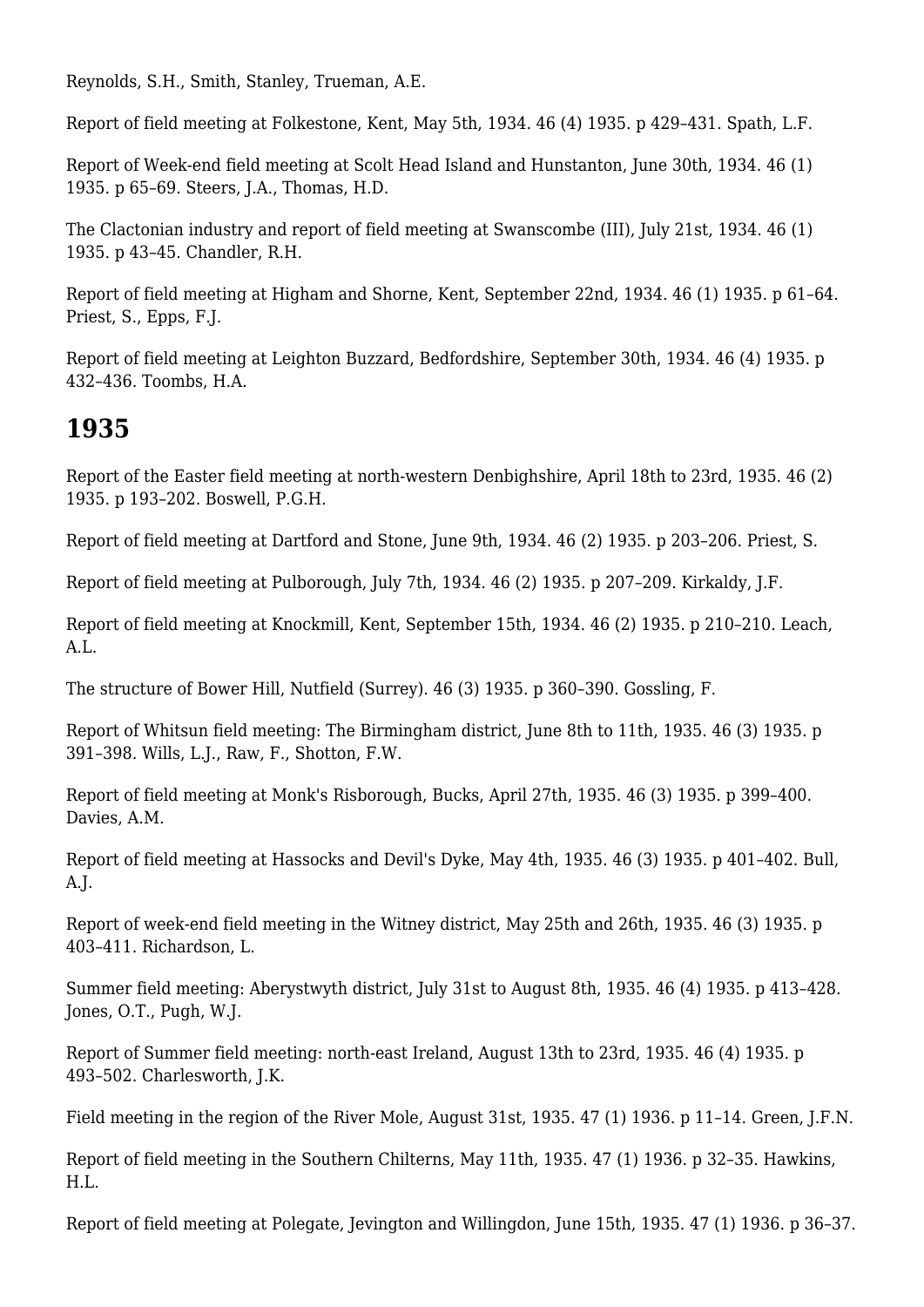Reynolds, S.H., Smith, Stanley, Trueman, A.E.

Report of field meeting at Folkestone, Kent, May 5th, 1934. 46 (4) 1935. p 429–431. Spath, L.F.

Report of Week-end field meeting at Scolt Head Island and Hunstanton, June 30th, 1934. 46 (1) 1935. p 65–69. Steers, J.A., Thomas, H.D.

The Clactonian industry and report of field meeting at Swanscombe (III), July 21st, 1934. 46 (1) 1935. p 43–45. Chandler, R.H.

Report of field meeting at Higham and Shorne, Kent, September 22nd, 1934. 46 (1) 1935. p 61–64. Priest, S., Epps, F.J.

Report of field meeting at Leighton Buzzard, Bedfordshire, September 30th, 1934. 46 (4) 1935. p 432–436. Toombs, H.A.

## 1935

Report of the Easter field meeting at north-western Denbighshire, April 18th to 23rd, 1935. 46 (2) 1935. p 193–202. Boswell, P.G.H.

Report of field meeting at Dartford and Stone, June 9th, 1934. 46 (2) 1935. p 203–206. Priest, S.

Report of field meeting at Pulborough, July 7th, 1934. 46 (2) 1935. p 207–209. Kirkaldy, J.F.

Report of field meeting at Knockmill, Kent, September 15th, 1934. 46 (2) 1935. p 210–210. Leach, A.L.

The structure of Bower Hill, Nutfield (Surrey). 46 (3) 1935. p 360–390. Gossling, F.

Report of Whitsun field meeting: The Birmingham district, June 8th to 11th, 1935. 46 (3) 1935. p 391–398. Wills, L.J., Raw, F., Shotton, F.W.

Report of field meeting at Monk's Risborough, Bucks, April 27th, 1935. 46 (3) 1935. p 399–400. Davies, A.M.

Report of field meeting at Hassocks and Devil's Dyke, May 4th, 1935. 46 (3) 1935. p 401–402. Bull, A.J.

Report of week-end field meeting in the Witney district, May 25th and 26th, 1935. 46 (3) 1935. p 403–411. Richardson, L.

Summer field meeting: Aberystwyth district, July 31st to August 8th, 1935. 46 (4) 1935. p 413–428. Jones, O.T., Pugh, W.J.

Report of Summer field meeting: north-east Ireland, August 13th to 23rd, 1935. 46 (4) 1935. p 493–502. Charlesworth, J.K.

Field meeting in the region of the River Mole, August 31st, 1935. 47 (1) 1936. p 11–14. Green, J.F.N.

Report of field meeting in the Southern Chilterns, May 11th, 1935. 47 (1) 1936. p 32–35. Hawkins, H.L.

Report of field meeting at Polegate, Jevington and Willingdon, June 15th, 1935. 47 (1) 1936. p 36–37.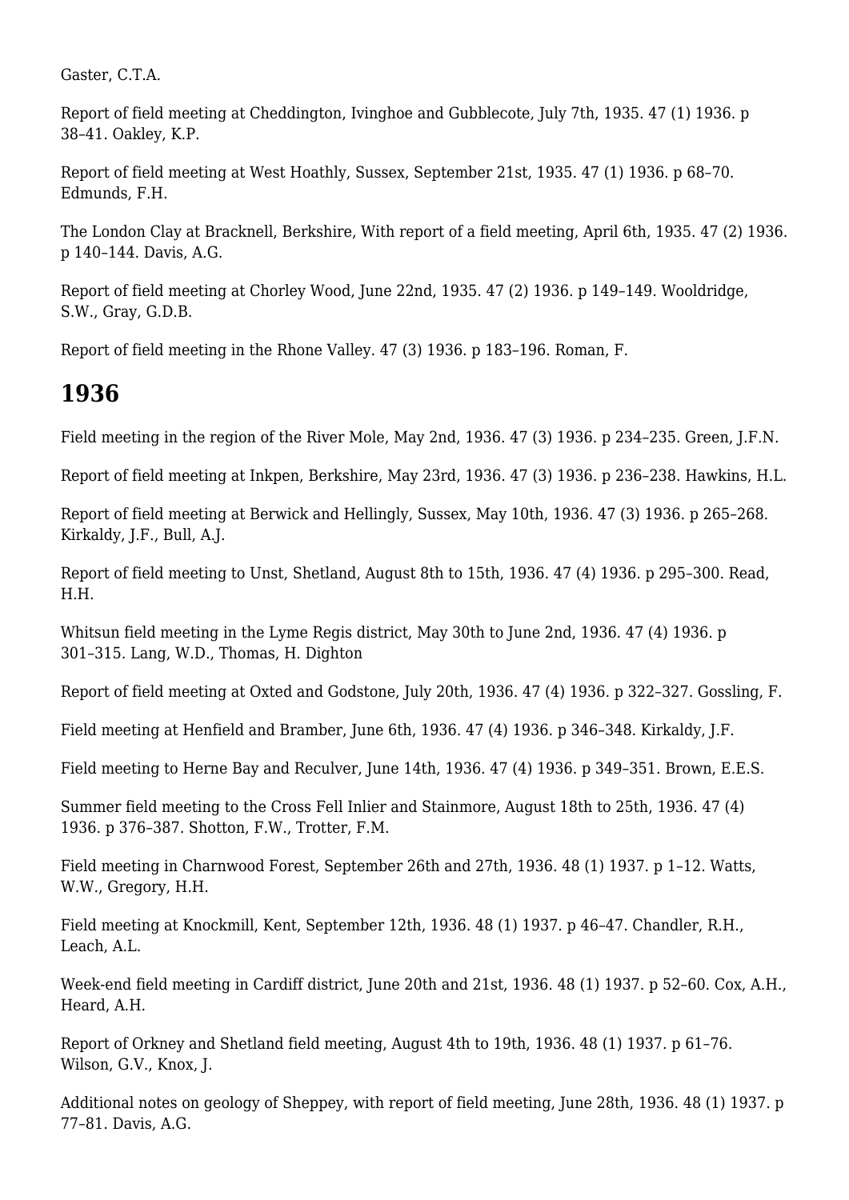Gaster, C.T.A.

Report of field meeting at Cheddington, Ivinghoe and Gubblecote, July 7th, 1935. 47 (1) 1936. p 38–41. Oakley, K.P.

Report of field meeting at West Hoathly, Sussex, September 21st, 1935. 47 (1) 1936. p 68–70. Edmunds, F.H.

The London Clay at Bracknell, Berkshire, With report of a field meeting, April 6th, 1935. 47 (2) 1936. p 140–144. Davis, A.G.

Report of field meeting at Chorley Wood, June 22nd, 1935. 47 (2) 1936. p 149–149. Wooldridge, S.W., Gray, G.D.B.

Report of field meeting in the Rhone Valley. 47 (3) 1936. p 183–196. Roman, F.

## 1936

Field meeting in the region of the River Mole, May 2nd, 1936. 47 (3) 1936. p 234–235. Green, J.F.N.

Report of field meeting at Inkpen, Berkshire, May 23rd, 1936. 47 (3) 1936. p 236–238. Hawkins, H.L.

Report of field meeting at Berwick and Hellingly, Sussex, May 10th, 1936. 47 (3) 1936. p 265–268. Kirkaldy, J.F., Bull, A.J.

Report of field meeting to Unst, Shetland, August 8th to 15th, 1936. 47 (4) 1936. p 295–300. Read, H.H.

Whitsun field meeting in the Lyme Regis district, May 30th to June 2nd, 1936. 47 (4) 1936. p 301–315. Lang, W.D., Thomas, H. Dighton

Report of field meeting at Oxted and Godstone, July 20th, 1936. 47 (4) 1936. p 322–327. Gossling, F.

Field meeting at Henfield and Bramber, June 6th, 1936. 47 (4) 1936. p 346–348. Kirkaldy, J.F.

Field meeting to Herne Bay and Reculver, June 14th, 1936. 47 (4) 1936. p 349–351. Brown, E.E.S.

Summer field meeting to the Cross Fell Inlier and Stainmore, August 18th to 25th, 1936. 47 (4) 1936. p 376–387. Shotton, F.W., Trotter, F.M.

Field meeting in Charnwood Forest, September 26th and 27th, 1936. 48 (1) 1937. p 1–12. Watts, W.W., Gregory, H.H.

Field meeting at Knockmill, Kent, September 12th, 1936. 48 (1) 1937. p 46–47. Chandler, R.H., Leach, A.L.

Week-end field meeting in Cardiff district, June 20th and 21st, 1936. 48 (1) 1937. p 52–60. Cox, A.H., Heard, A.H.

Report of Orkney and Shetland field meeting, August 4th to 19th, 1936. 48 (1) 1937. p 61–76. Wilson, G.V., Knox, J.

Additional notes on geology of Sheppey, with report of field meeting, June 28th, 1936. 48 (1) 1937. p 77–81. Davis, A.G.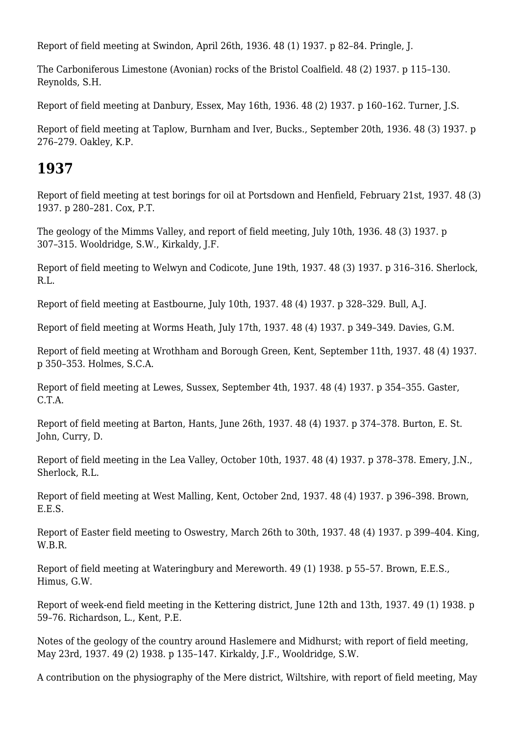Report of field meeting at Swindon, April 26th, 1936. 48 (1) 1937. p 82–84. Pringle, J.

The Carboniferous Limestone (Avonian) rocks of the Bristol Coalfield. 48 (2) 1937. p 115–130. Reynolds, S.H.

Report of field meeting at Danbury, Essex, May 16th, 1936. 48 (2) 1937. p 160–162. Turner, J.S.

Report of field meeting at Taplow, Burnham and Iver, Bucks., September 20th, 1936. 48 (3) 1937. p 276–279. Oakley, K.P.

## 1937

Report of field meeting at test borings for oil at Portsdown and Henfield, February 21st, 1937. 48 (3) 1937. p 280–281. Cox, P.T.

The geology of the Mimms Valley, and report of field meeting, July 10th, 1936. 48 (3) 1937. p 307–315. Wooldridge, S.W., Kirkaldy, J.F.

Report of field meeting to Welwyn and Codicote, June 19th, 1937. 48 (3) 1937. p 316–316. Sherlock, R.L.

Report of field meeting at Eastbourne, July 10th, 1937. 48 (4) 1937. p 328–329. Bull, A.J.

Report of field meeting at Worms Heath, July 17th, 1937. 48 (4) 1937. p 349–349. Davies, G.M.

Report of field meeting at Wrothham and Borough Green, Kent, September 11th, 1937. 48 (4) 1937. p 350–353. Holmes, S.C.A.

Report of field meeting at Lewes, Sussex, September 4th, 1937. 48 (4) 1937. p 354–355. Gaster, C.T.A.

Report of field meeting at Barton, Hants, June 26th, 1937. 48 (4) 1937. p 374–378. Burton, E. St. John, Curry, D.

Report of field meeting in the Lea Valley, October 10th, 1937. 48 (4) 1937. p 378–378. Emery, J.N., Sherlock, R.L.

Report of field meeting at West Malling, Kent, October 2nd, 1937. 48 (4) 1937. p 396–398. Brown, E.E.S.

Report of Easter field meeting to Oswestry, March 26th to 30th, 1937. 48 (4) 1937. p 399–404. King, W.B.R.

Report of field meeting at Wateringbury and Mereworth. 49 (1) 1938. p 55–57. Brown, E.E.S., Himus, G.W.

Report of week-end field meeting in the Kettering district, June 12th and 13th, 1937. 49 (1) 1938. p 59–76. Richardson, L., Kent, P.E.

Notes of the geology of the country around Haslemere and Midhurst; with report of field meeting, May 23rd, 1937. 49 (2) 1938. p 135–147. Kirkaldy, J.F., Wooldridge, S.W.

A contribution on the physiography of the Mere district, Wiltshire, with report of field meeting, May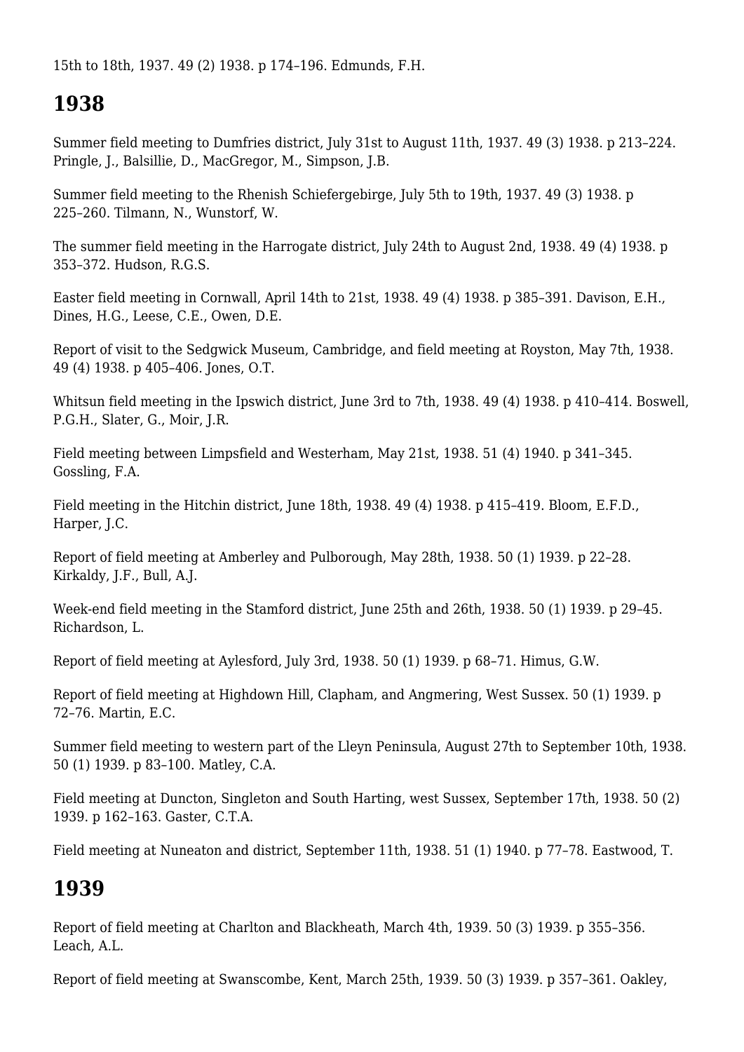15th to 18th, 1937. 49 (2) 1938. p 174–196. Edmunds, F.H.

## 1938

Summer field meeting to Dumfries district, July 31st to August 11th, 1937. 49 (3) 1938. p 213–224. Pringle, J., Balsillie, D., MacGregor, M., Simpson, J.B.

Summer field meeting to the Rhenish Schiefergebirge, July 5th to 19th, 1937. 49 (3) 1938. p 225–260. Tilmann, N., Wunstorf, W.

The summer field meeting in the Harrogate district, July 24th to August 2nd, 1938. 49 (4) 1938. p 353–372. Hudson, R.G.S.

Easter field meeting in Cornwall, April 14th to 21st, 1938. 49 (4) 1938. p 385–391. Davison, E.H., Dines, H.G., Leese, C.E., Owen, D.E.

Report of visit to the Sedgwick Museum, Cambridge, and field meeting at Royston, May 7th, 1938. 49 (4) 1938. p 405–406. Jones, O.T.

Whitsun field meeting in the Ipswich district, June 3rd to 7th, 1938. 49 (4) 1938. p 410–414. Boswell, P.G.H., Slater, G., Moir, J.R.

Field meeting between Limpsfield and Westerham, May 21st, 1938. 51 (4) 1940. p 341–345. Gossling, F.A.

Field meeting in the Hitchin district, June 18th, 1938. 49 (4) 1938. p 415–419. Bloom, E.F.D., Harper, J.C.

Report of field meeting at Amberley and Pulborough, May 28th, 1938. 50 (1) 1939. p 22–28. Kirkaldy, J.F., Bull, A.J.

Week-end field meeting in the Stamford district, June 25th and 26th, 1938. 50 (1) 1939. p 29–45. Richardson, L.

Report of field meeting at Aylesford, July 3rd, 1938. 50 (1) 1939. p 68–71. Himus, G.W.

Report of field meeting at Highdown Hill, Clapham, and Angmering, West Sussex. 50 (1) 1939. p 72–76. Martin, E.C.

Summer field meeting to western part of the Lleyn Peninsula, August 27th to September 10th, 1938. 50 (1) 1939. p 83–100. Matley, C.A.

Field meeting at Duncton, Singleton and South Harting, west Sussex, September 17th, 1938. 50 (2) 1939. p 162–163. Gaster, C.T.A.

Field meeting at Nuneaton and district, September 11th, 1938. 51 (1) 1940. p 77–78. Eastwood, T.

## 1939

Report of field meeting at Charlton and Blackheath, March 4th, 1939. 50 (3) 1939. p 355–356. Leach, A.L.

Report of field meeting at Swanscombe, Kent, March 25th, 1939. 50 (3) 1939. p 357–361. Oakley,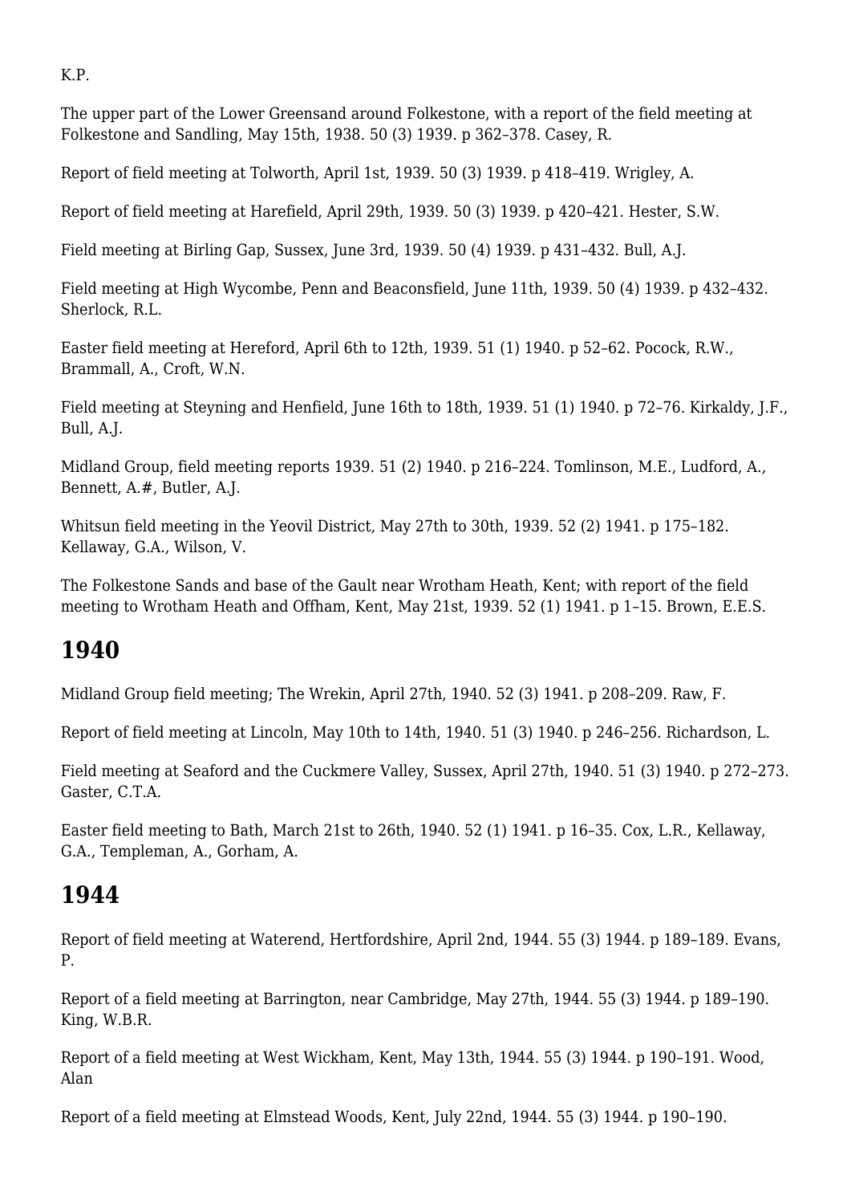K.P.

The upper part of the Lower Greensand around Folkestone, with a report of the field meeting at Folkestone and Sandling, May 15th, 1938. 50 (3) 1939. p 362–378. Casey, R.

Report of field meeting at Tolworth, April 1st, 1939. 50 (3) 1939. p 418–419. Wrigley, A.

Report of field meeting at Harefield, April 29th, 1939. 50 (3) 1939. p 420–421. Hester, S.W.

Field meeting at Birling Gap, Sussex, June 3rd, 1939. 50 (4) 1939. p 431–432. Bull, A.J.

Field meeting at High Wycombe, Penn and Beaconsfield, June 11th, 1939. 50 (4) 1939. p 432–432. Sherlock, R.L.

Easter field meeting at Hereford, April 6th to 12th, 1939. 51 (1) 1940. p 52–62. Pocock, R.W., Brammall, A., Croft, W.N.

Field meeting at Steyning and Henfield, June 16th to 18th, 1939. 51 (1) 1940. p 72–76. Kirkaldy, J.F., Bull, A.J.

Midland Group, field meeting reports 1939. 51 (2) 1940. p 216–224. Tomlinson, M.E., Ludford, A., Bennett, A.#, Butler, A.J.

Whitsun field meeting in the Yeovil District, May 27th to 30th, 1939. 52 (2) 1941. p 175–182. Kellaway, G.A., Wilson, V.

The Folkestone Sands and base of the Gault near Wrotham Heath, Kent; with report of the field meeting to Wrotham Heath and Offham, Kent, May 21st, 1939. 52 (1) 1941. p 1–15. Brown, E.E.S.

## 1940

Midland Group field meeting; The Wrekin, April 27th, 1940. 52 (3) 1941. p 208–209. Raw, F.

Report of field meeting at Lincoln, May 10th to 14th, 1940. 51 (3) 1940. p 246–256. Richardson, L.

Field meeting at Seaford and the Cuckmere Valley, Sussex, April 27th, 1940. 51 (3) 1940. p 272–273. Gaster, C.T.A.

Easter field meeting to Bath, March 21st to 26th, 1940. 52 (1) 1941. p 16–35. Cox, L.R., Kellaway, G.A., Templeman, A., Gorham, A.

## 1944

Report of field meeting at Waterend, Hertfordshire, April 2nd, 1944. 55 (3) 1944. p 189–189. Evans, P.

Report of a field meeting at Barrington, near Cambridge, May 27th, 1944. 55 (3) 1944. p 189–190. King, W.B.R.

Report of a field meeting at West Wickham, Kent, May 13th, 1944. 55 (3) 1944. p 190–191. Wood, Alan

Report of a field meeting at Elmstead Woods, Kent, July 22nd, 1944. 55 (3) 1944. p 190–190.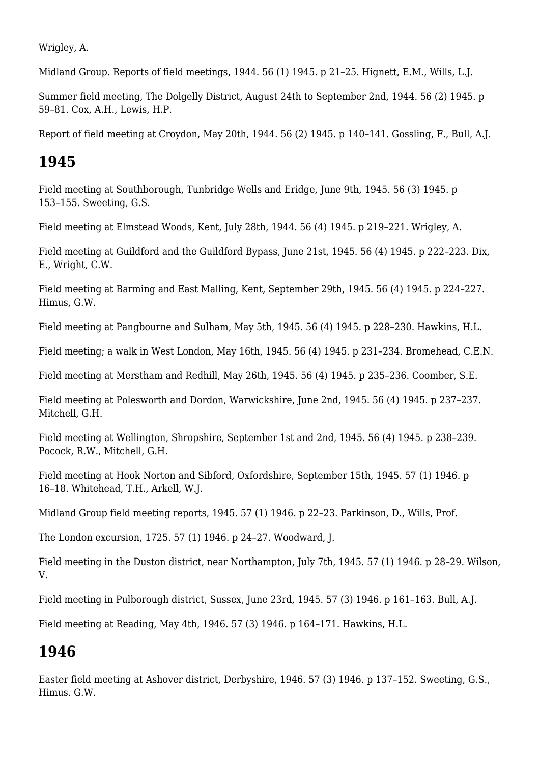Wrigley, A.

Midland Group. Reports of field meetings, 1944. 56 (1) 1945. p 21–25. Hignett, E.M., Wills, L.J.

Summer field meeting, The Dolgelly District, August 24th to September 2nd, 1944. 56 (2) 1945. p 59–81. Cox, A.H., Lewis, H.P.

Report of field meeting at Croydon, May 20th, 1944. 56 (2) 1945. p 140–141. Gossling, F., Bull, A.J.

## 1945

Field meeting at Southborough, Tunbridge Wells and Eridge, June 9th, 1945. 56 (3) 1945. p 153–155. Sweeting, G.S.

Field meeting at Elmstead Woods, Kent, July 28th, 1944. 56 (4) 1945. p 219–221. Wrigley, A.

Field meeting at Guildford and the Guildford Bypass, June 21st, 1945. 56 (4) 1945. p 222–223. Dix, E., Wright, C.W.

Field meeting at Barming and East Malling, Kent, September 29th, 1945. 56 (4) 1945. p 224–227. Himus, G.W.

Field meeting at Pangbourne and Sulham, May 5th, 1945. 56 (4) 1945. p 228–230. Hawkins, H.L.

Field meeting; a walk in West London, May 16th, 1945. 56 (4) 1945. p 231–234. Bromehead, C.E.N.

Field meeting at Merstham and Redhill, May 26th, 1945. 56 (4) 1945. p 235–236. Coomber, S.E.

Field meeting at Polesworth and Dordon, Warwickshire, June 2nd, 1945. 56 (4) 1945. p 237–237. Mitchell, G.H.

Field meeting at Wellington, Shropshire, September 1st and 2nd, 1945. 56 (4) 1945. p 238–239. Pocock, R.W., Mitchell, G.H.

Field meeting at Hook Norton and Sibford, Oxfordshire, September 15th, 1945. 57 (1) 1946. p 16–18. Whitehead, T.H., Arkell, W.J.

Midland Group field meeting reports, 1945. 57 (1) 1946. p 22–23. Parkinson, D., Wills, Prof.

The London excursion, 1725. 57 (1) 1946. p 24–27. Woodward, J.

Field meeting in the Duston district, near Northampton, July 7th, 1945. 57 (1) 1946. p 28–29. Wilson, V.

Field meeting in Pulborough district, Sussex, June 23rd, 1945. 57 (3) 1946. p 161–163. Bull, A.J.

Field meeting at Reading, May 4th, 1946. 57 (3) 1946. p 164–171. Hawkins, H.L.

## 1946

Easter field meeting at Ashover district, Derbyshire, 1946. 57 (3) 1946. p 137–152. Sweeting, G.S., Himus. G.W.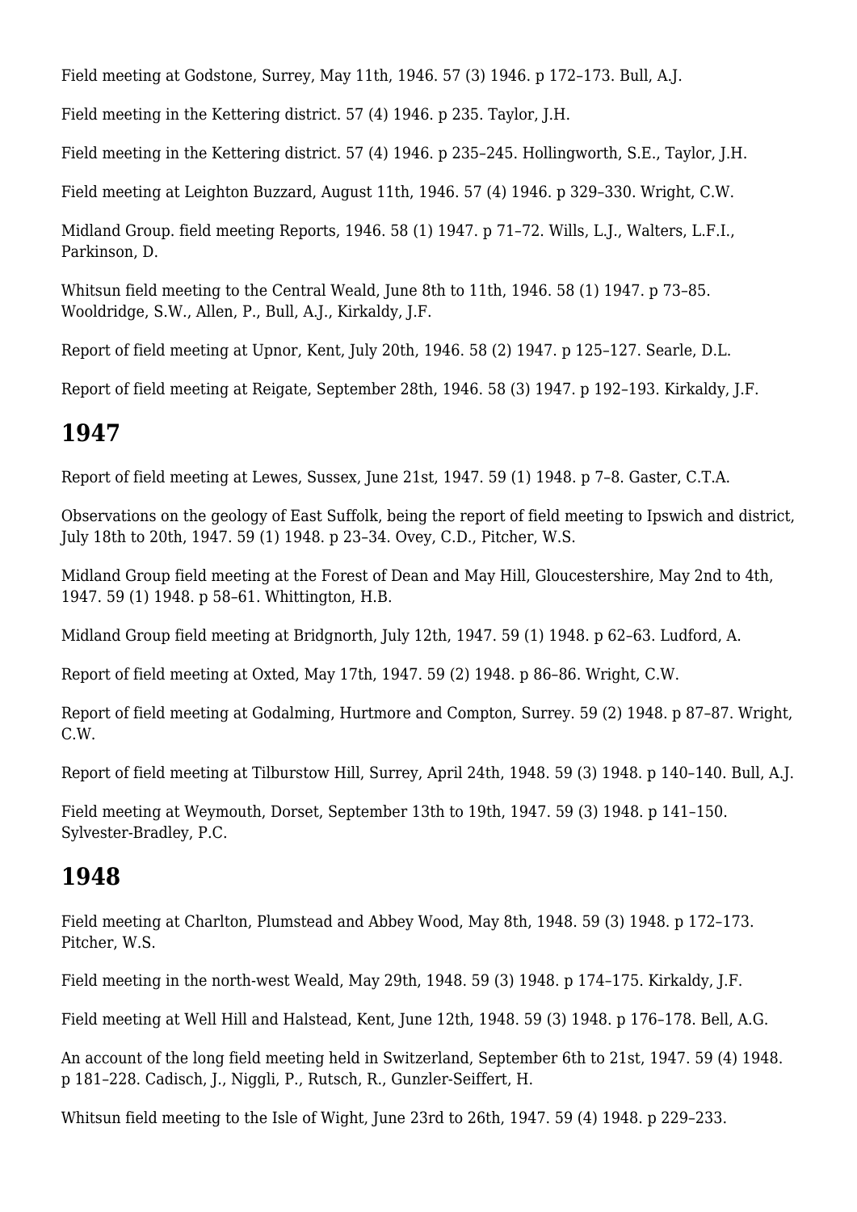Field meeting at Godstone, Surrey, May 11th, 1946. 57 (3) 1946. p 172–173. Bull, A.J.

Field meeting in the Kettering district. 57 (4) 1946. p 235. Taylor, J.H.

Field meeting in the Kettering district. 57 (4) 1946. p 235–245. Hollingworth, S.E., Taylor, J.H.

Field meeting at Leighton Buzzard, August 11th, 1946. 57 (4) 1946. p 329–330. Wright, C.W.

Midland Group. field meeting Reports, 1946. 58 (1) 1947. p 71–72. Wills, L.J., Walters, L.F.I., Parkinson, D.

Whitsun field meeting to the Central Weald, June 8th to 11th, 1946. 58 (1) 1947. p 73–85. Wooldridge, S.W., Allen, P., Bull, A.J., Kirkaldy, J.F.

Report of field meeting at Upnor, Kent, July 20th, 1946. 58 (2) 1947. p 125–127. Searle, D.L.

Report of field meeting at Reigate, September 28th, 1946. 58 (3) 1947. p 192–193. Kirkaldy, J.F.

## 1947

Report of field meeting at Lewes, Sussex, June 21st, 1947. 59 (1) 1948. p 7–8. Gaster, C.T.A.

Observations on the geology of East Suffolk, being the report of field meeting to Ipswich and district, July 18th to 20th, 1947. 59 (1) 1948. p 23–34. Ovey, C.D., Pitcher, W.S.

Midland Group field meeting at the Forest of Dean and May Hill, Gloucestershire, May 2nd to 4th, 1947. 59 (1) 1948. p 58–61. Whittington, H.B.

Midland Group field meeting at Bridgnorth, July 12th, 1947. 59 (1) 1948. p 62–63. Ludford, A.

Report of field meeting at Oxted, May 17th, 1947. 59 (2) 1948. p 86–86. Wright, C.W.

Report of field meeting at Godalming, Hurtmore and Compton, Surrey. 59 (2) 1948. p 87–87. Wright, C.W.

Report of field meeting at Tilburstow Hill, Surrey, April 24th, 1948. 59 (3) 1948. p 140–140. Bull, A.J.

Field meeting at Weymouth, Dorset, September 13th to 19th, 1947. 59 (3) 1948. p 141–150. Sylvester-Bradley, P.C.

## 1948

Field meeting at Charlton, Plumstead and Abbey Wood, May 8th, 1948. 59 (3) 1948. p 172–173. Pitcher, W.S.

Field meeting in the north-west Weald, May 29th, 1948. 59 (3) 1948. p 174–175. Kirkaldy, J.F.

Field meeting at Well Hill and Halstead, Kent, June 12th, 1948. 59 (3) 1948. p 176–178. Bell, A.G.

An account of the long field meeting held in Switzerland, September 6th to 21st, 1947. 59 (4) 1948. p 181–228. Cadisch, J., Niggli, P., Rutsch, R., Gunzler-Seiffert, H.

Whitsun field meeting to the Isle of Wight, June 23rd to 26th, 1947. 59 (4) 1948. p 229–233.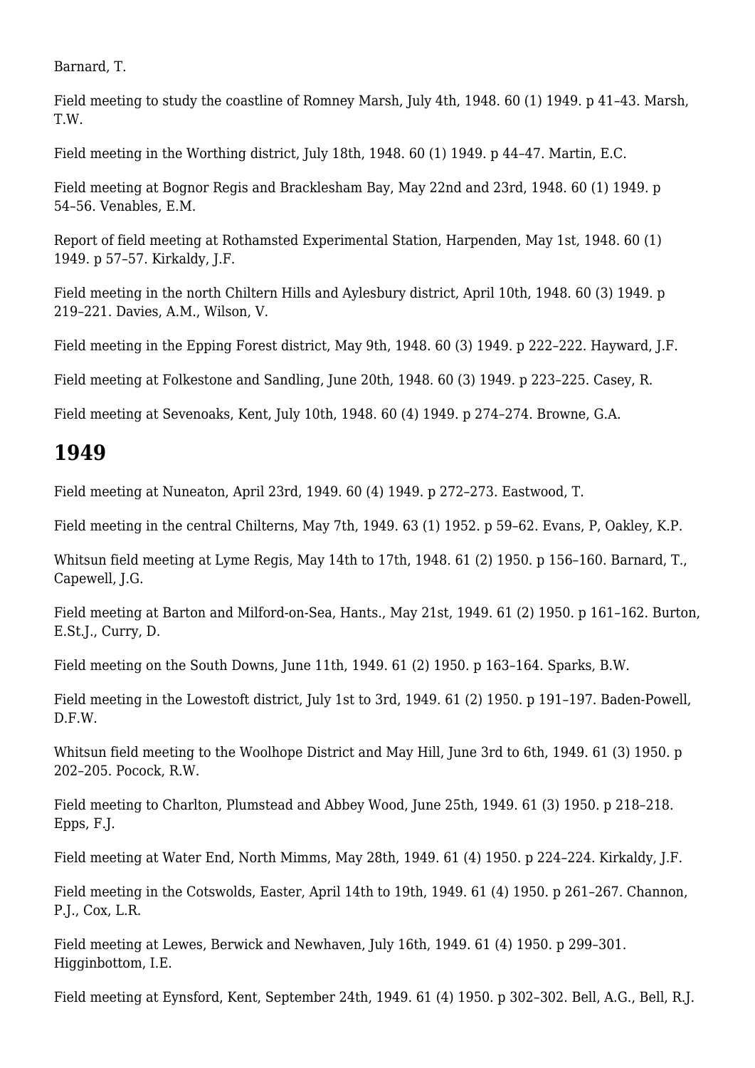Barnard, T.

Field meeting to study the coastline of Romney Marsh, July 4th, 1948. 60 (1) 1949. p 41–43. Marsh, T.W.

Field meeting in the Worthing district, July 18th, 1948. 60 (1) 1949. p 44–47. Martin, E.C.

Field meeting at Bognor Regis and Bracklesham Bay, May 22nd and 23rd, 1948. 60 (1) 1949. p 54–56. Venables, E.M.

Report of field meeting at Rothamsted Experimental Station, Harpenden, May 1st, 1948. 60 (1) 1949. p 57–57. Kirkaldy, J.F.

Field meeting in the north Chiltern Hills and Aylesbury district, April 10th, 1948. 60 (3) 1949. p 219–221. Davies, A.M., Wilson, V.

Field meeting in the Epping Forest district, May 9th, 1948. 60 (3) 1949. p 222–222. Hayward, J.F.

Field meeting at Folkestone and Sandling, June 20th, 1948. 60 (3) 1949. p 223–225. Casey, R.

Field meeting at Sevenoaks, Kent, July 10th, 1948. 60 (4) 1949. p 274–274. Browne, G.A.

## 1949

Field meeting at Nuneaton, April 23rd, 1949. 60 (4) 1949. p 272–273. Eastwood, T.

Field meeting in the central Chilterns, May 7th, 1949. 63 (1) 1952. p 59–62. Evans, P, Oakley, K.P.

Whitsun field meeting at Lyme Regis, May 14th to 17th, 1948. 61 (2) 1950. p 156–160. Barnard, T., Capewell, J.G.

Field meeting at Barton and Milford-on-Sea, Hants., May 21st, 1949. 61 (2) 1950. p 161–162. Burton, E.St.J., Curry, D.

Field meeting on the South Downs, June 11th, 1949. 61 (2) 1950. p 163–164. Sparks, B.W.

Field meeting in the Lowestoft district, July 1st to 3rd, 1949. 61 (2) 1950. p 191–197. Baden-Powell, D.F.W.

Whitsun field meeting to the Woolhope District and May Hill, June 3rd to 6th, 1949. 61 (3) 1950. p 202–205. Pocock, R.W.

Field meeting to Charlton, Plumstead and Abbey Wood, June 25th, 1949. 61 (3) 1950. p 218–218. Epps, F.J.

Field meeting at Water End, North Mimms, May 28th, 1949. 61 (4) 1950. p 224–224. Kirkaldy, J.F.

Field meeting in the Cotswolds, Easter, April 14th to 19th, 1949. 61 (4) 1950. p 261–267. Channon, P.J., Cox, L.R.

Field meeting at Lewes, Berwick and Newhaven, July 16th, 1949. 61 (4) 1950. p 299–301. Higginbottom, I.E.

Field meeting at Eynsford, Kent, September 24th, 1949. 61 (4) 1950. p 302–302. Bell, A.G., Bell, R.J.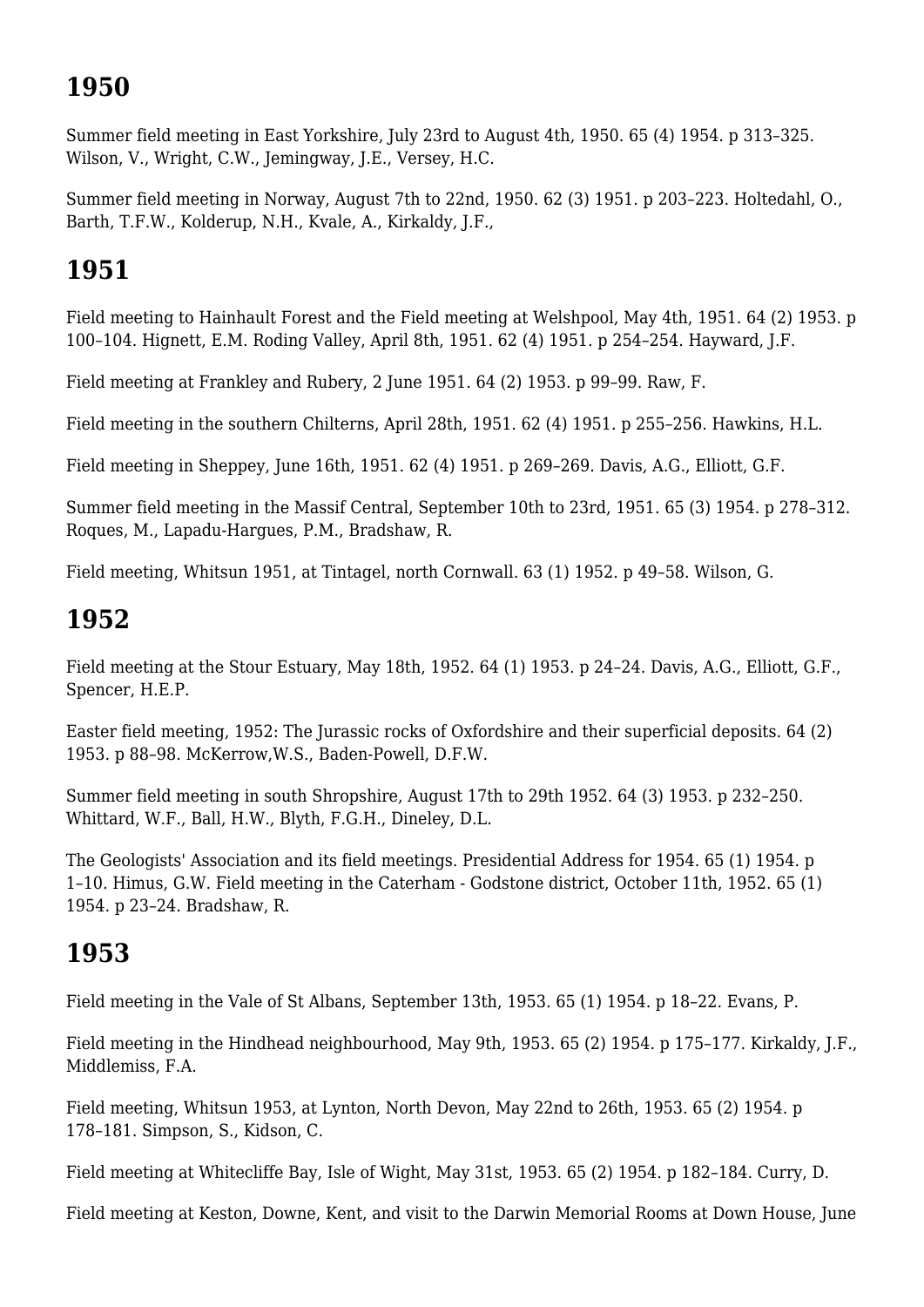## 1950

Summer field meeting in East Yorkshire, July 23rd to August 4th, 1950. 65 (4) 1954. p 313–325. Wilson, V., Wright, C.W., Jemingway, J.E., Versey, H.C.

Summer field meeting in Norway, August 7th to 22nd, 1950. 62 (3) 1951. p 203–223. Holtedahl, O., Barth, T.F.W., Kolderup, N.H., Kvale, A., Kirkaldy, J.F.,

## 1951

Field meeting to Hainhault Forest and the Field meeting at Welshpool, May 4th, 1951. 64 (2) 1953. p 100–104. Hignett, E.M. Roding Valley, April 8th, 1951. 62 (4) 1951. p 254–254. Hayward, J.F.

Field meeting at Frankley and Rubery, 2 June 1951. 64 (2) 1953. p 99–99. Raw, F.

Field meeting in the southern Chilterns, April 28th, 1951. 62 (4) 1951. p 255–256. Hawkins, H.L.

Field meeting in Sheppey, June 16th, 1951. 62 (4) 1951. p 269–269. Davis, A.G., Elliott, G.F.

Summer field meeting in the Massif Central, September 10th to 23rd, 1951. 65 (3) 1954. p 278–312. Roques, M., Lapadu-Hargues, P.M., Bradshaw, R.

Field meeting, Whitsun 1951, at Tintagel, north Cornwall. 63 (1) 1952. p 49–58. Wilson, G.

## 1952

Field meeting at the Stour Estuary, May 18th, 1952. 64 (1) 1953. p 24–24. Davis, A.G., Elliott, G.F., Spencer, H.E.P.

Easter field meeting, 1952: The Jurassic rocks of Oxfordshire and their superficial deposits. 64 (2) 1953. p 88–98. McKerrow,W.S., Baden-Powell, D.F.W.

Summer field meeting in south Shropshire, August 17th to 29th 1952. 64 (3) 1953. p 232–250. Whittard, W.F., Ball, H.W., Blyth, F.G.H., Dineley, D.L.

The Geologists' Association and its field meetings. Presidential Address for 1954. 65 (1) 1954. p 1–10. Himus, G.W. Field meeting in the Caterham - Godstone district, October 11th, 1952. 65 (1) 1954. p 23–24. Bradshaw, R.

## 1953

Field meeting in the Vale of St Albans, September 13th, 1953. 65 (1) 1954. p 18–22. Evans, P.

Field meeting in the Hindhead neighbourhood, May 9th, 1953. 65 (2) 1954. p 175–177. Kirkaldy, J.F., Middlemiss, F.A.

Field meeting, Whitsun 1953, at Lynton, North Devon, May 22nd to 26th, 1953. 65 (2) 1954. p 178–181. Simpson, S., Kidson, C.

Field meeting at Whitecliffe Bay, Isle of Wight, May 31st, 1953. 65 (2) 1954. p 182–184. Curry, D.

Field meeting at Keston, Downe, Kent, and visit to the Darwin Memorial Rooms at Down House, June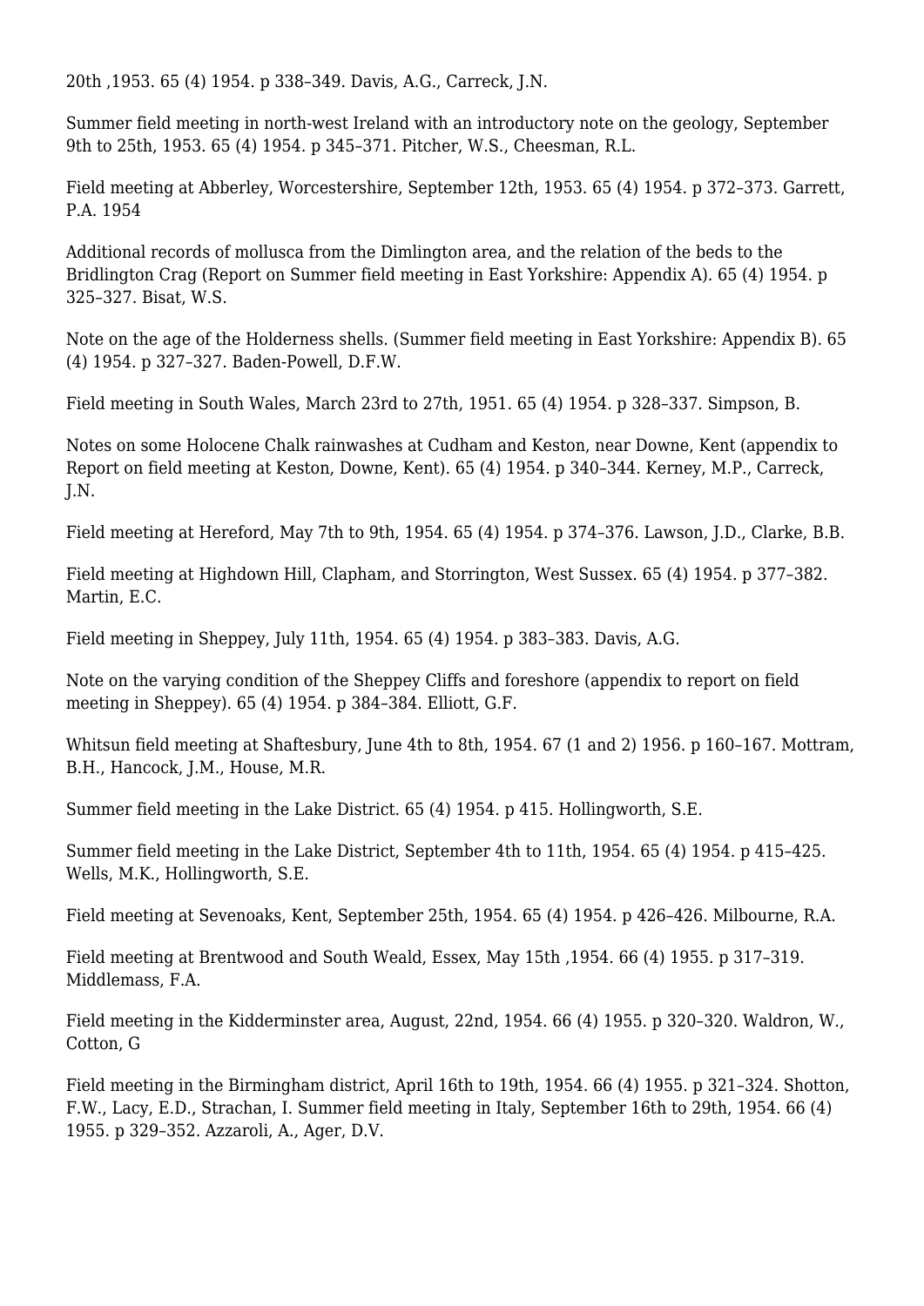20th ,1953. 65 (4) 1954. p 338–349. Davis, A.G., Carreck, J.N.

Summer field meeting in north-west Ireland with an introductory note on the geology, September 9th to 25th, 1953. 65 (4) 1954. p 345–371. Pitcher, W.S., Cheesman, R.L.

Field meeting at Abberley, Worcestershire, September 12th, 1953. 65 (4) 1954. p 372–373. Garrett, P.A. 1954

Additional records of mollusca from the Dimlington area, and the relation of the beds to the Bridlington Crag (Report on Summer field meeting in East Yorkshire: Appendix A). 65 (4) 1954. p 325–327. Bisat, W.S.

Note on the age of the Holderness shells. (Summer field meeting in East Yorkshire: Appendix B). 65 (4) 1954. p 327–327. Baden-Powell, D.F.W.

Field meeting in South Wales, March 23rd to 27th, 1951. 65 (4) 1954. p 328–337. Simpson, B.

Notes on some Holocene Chalk rainwashes at Cudham and Keston, near Downe, Kent (appendix to Report on field meeting at Keston, Downe, Kent). 65 (4) 1954. p 340–344. Kerney, M.P., Carreck, J.N.

Field meeting at Hereford, May 7th to 9th, 1954. 65 (4) 1954. p 374–376. Lawson, J.D., Clarke, B.B.

Field meeting at Highdown Hill, Clapham, and Storrington, West Sussex. 65 (4) 1954. p 377–382. Martin, E.C.

Field meeting in Sheppey, July 11th, 1954. 65 (4) 1954. p 383–383. Davis, A.G.

Note on the varying condition of the Sheppey Cliffs and foreshore (appendix to report on field meeting in Sheppey). 65 (4) 1954. p 384–384. Elliott, G.F.

Whitsun field meeting at Shaftesbury, June 4th to 8th, 1954. 67 (1 and 2) 1956. p 160–167. Mottram, B.H., Hancock, J.M., House, M.R.

Summer field meeting in the Lake District. 65 (4) 1954. p 415. Hollingworth, S.E.

Summer field meeting in the Lake District, September 4th to 11th, 1954. 65 (4) 1954. p 415–425. Wells, M.K., Hollingworth, S.E.

Field meeting at Sevenoaks, Kent, September 25th, 1954. 65 (4) 1954. p 426–426. Milbourne, R.A.

Field meeting at Brentwood and South Weald, Essex, May 15th ,1954. 66 (4) 1955. p 317–319. Middlemass, F.A.

Field meeting in the Kidderminster area, August, 22nd, 1954. 66 (4) 1955. p 320–320. Waldron, W., Cotton, G

Field meeting in the Birmingham district, April 16th to 19th, 1954. 66 (4) 1955. p 321–324. Shotton, F.W., Lacy, E.D., Strachan, I. Summer field meeting in Italy, September 16th to 29th, 1954. 66 (4) 1955. p 329–352. Azzaroli, A., Ager, D.V.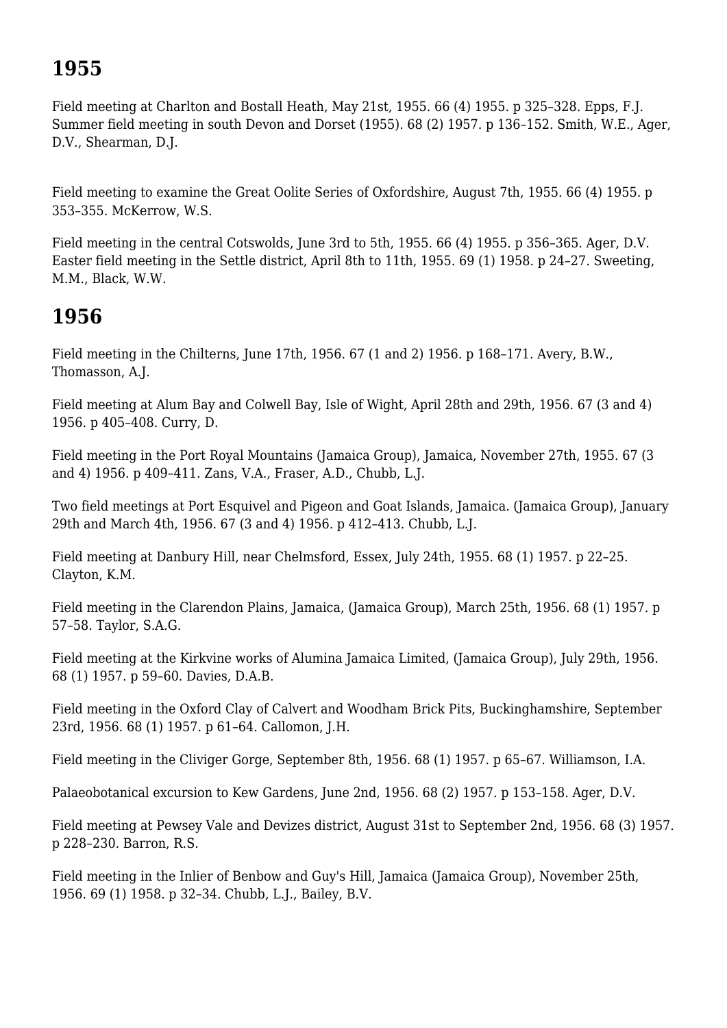# 1955

Field meeting at Charlton and Bostall Heath, May 21st, 1955. 66 (4) 1955. p 325–328. Epps, F.J.
Summer field meeting in south Devon and Dorset (1955). 68 (2) 1957. p 136–152. Smith, W.E., Ager, D.V., Shearman, D.J.

Field meeting to examine the Great Oolite Series of Oxfordshire, August 7th, 1955. 66 (4) 1955. p 353–355. McKerrow, W.S.

Field meeting in the central Cotswolds, June 3rd to 5th, 1955. 66 (4) 1955. p 356–365. Ager, D.V.
Easter field meeting in the Settle district, April 8th to 11th, 1955. 69 (1) 1958. p 24–27. Sweeting, M.M., Black, W.W.

# 1956

Field meeting in the Chilterns, June 17th, 1956. 67 (1 and 2) 1956. p 168–171. Avery, B.W., Thomasson, A.J.

Field meeting at Alum Bay and Colwell Bay, Isle of Wight, April 28th and 29th, 1956. 67 (3 and 4) 1956. p 405–408. Curry, D.

Field meeting in the Port Royal Mountains (Jamaica Group), Jamaica, November 27th, 1955. 67 (3 and 4) 1956. p 409–411. Zans, V.A., Fraser, A.D., Chubb, L.J.

Two field meetings at Port Esquivel and Pigeon and Goat Islands, Jamaica. (Jamaica Group), January 29th and March 4th, 1956. 67 (3 and 4) 1956. p 412–413. Chubb, L.J.

Field meeting at Danbury Hill, near Chelmsford, Essex, July 24th, 1955. 68 (1) 1957. p 22–25. Clayton, K.M.

Field meeting in the Clarendon Plains, Jamaica, (Jamaica Group), March 25th, 1956. 68 (1) 1957. p 57–58. Taylor, S.A.G.

Field meeting at the Kirkvine works of Alumina Jamaica Limited, (Jamaica Group), July 29th, 1956. 68 (1) 1957. p 59–60. Davies, D.A.B.

Field meeting in the Oxford Clay of Calvert and Woodham Brick Pits, Buckinghamshire, September 23rd, 1956. 68 (1) 1957. p 61–64. Callomon, J.H.

Field meeting in the Cliviger Gorge, September 8th, 1956. 68 (1) 1957. p 65–67. Williamson, I.A.

Palaeobotanical excursion to Kew Gardens, June 2nd, 1956. 68 (2) 1957. p 153–158. Ager, D.V.

Field meeting at Pewsey Vale and Devizes district, August 31st to September 2nd, 1956. 68 (3) 1957. p 228–230. Barron, R.S.

Field meeting in the Inlier of Benbow and Guy's Hill, Jamaica (Jamaica Group), November 25th, 1956. 69 (1) 1958. p 32–34. Chubb, L.J., Bailey, B.V.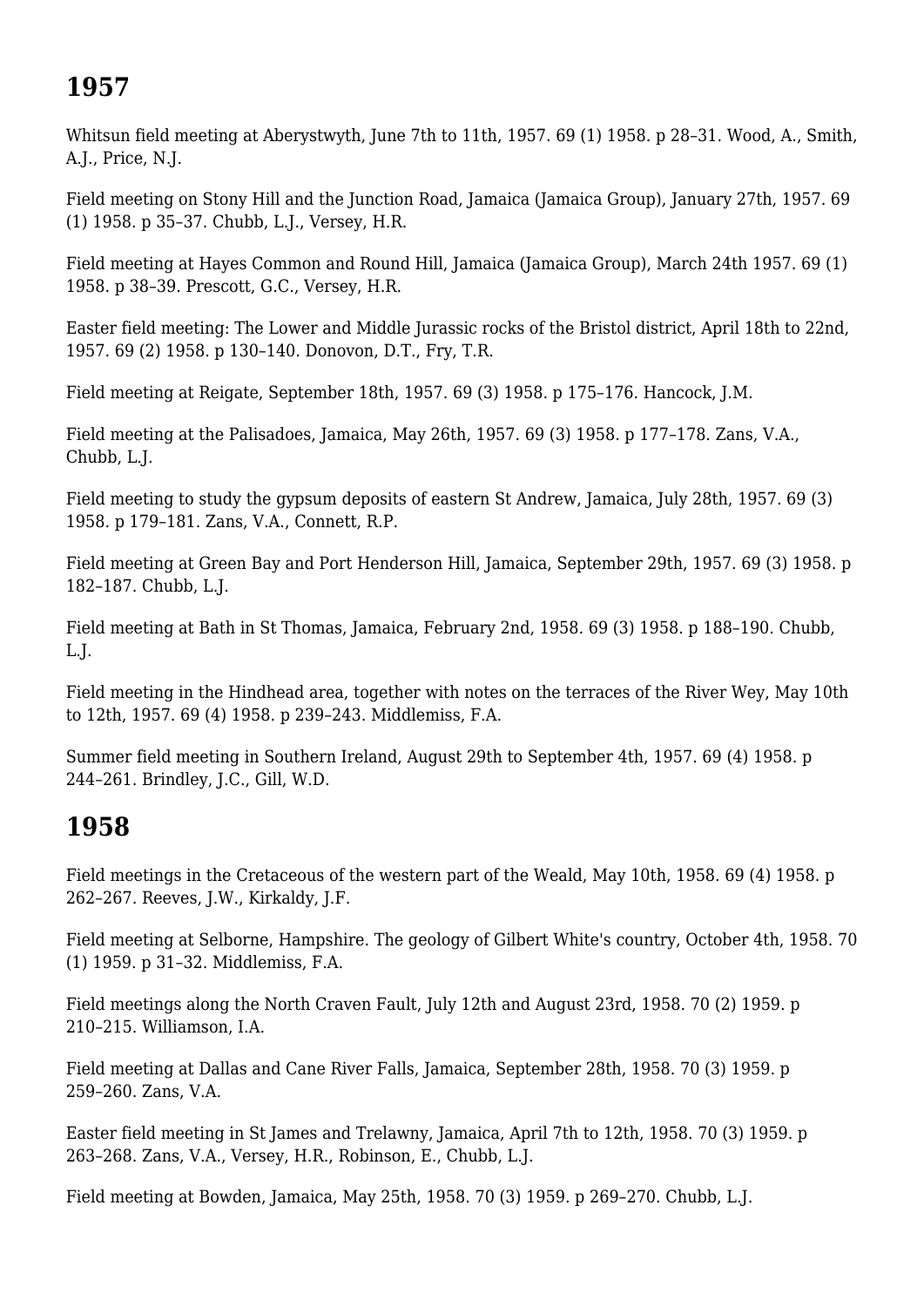## 1957

Whitsun field meeting at Aberystwyth, June 7th to 11th, 1957. 69 (1) 1958. p 28–31. Wood, A., Smith, A.J., Price, N.J.

Field meeting on Stony Hill and the Junction Road, Jamaica (Jamaica Group), January 27th, 1957. 69 (1) 1958. p 35–37. Chubb, L.J., Versey, H.R.

Field meeting at Hayes Common and Round Hill, Jamaica (Jamaica Group), March 24th 1957. 69 (1) 1958. p 38–39. Prescott, G.C., Versey, H.R.

Easter field meeting: The Lower and Middle Jurassic rocks of the Bristol district, April 18th to 22nd, 1957. 69 (2) 1958. p 130–140. Donovon, D.T., Fry, T.R.

Field meeting at Reigate, September 18th, 1957. 69 (3) 1958. p 175–176. Hancock, J.M.

Field meeting at the Palisadoes, Jamaica, May 26th, 1957. 69 (3) 1958. p 177–178. Zans, V.A., Chubb, L.J.

Field meeting to study the gypsum deposits of eastern St Andrew, Jamaica, July 28th, 1957. 69 (3) 1958. p 179–181. Zans, V.A., Connett, R.P.

Field meeting at Green Bay and Port Henderson Hill, Jamaica, September 29th, 1957. 69 (3) 1958. p 182–187. Chubb, L.J.

Field meeting at Bath in St Thomas, Jamaica, February 2nd, 1958. 69 (3) 1958. p 188–190. Chubb, L.J.

Field meeting in the Hindhead area, together with notes on the terraces of the River Wey, May 10th to 12th, 1957. 69 (4) 1958. p 239–243. Middlemiss, F.A.

Summer field meeting in Southern Ireland, August 29th to September 4th, 1957. 69 (4) 1958. p 244–261. Brindley, J.C., Gill, W.D.

## 1958

Field meetings in the Cretaceous of the western part of the Weald, May 10th, 1958. 69 (4) 1958. p 262–267. Reeves, J.W., Kirkaldy, J.F.

Field meeting at Selborne, Hampshire. The geology of Gilbert White's country, October 4th, 1958. 70 (1) 1959. p 31–32. Middlemiss, F.A.

Field meetings along the North Craven Fault, July 12th and August 23rd, 1958. 70 (2) 1959. p 210–215. Williamson, I.A.

Field meeting at Dallas and Cane River Falls, Jamaica, September 28th, 1958. 70 (3) 1959. p 259–260. Zans, V.A.

Easter field meeting in St James and Trelawny, Jamaica, April 7th to 12th, 1958. 70 (3) 1959. p 263–268. Zans, V.A., Versey, H.R., Robinson, E., Chubb, L.J.

Field meeting at Bowden, Jamaica, May 25th, 1958. 70 (3) 1959. p 269–270. Chubb, L.J.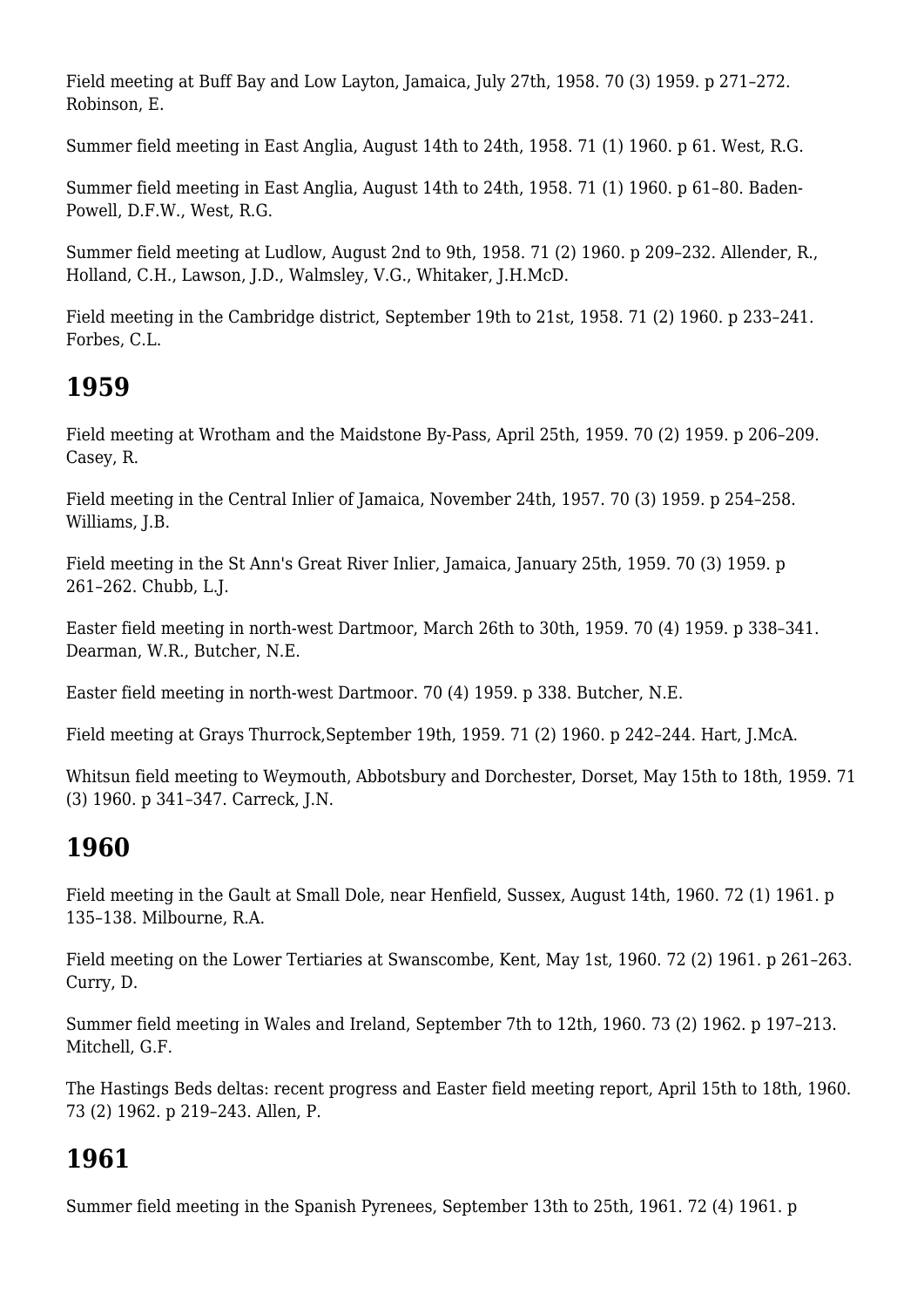Field meeting at Buff Bay and Low Layton, Jamaica, July 27th, 1958. 70 (3) 1959. p 271–272. Robinson, E.

Summer field meeting in East Anglia, August 14th to 24th, 1958. 71 (1) 1960. p 61. West, R.G.

Summer field meeting in East Anglia, August 14th to 24th, 1958. 71 (1) 1960. p 61–80. Baden-Powell, D.F.W., West, R.G.

Summer field meeting at Ludlow, August 2nd to 9th, 1958. 71 (2) 1960. p 209–232. Allender, R., Holland, C.H., Lawson, J.D., Walmsley, V.G., Whitaker, J.H.McD.

Field meeting in the Cambridge district, September 19th to 21st, 1958. 71 (2) 1960. p 233–241. Forbes, C.L.

## 1959

Field meeting at Wrotham and the Maidstone By-Pass, April 25th, 1959. 70 (2) 1959. p 206–209. Casey, R.

Field meeting in the Central Inlier of Jamaica, November 24th, 1957. 70 (3) 1959. p 254–258. Williams, J.B.

Field meeting in the St Ann's Great River Inlier, Jamaica, January 25th, 1959. 70 (3) 1959. p 261–262. Chubb, L.J.

Easter field meeting in north-west Dartmoor, March 26th to 30th, 1959. 70 (4) 1959. p 338–341. Dearman, W.R., Butcher, N.E.

Easter field meeting in north-west Dartmoor. 70 (4) 1959. p 338. Butcher, N.E.

Field meeting at Grays Thurrock,September 19th, 1959. 71 (2) 1960. p 242–244. Hart, J.McA.

Whitsun field meeting to Weymouth, Abbotsbury and Dorchester, Dorset, May 15th to 18th, 1959. 71 (3) 1960. p 341–347. Carreck, J.N.

## 1960

Field meeting in the Gault at Small Dole, near Henfield, Sussex, August 14th, 1960. 72 (1) 1961. p 135–138. Milbourne, R.A.

Field meeting on the Lower Tertiaries at Swanscombe, Kent, May 1st, 1960. 72 (2) 1961. p 261–263. Curry, D.

Summer field meeting in Wales and Ireland, September 7th to 12th, 1960. 73 (2) 1962. p 197–213. Mitchell, G.F.

The Hastings Beds deltas: recent progress and Easter field meeting report, April 15th to 18th, 1960. 73 (2) 1962. p 219–243. Allen, P.

## 1961

Summer field meeting in the Spanish Pyrenees, September 13th to 25th, 1961. 72 (4) 1961. p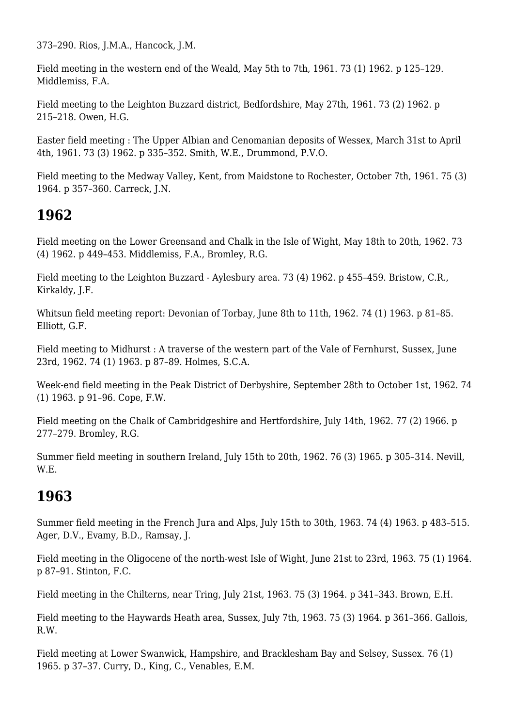373–290. Rios, J.M.A., Hancock, J.M.

Field meeting in the western end of the Weald, May 5th to 7th, 1961. 73 (1) 1962. p 125–129. Middlemiss, F.A.

Field meeting to the Leighton Buzzard district, Bedfordshire, May 27th, 1961. 73 (2) 1962. p 215–218. Owen, H.G.

Easter field meeting : The Upper Albian and Cenomanian deposits of Wessex, March 31st to April 4th, 1961. 73 (3) 1962. p 335–352. Smith, W.E., Drummond, P.V.O.

Field meeting to the Medway Valley, Kent, from Maidstone to Rochester, October 7th, 1961. 75 (3) 1964. p 357–360. Carreck, J.N.

## 1962

Field meeting on the Lower Greensand and Chalk in the Isle of Wight, May 18th to 20th, 1962. 73 (4) 1962. p 449–453. Middlemiss, F.A., Bromley, R.G.

Field meeting to the Leighton Buzzard - Aylesbury area. 73 (4) 1962. p 455–459. Bristow, C.R., Kirkaldy, J.F.

Whitsun field meeting report: Devonian of Torbay, June 8th to 11th, 1962. 74 (1) 1963. p 81–85. Elliott, G.F.

Field meeting to Midhurst : A traverse of the western part of the Vale of Fernhurst, Sussex, June 23rd, 1962. 74 (1) 1963. p 87–89. Holmes, S.C.A.

Week-end field meeting in the Peak District of Derbyshire, September 28th to October 1st, 1962. 74 (1) 1963. p 91–96. Cope, F.W.

Field meeting on the Chalk of Cambridgeshire and Hertfordshire, July 14th, 1962. 77 (2) 1966. p 277–279. Bromley, R.G.

Summer field meeting in southern Ireland, July 15th to 20th, 1962. 76 (3) 1965. p 305–314. Nevill, W.E.

## 1963

Summer field meeting in the French Jura and Alps, July 15th to 30th, 1963. 74 (4) 1963. p 483–515. Ager, D.V., Evamy, B.D., Ramsay, J.

Field meeting in the Oligocene of the north-west Isle of Wight, June 21st to 23rd, 1963. 75 (1) 1964. p 87–91. Stinton, F.C.

Field meeting in the Chilterns, near Tring, July 21st, 1963. 75 (3) 1964. p 341–343. Brown, E.H.

Field meeting to the Haywards Heath area, Sussex, July 7th, 1963. 75 (3) 1964. p 361–366. Gallois, R.W.

Field meeting at Lower Swanwick, Hampshire, and Bracklesham Bay and Selsey, Sussex. 76 (1) 1965. p 37–37. Curry, D., King, C., Venables, E.M.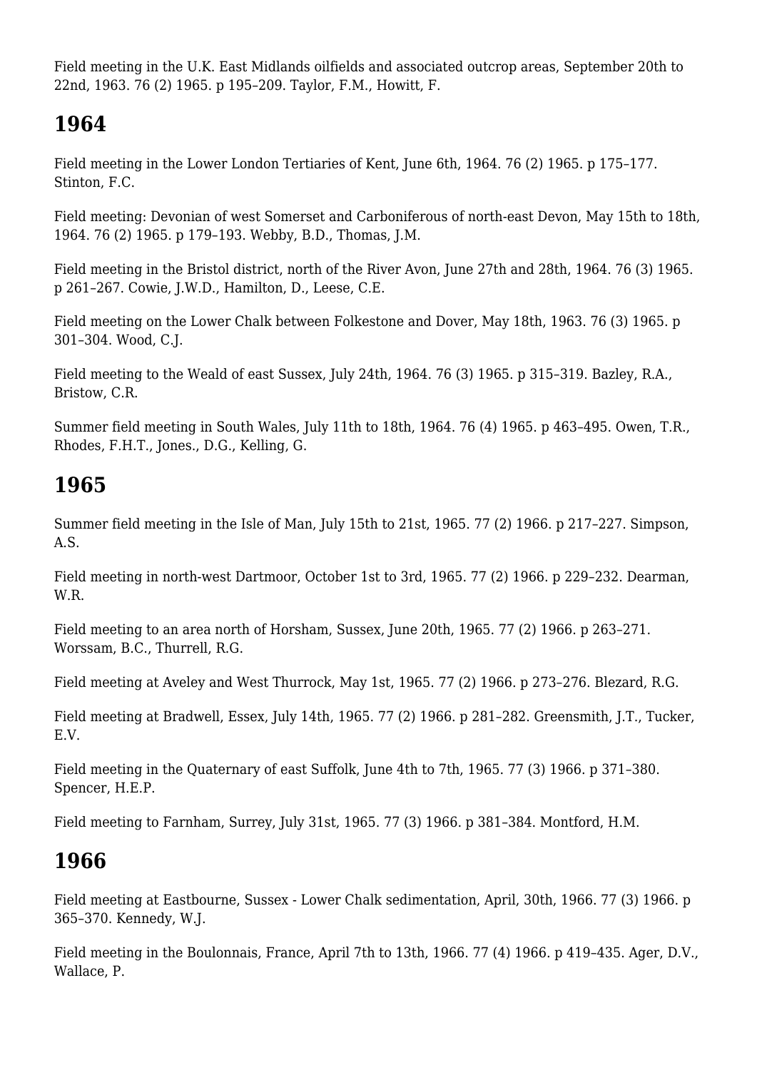Field meeting in the U.K. East Midlands oilfields and associated outcrop areas, September 20th to 22nd, 1963. 76 (2) 1965. p 195–209. Taylor, F.M., Howitt, F.

## 1964

Field meeting in the Lower London Tertiaries of Kent, June 6th, 1964. 76 (2) 1965. p 175–177. Stinton, F.C.

Field meeting: Devonian of west Somerset and Carboniferous of north-east Devon, May 15th to 18th, 1964. 76 (2) 1965. p 179–193. Webby, B.D., Thomas, J.M.

Field meeting in the Bristol district, north of the River Avon, June 27th and 28th, 1964. 76 (3) 1965. p 261–267. Cowie, J.W.D., Hamilton, D., Leese, C.E.

Field meeting on the Lower Chalk between Folkestone and Dover, May 18th, 1963. 76 (3) 1965. p 301–304. Wood, C.J.

Field meeting to the Weald of east Sussex, July 24th, 1964. 76 (3) 1965. p 315–319. Bazley, R.A., Bristow, C.R.

Summer field meeting in South Wales, July 11th to 18th, 1964. 76 (4) 1965. p 463–495. Owen, T.R., Rhodes, F.H.T., Jones., D.G., Kelling, G.

## 1965

Summer field meeting in the Isle of Man, July 15th to 21st, 1965. 77 (2) 1966. p 217–227. Simpson, A.S.

Field meeting in north-west Dartmoor, October 1st to 3rd, 1965. 77 (2) 1966. p 229–232. Dearman, W.R.

Field meeting to an area north of Horsham, Sussex, June 20th, 1965. 77 (2) 1966. p 263–271. Worssam, B.C., Thurrell, R.G.

Field meeting at Aveley and West Thurrock, May 1st, 1965. 77 (2) 1966. p 273–276. Blezard, R.G.

Field meeting at Bradwell, Essex, July 14th, 1965. 77 (2) 1966. p 281–282. Greensmith, J.T., Tucker, E.V.

Field meeting in the Quaternary of east Suffolk, June 4th to 7th, 1965. 77 (3) 1966. p 371–380. Spencer, H.E.P.

Field meeting to Farnham, Surrey, July 31st, 1965. 77 (3) 1966. p 381–384. Montford, H.M.

## 1966

Field meeting at Eastbourne, Sussex - Lower Chalk sedimentation, April, 30th, 1966. 77 (3) 1966. p 365–370. Kennedy, W.J.

Field meeting in the Boulonnais, France, April 7th to 13th, 1966. 77 (4) 1966. p 419–435. Ager, D.V., Wallace, P.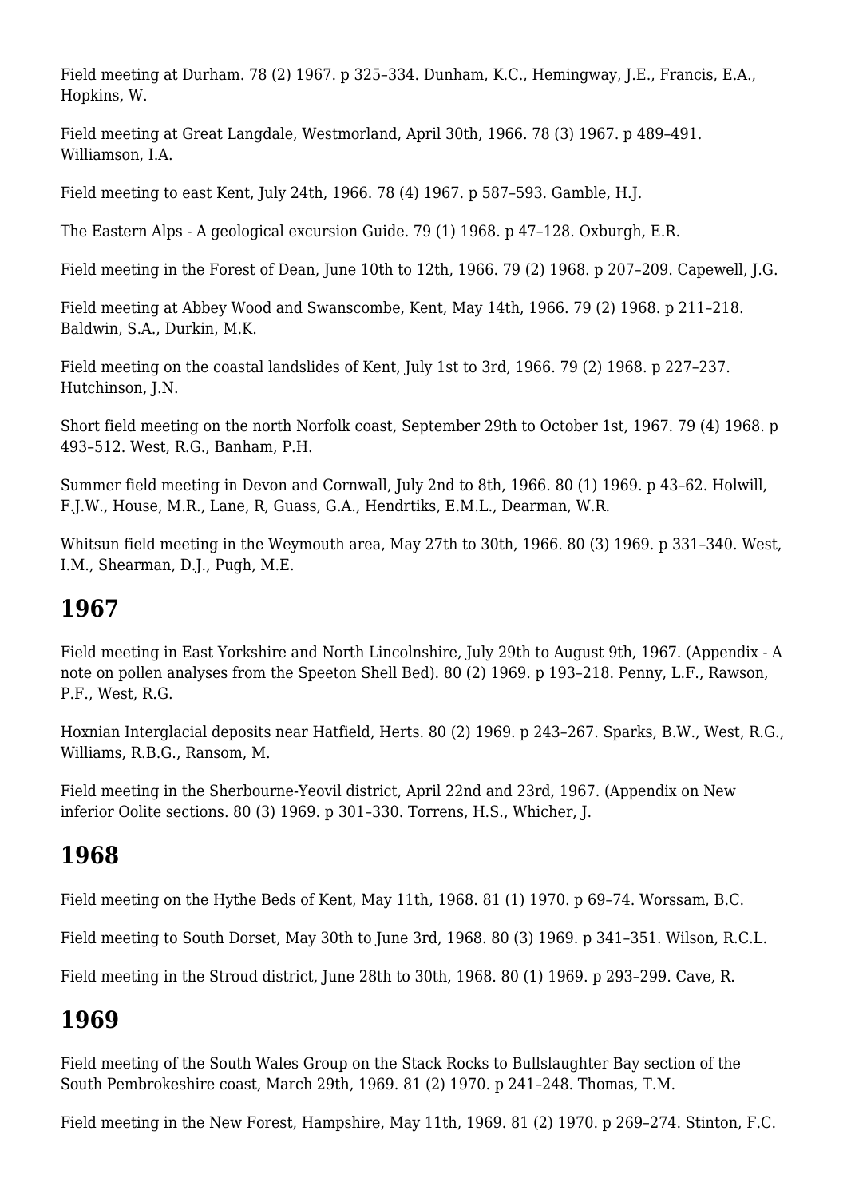Field meeting at Durham. 78 (2) 1967. p 325–334. Dunham, K.C., Hemingway, J.E., Francis, E.A., Hopkins, W.

Field meeting at Great Langdale, Westmorland, April 30th, 1966. 78 (3) 1967. p 489–491. Williamson, I.A.

Field meeting to east Kent, July 24th, 1966. 78 (4) 1967. p 587–593. Gamble, H.J.

The Eastern Alps - A geological excursion Guide. 79 (1) 1968. p 47–128. Oxburgh, E.R.

Field meeting in the Forest of Dean, June 10th to 12th, 1966. 79 (2) 1968. p 207–209. Capewell, J.G.

Field meeting at Abbey Wood and Swanscombe, Kent, May 14th, 1966. 79 (2) 1968. p 211–218. Baldwin, S.A., Durkin, M.K.

Field meeting on the coastal landslides of Kent, July 1st to 3rd, 1966. 79 (2) 1968. p 227–237. Hutchinson, J.N.

Short field meeting on the north Norfolk coast, September 29th to October 1st, 1967. 79 (4) 1968. p 493–512. West, R.G., Banham, P.H.

Summer field meeting in Devon and Cornwall, July 2nd to 8th, 1966. 80 (1) 1969. p 43–62. Holwill, F.J.W., House, M.R., Lane, R, Guass, G.A., Hendrtiks, E.M.L., Dearman, W.R.

Whitsun field meeting in the Weymouth area, May 27th to 30th, 1966. 80 (3) 1969. p 331–340. West, I.M., Shearman, D.J., Pugh, M.E.

## 1967

Field meeting in East Yorkshire and North Lincolnshire, July 29th to August 9th, 1967. (Appendix - A note on pollen analyses from the Speeton Shell Bed). 80 (2) 1969. p 193–218. Penny, L.F., Rawson, P.F., West, R.G.

Hoxnian Interglacial deposits near Hatfield, Herts. 80 (2) 1969. p 243–267. Sparks, B.W., West, R.G., Williams, R.B.G., Ransom, M.

Field meeting in the Sherbourne-Yeovil district, April 22nd and 23rd, 1967. (Appendix on New inferior Oolite sections. 80 (3) 1969. p 301–330. Torrens, H.S., Whicher, J.

## 1968

Field meeting on the Hythe Beds of Kent, May 11th, 1968. 81 (1) 1970. p 69–74. Worssam, B.C.

Field meeting to South Dorset, May 30th to June 3rd, 1968. 80 (3) 1969. p 341–351. Wilson, R.C.L.

Field meeting in the Stroud district, June 28th to 30th, 1968. 80 (1) 1969. p 293–299. Cave, R.

## 1969

Field meeting of the South Wales Group on the Stack Rocks to Bullslaughter Bay section of the South Pembrokeshire coast, March 29th, 1969. 81 (2) 1970. p 241–248. Thomas, T.M.

Field meeting in the New Forest, Hampshire, May 11th, 1969. 81 (2) 1970. p 269–274. Stinton, F.C.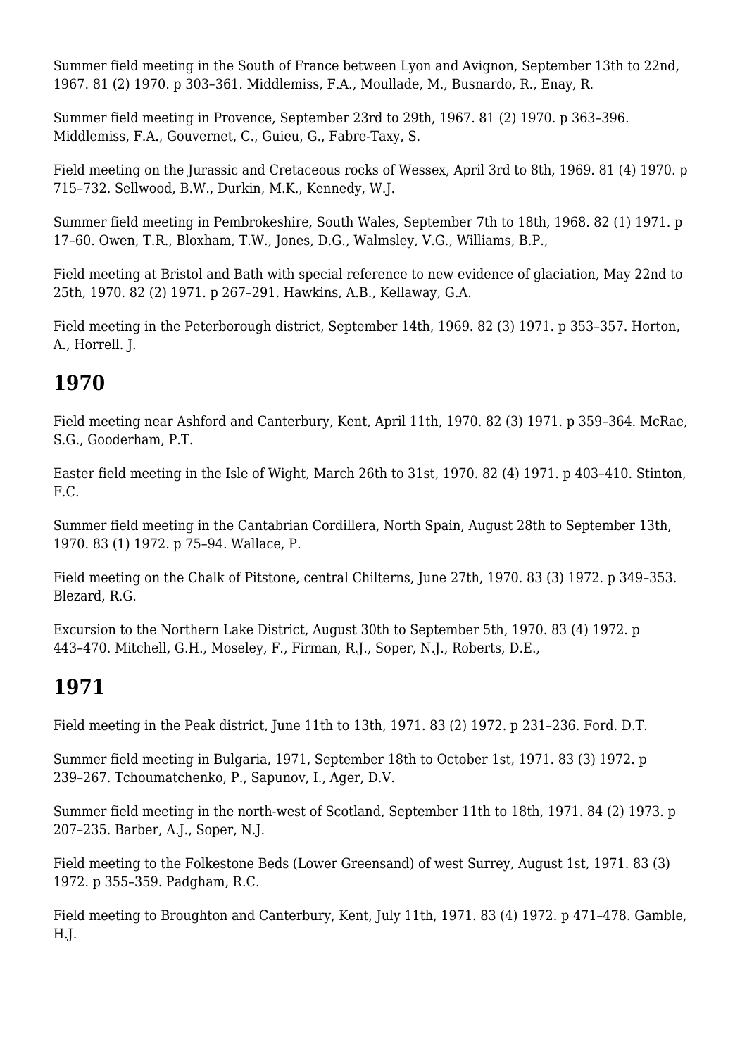Summer field meeting in the South of France between Lyon and Avignon, September 13th to 22nd, 1967. 81 (2) 1970. p 303–361. Middlemiss, F.A., Moullade, M., Busnardo, R., Enay, R.

Summer field meeting in Provence, September 23rd to 29th, 1967. 81 (2) 1970. p 363–396. Middlemiss, F.A., Gouvernet, C., Guieu, G., Fabre-Taxy, S.

Field meeting on the Jurassic and Cretaceous rocks of Wessex, April 3rd to 8th, 1969. 81 (4) 1970. p 715–732. Sellwood, B.W., Durkin, M.K., Kennedy, W.J.

Summer field meeting in Pembrokeshire, South Wales, September 7th to 18th, 1968. 82 (1) 1971. p 17–60. Owen, T.R., Bloxham, T.W., Jones, D.G., Walmsley, V.G., Williams, B.P.,

Field meeting at Bristol and Bath with special reference to new evidence of glaciation, May 22nd to 25th, 1970. 82 (2) 1971. p 267–291. Hawkins, A.B., Kellaway, G.A.

Field meeting in the Peterborough district, September 14th, 1969. 82 (3) 1971. p 353–357. Horton, A., Horrell. J.

## 1970

Field meeting near Ashford and Canterbury, Kent, April 11th, 1970. 82 (3) 1971. p 359–364. McRae, S.G., Gooderham, P.T.

Easter field meeting in the Isle of Wight, March 26th to 31st, 1970. 82 (4) 1971. p 403–410. Stinton, F.C.

Summer field meeting in the Cantabrian Cordillera, North Spain, August 28th to September 13th, 1970. 83 (1) 1972. p 75–94. Wallace, P.

Field meeting on the Chalk of Pitstone, central Chilterns, June 27th, 1970. 83 (3) 1972. p 349–353. Blezard, R.G.

Excursion to the Northern Lake District, August 30th to September 5th, 1970. 83 (4) 1972. p 443–470. Mitchell, G.H., Moseley, F., Firman, R.J., Soper, N.J., Roberts, D.E.,

## 1971

Field meeting in the Peak district, June 11th to 13th, 1971. 83 (2) 1972. p 231–236. Ford. D.T.

Summer field meeting in Bulgaria, 1971, September 18th to October 1st, 1971. 83 (3) 1972. p 239–267. Tchoumatchenko, P., Sapunov, I., Ager, D.V.

Summer field meeting in the north-west of Scotland, September 11th to 18th, 1971. 84 (2) 1973. p 207–235. Barber, A.J., Soper, N.J.

Field meeting to the Folkestone Beds (Lower Greensand) of west Surrey, August 1st, 1971. 83 (3) 1972. p 355–359. Padgham, R.C.

Field meeting to Broughton and Canterbury, Kent, July 11th, 1971. 83 (4) 1972. p 471–478. Gamble, H.J.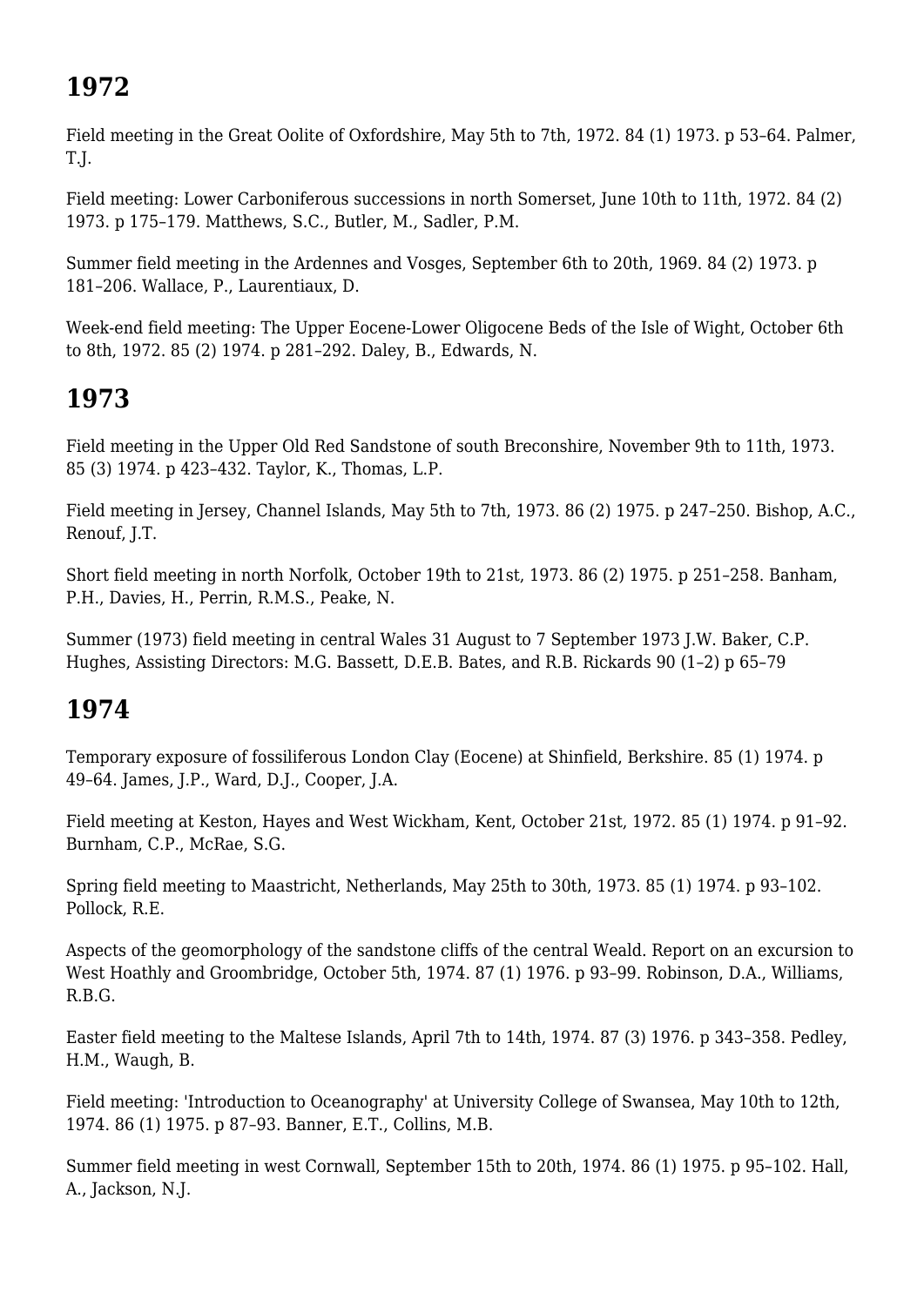## 1972

Field meeting in the Great Oolite of Oxfordshire, May 5th to 7th, 1972. 84 (1) 1973. p 53–64. Palmer, T.J.

Field meeting: Lower Carboniferous successions in north Somerset, June 10th to 11th, 1972. 84 (2) 1973. p 175–179. Matthews, S.C., Butler, M., Sadler, P.M.

Summer field meeting in the Ardennes and Vosges, September 6th to 20th, 1969. 84 (2) 1973. p 181–206. Wallace, P., Laurentiaux, D.

Week-end field meeting: The Upper Eocene-Lower Oligocene Beds of the Isle of Wight, October 6th to 8th, 1972. 85 (2) 1974. p 281–292. Daley, B., Edwards, N.

## 1973

Field meeting in the Upper Old Red Sandstone of south Breconshire, November 9th to 11th, 1973. 85 (3) 1974. p 423–432. Taylor, K., Thomas, L.P.

Field meeting in Jersey, Channel Islands, May 5th to 7th, 1973. 86 (2) 1975. p 247–250. Bishop, A.C., Renouf, J.T.

Short field meeting in north Norfolk, October 19th to 21st, 1973. 86 (2) 1975. p 251–258. Banham, P.H., Davies, H., Perrin, R.M.S., Peake, N.

Summer (1973) field meeting in central Wales 31 August to 7 September 1973 J.W. Baker, C.P. Hughes, Assisting Directors: M.G. Bassett, D.E.B. Bates, and R.B. Rickards 90 (1–2) p 65–79

## 1974

Temporary exposure of fossiliferous London Clay (Eocene) at Shinfield, Berkshire. 85 (1) 1974. p 49–64. James, J.P., Ward, D.J., Cooper, J.A.

Field meeting at Keston, Hayes and West Wickham, Kent, October 21st, 1972. 85 (1) 1974. p 91–92. Burnham, C.P., McRae, S.G.

Spring field meeting to Maastricht, Netherlands, May 25th to 30th, 1973. 85 (1) 1974. p 93–102. Pollock, R.E.

Aspects of the geomorphology of the sandstone cliffs of the central Weald. Report on an excursion to West Hoathly and Groombridge, October 5th, 1974. 87 (1) 1976. p 93–99. Robinson, D.A., Williams, R.B.G.

Easter field meeting to the Maltese Islands, April 7th to 14th, 1974. 87 (3) 1976. p 343–358. Pedley, H.M., Waugh, B.

Field meeting: 'Introduction to Oceanography' at University College of Swansea, May 10th to 12th, 1974. 86 (1) 1975. p 87–93. Banner, E.T., Collins, M.B.

Summer field meeting in west Cornwall, September 15th to 20th, 1974. 86 (1) 1975. p 95–102. Hall, A., Jackson, N.J.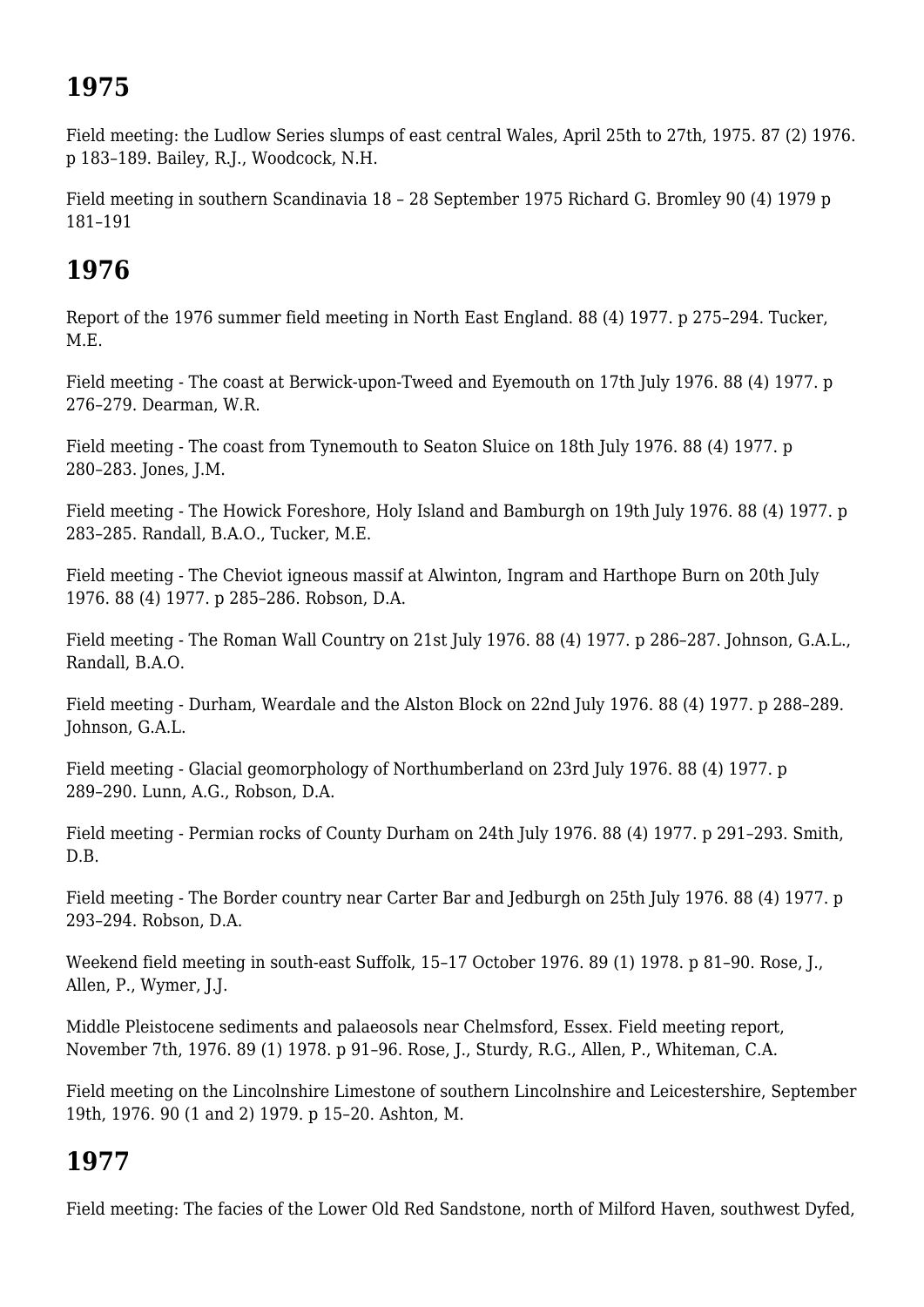## 1975

Field meeting: the Ludlow Series slumps of east central Wales, April 25th to 27th, 1975. 87 (2) 1976. p 183–189. Bailey, R.J., Woodcock, N.H.

Field meeting in southern Scandinavia 18 – 28 September 1975 Richard G. Bromley 90 (4) 1979 p 181–191

## 1976

Report of the 1976 summer field meeting in North East England. 88 (4) 1977. p 275–294. Tucker, M.E.

Field meeting - The coast at Berwick-upon-Tweed and Eyemouth on 17th July 1976. 88 (4) 1977. p 276–279. Dearman, W.R.

Field meeting - The coast from Tynemouth to Seaton Sluice on 18th July 1976. 88 (4) 1977. p 280–283. Jones, J.M.

Field meeting - The Howick Foreshore, Holy Island and Bamburgh on 19th July 1976. 88 (4) 1977. p 283–285. Randall, B.A.O., Tucker, M.E.

Field meeting - The Cheviot igneous massif at Alwinton, Ingram and Harthope Burn on 20th July 1976. 88 (4) 1977. p 285–286. Robson, D.A.

Field meeting - The Roman Wall Country on 21st July 1976. 88 (4) 1977. p 286–287. Johnson, G.A.L., Randall, B.A.O.

Field meeting - Durham, Weardale and the Alston Block on 22nd July 1976. 88 (4) 1977. p 288–289. Johnson, G.A.L.

Field meeting - Glacial geomorphology of Northumberland on 23rd July 1976. 88 (4) 1977. p 289–290. Lunn, A.G., Robson, D.A.

Field meeting - Permian rocks of County Durham on 24th July 1976. 88 (4) 1977. p 291–293. Smith, D.B.

Field meeting - The Border country near Carter Bar and Jedburgh on 25th July 1976. 88 (4) 1977. p 293–294. Robson, D.A.

Weekend field meeting in south-east Suffolk, 15–17 October 1976. 89 (1) 1978. p 81–90. Rose, J., Allen, P., Wymer, J.J.

Middle Pleistocene sediments and palaeosols near Chelmsford, Essex. Field meeting report, November 7th, 1976. 89 (1) 1978. p 91–96. Rose, J., Sturdy, R.G., Allen, P., Whiteman, C.A.

Field meeting on the Lincolnshire Limestone of southern Lincolnshire and Leicestershire, September 19th, 1976. 90 (1 and 2) 1979. p 15–20. Ashton, M.

## 1977

Field meeting: The facies of the Lower Old Red Sandstone, north of Milford Haven, southwest Dyfed,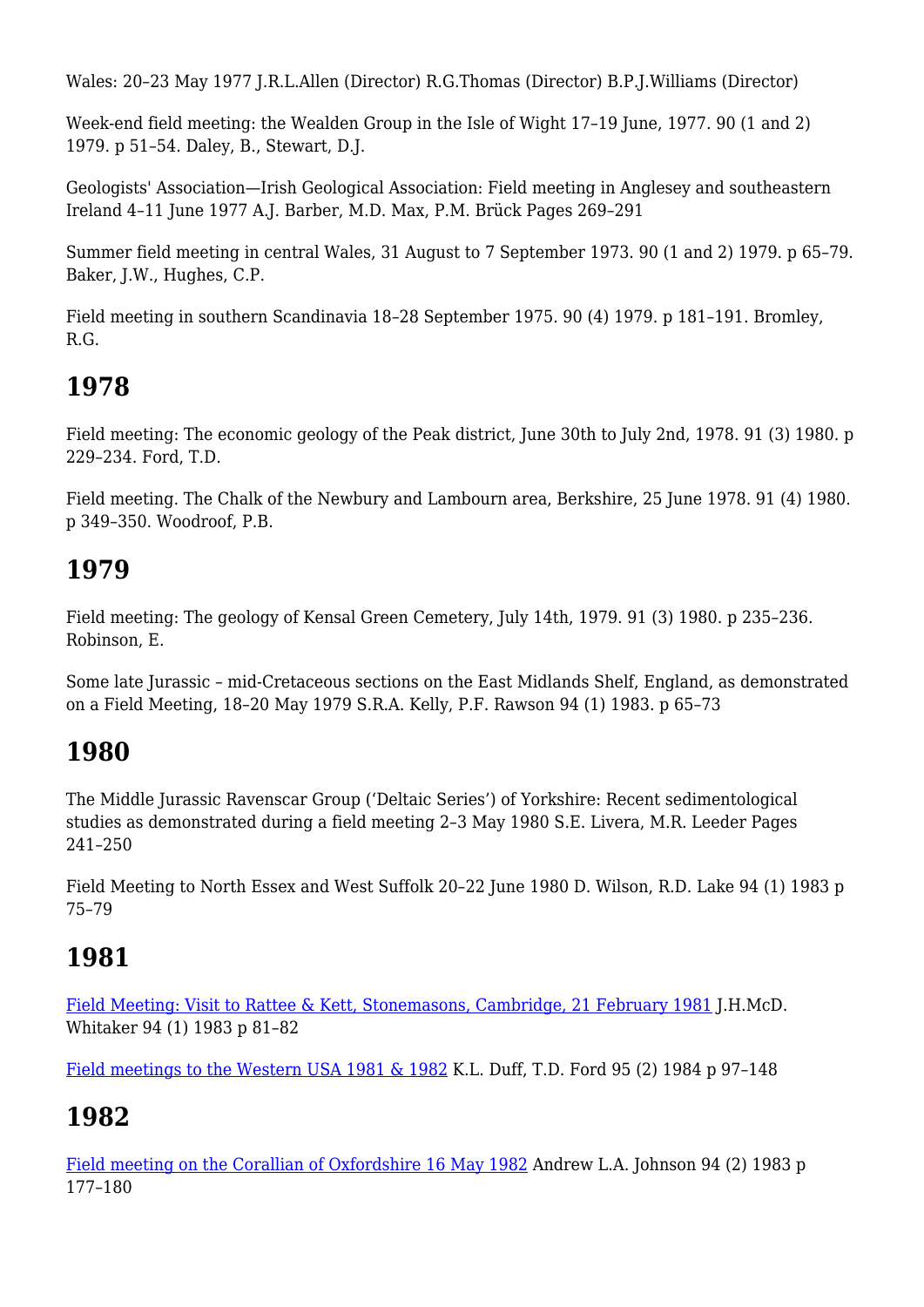Wales: 20–23 May 1977 J.R.L.Allen (Director) R.G.Thomas (Director) B.P.J.Williams (Director)

Week-end field meeting: the Wealden Group in the Isle of Wight 17–19 June, 1977. 90 (1 and 2) 1979. p 51–54. Daley, B., Stewart, D.J.

Geologists' Association—Irish Geological Association: Field meeting in Anglesey and southeastern Ireland 4–11 June 1977 A.J. Barber, M.D. Max, P.M. Brück Pages 269–291

Summer field meeting in central Wales, 31 August to 7 September 1973. 90 (1 and 2) 1979. p 65–79. Baker, J.W., Hughes, C.P.

Field meeting in southern Scandinavia 18–28 September 1975. 90 (4) 1979. p 181–191. Bromley, R.G.

## 1978

Field meeting: The economic geology of the Peak district, June 30th to July 2nd, 1978. 91 (3) 1980. p 229–234. Ford, T.D.

Field meeting. The Chalk of the Newbury and Lambourn area, Berkshire, 25 June 1978. 91 (4) 1980. p 349–350. Woodroof, P.B.

## 1979

Field meeting: The geology of Kensal Green Cemetery, July 14th, 1979. 91 (3) 1980. p 235–236. Robinson, E.

Some late Jurassic – mid-Cretaceous sections on the East Midlands Shelf, England, as demonstrated on a Field Meeting, 18–20 May 1979 S.R.A. Kelly, P.F. Rawson 94 (1) 1983. p 65–73

## 1980

The Middle Jurassic Ravenscar Group ('Deltaic Series') of Yorkshire: Recent sedimentological studies as demonstrated during a field meeting 2–3 May 1980 S.E. Livera, M.R. Leeder Pages 241–250

Field Meeting to North Essex and West Suffolk 20–22 June 1980 D. Wilson, R.D. Lake 94 (1) 1983 p 75–79

## 1981

Field Meeting: Visit to Rattee & Kett, Stonemasons, Cambridge, 21 February 1981 J.H.McD. Whitaker 94 (1) 1983 p 81–82

Field meetings to the Western USA 1981 & 1982 K.L. Duff, T.D. Ford 95 (2) 1984 p 97–148

## 1982

Field meeting on the Corallian of Oxfordshire 16 May 1982 Andrew L.A. Johnson 94 (2) 1983 p 177–180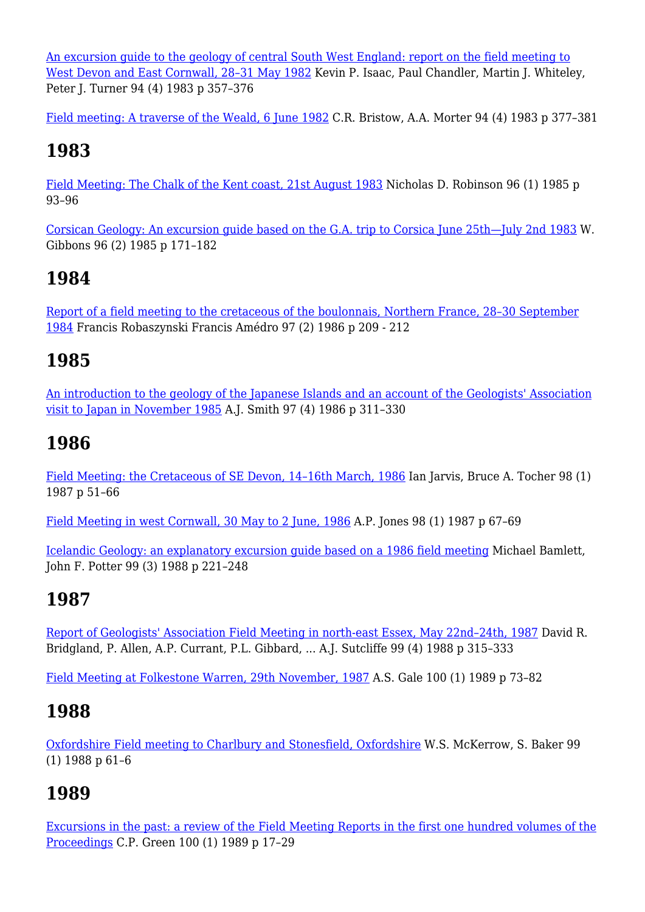[An excursion guide to the geology of central South West England: report on the field meeting to West Devon and East Cornwall, 28–31 May 1982](#) Kevin P. Isaac, Paul Chandler, Martin J. Whiteley, Peter J. Turner 94 (4) 1983 p 357–376

[Field meeting: A traverse of the Weald, 6 June 1982](#) C.R. Bristow, A.A. Morter 94 (4) 1983 p 377–381

## 1983

[Field Meeting: The Chalk of the Kent coast, 21st August 1983](#) Nicholas D. Robinson 96 (1) 1985 p 93–96

[Corsican Geology: An excursion guide based on the G.A. trip to Corsica June 25th—July 2nd 1983](#) W. Gibbons 96 (2) 1985 p 171–182

## 1984

[Report of a field meeting to the cretaceous of the boulonnais, Northern France, 28–30 September 1984](#) Francis Robaszynski Francis Amédro 97 (2) 1986 p 209 - 212

## 1985

[An introduction to the geology of the Japanese Islands and an account of the Geologists' Association visit to Japan in November 1985](#) A.J. Smith 97 (4) 1986 p 311–330

## 1986

[Field Meeting: the Cretaceous of SE Devon, 14–16th March, 1986](#) Ian Jarvis, Bruce A. Tocher 98 (1) 1987 p 51–66

[Field Meeting in west Cornwall, 30 May to 2 June, 1986](#) A.P. Jones 98 (1) 1987 p 67–69

[Icelandic Geology: an explanatory excursion guide based on a 1986 field meeting](#) Michael Bamlett, John F. Potter 99 (3) 1988 p 221–248

## 1987

[Report of Geologists' Association Field Meeting in north-east Essex, May 22nd–24th, 1987](#) David R. Bridgland, P. Allen, A.P. Currant, P.L. Gibbard, ... A.J. Sutcliffe 99 (4) 1988 p 315–333

[Field Meeting at Folkestone Warren, 29th November, 1987](#) A.S. Gale 100 (1) 1989 p 73–82

## 1988

[Oxfordshire Field meeting to Charlbury and Stonesfield, Oxfordshire](#) W.S. McKerrow, S. Baker 99 (1) 1988 p 61–6

## 1989

[Excursions in the past: a review of the Field Meeting Reports in the first one hundred volumes of the Proceedings](#) C.P. Green 100 (1) 1989 p 17–29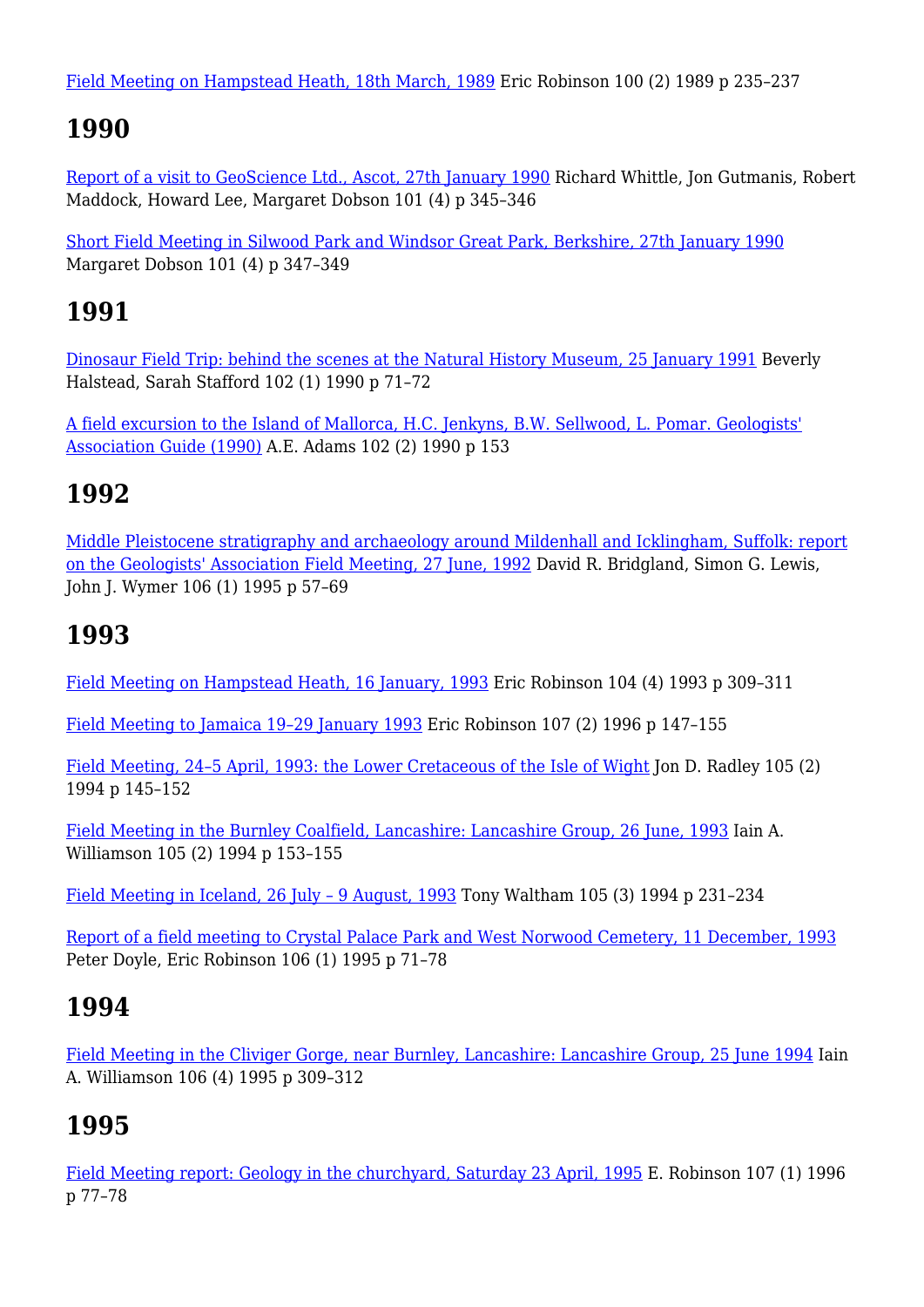Field Meeting on Hampstead Heath, 18th March, 1989 Eric Robinson 100 (2) 1989 p 235–237

## 1990

Report of a visit to GeoScience Ltd., Ascot, 27th January 1990 Richard Whittle, Jon Gutmanis, Robert Maddock, Howard Lee, Margaret Dobson 101 (4) p 345–346

Short Field Meeting in Silwood Park and Windsor Great Park, Berkshire, 27th January 1990 Margaret Dobson 101 (4) p 347–349

## 1991

Dinosaur Field Trip: behind the scenes at the Natural History Museum, 25 January 1991 Beverly Halstead, Sarah Stafford 102 (1) 1990 p 71–72

A field excursion to the Island of Mallorca, H.C. Jenkyns, B.W. Sellwood, L. Pomar. Geologists' Association Guide (1990) A.E. Adams 102 (2) 1990 p 153

## 1992

Middle Pleistocene stratigraphy and archaeology around Mildenhall and Icklingham, Suffolk: report on the Geologists' Association Field Meeting, 27 June, 1992 David R. Bridgland, Simon G. Lewis, John J. Wymer 106 (1) 1995 p 57–69

## 1993

Field Meeting on Hampstead Heath, 16 January, 1993 Eric Robinson 104 (4) 1993 p 309–311

Field Meeting to Jamaica 19–29 January 1993 Eric Robinson 107 (2) 1996 p 147–155

Field Meeting, 24–5 April, 1993: the Lower Cretaceous of the Isle of Wight Jon D. Radley 105 (2) 1994 p 145–152

Field Meeting in the Burnley Coalfield, Lancashire: Lancashire Group, 26 June, 1993 Iain A. Williamson 105 (2) 1994 p 153–155

Field Meeting in Iceland, 26 July – 9 August, 1993 Tony Waltham 105 (3) 1994 p 231–234

Report of a field meeting to Crystal Palace Park and West Norwood Cemetery, 11 December, 1993 Peter Doyle, Eric Robinson 106 (1) 1995 p 71–78

## 1994

Field Meeting in the Cliviger Gorge, near Burnley, Lancashire: Lancashire Group, 25 June 1994 Iain A. Williamson 106 (4) 1995 p 309–312

## 1995

Field Meeting report: Geology in the churchyard, Saturday 23 April, 1995 E. Robinson 107 (1) 1996 p 77–78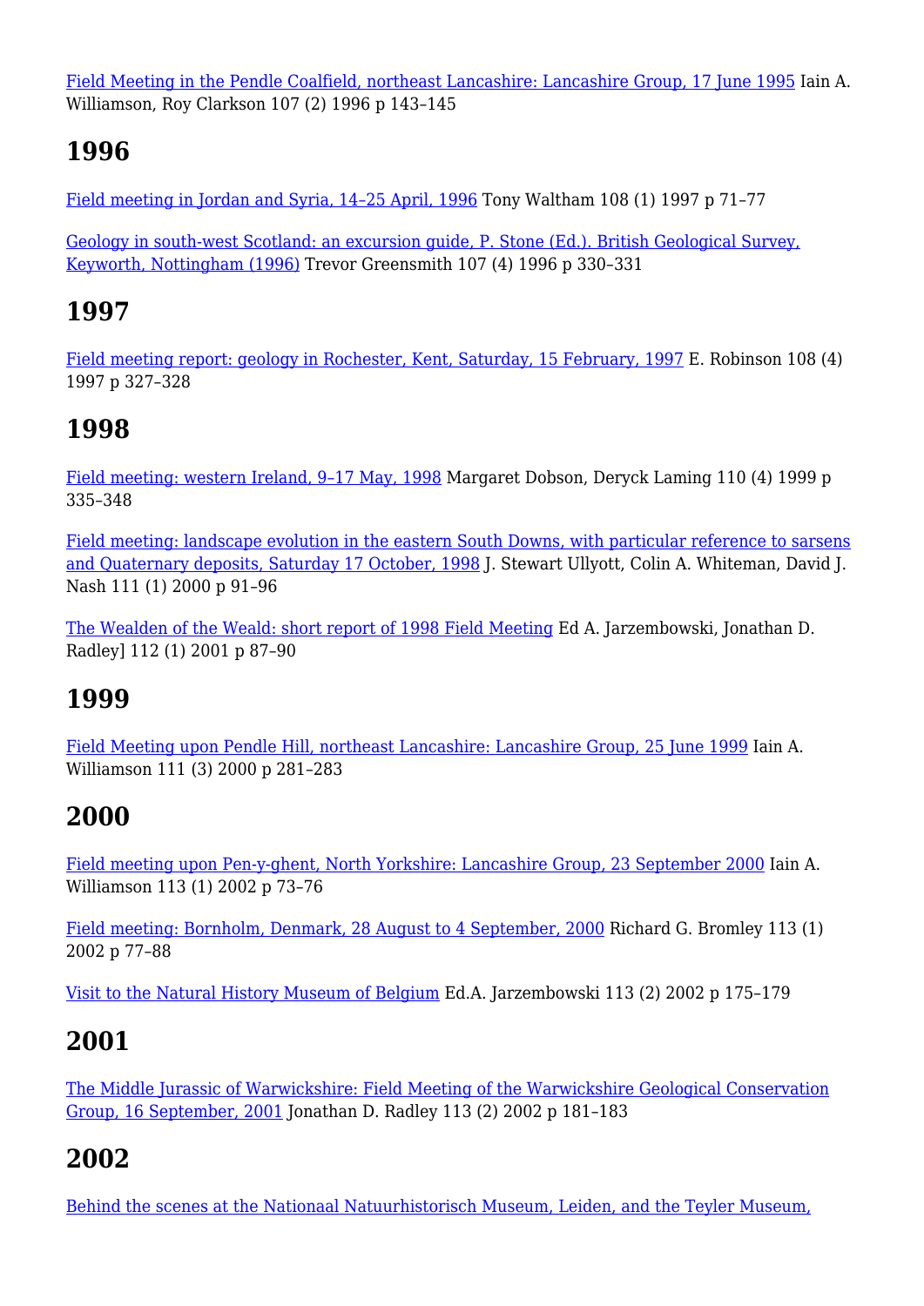Field Meeting in the Pendle Coalfield, northeast Lancashire: Lancashire Group, 17 June 1995 Iain A. Williamson, Roy Clarkson 107 (2) 1996 p 143–145

## 1996

Field meeting in Jordan and Syria, 14–25 April, 1996 Tony Waltham 108 (1) 1997 p 71–77

Geology in south-west Scotland: an excursion guide, P. Stone (Ed.). British Geological Survey, Keyworth, Nottingham (1996) Trevor Greensmith 107 (4) 1996 p 330–331

## 1997

Field meeting report: geology in Rochester, Kent, Saturday, 15 February, 1997 E. Robinson 108 (4) 1997 p 327–328

## 1998

Field meeting: western Ireland, 9–17 May, 1998 Margaret Dobson, Deryck Laming 110 (4) 1999 p 335–348

Field meeting: landscape evolution in the eastern South Downs, with particular reference to sarsens and Quaternary deposits, Saturday 17 October, 1998 J. Stewart Ullyott, Colin A. Whiteman, David J. Nash 111 (1) 2000 p 91–96

The Wealden of the Weald: short report of 1998 Field Meeting Ed A. Jarzembowski, Jonathan D. Radley] 112 (1) 2001 p 87–90

## 1999

Field Meeting upon Pendle Hill, northeast Lancashire: Lancashire Group, 25 June 1999 Iain A. Williamson 111 (3) 2000 p 281–283

## 2000

Field meeting upon Pen-y-ghent, North Yorkshire: Lancashire Group, 23 September 2000 Iain A. Williamson 113 (1) 2002 p 73–76

Field meeting: Bornholm, Denmark, 28 August to 4 September, 2000 Richard G. Bromley 113 (1) 2002 p 77–88

Visit to the Natural History Museum of Belgium Ed.A. Jarzembowski 113 (2) 2002 p 175–179

## 2001

The Middle Jurassic of Warwickshire: Field Meeting of the Warwickshire Geological Conservation Group, 16 September, 2001 Jonathan D. Radley 113 (2) 2002 p 181–183

## 2002

Behind the scenes at the Nationaal Natuurhistorisch Museum, Leiden, and the Teyler Museum,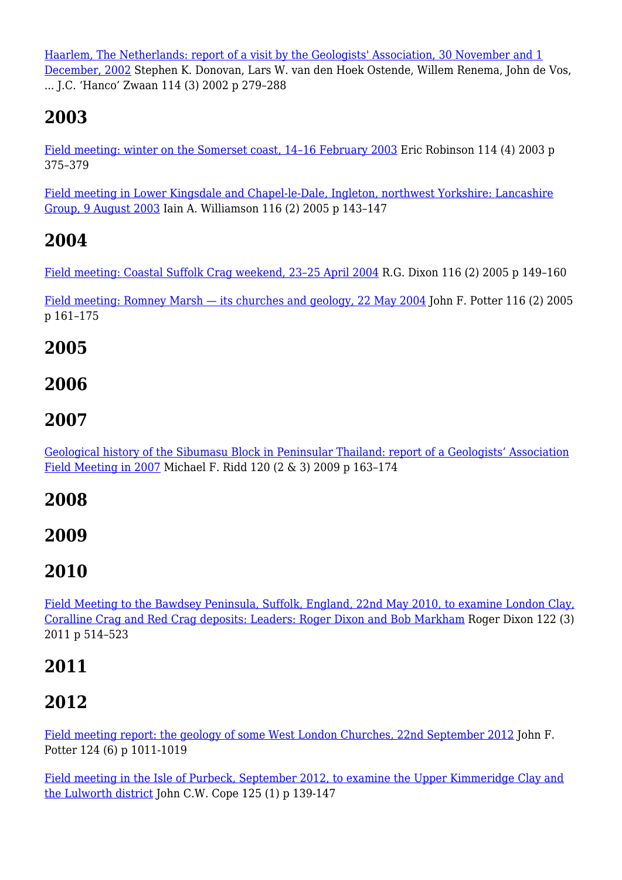Haarlem, The Netherlands: report of a visit by the Geologists' Association, 30 November and 1 December, 2002 Stephen K. Donovan, Lars W. van den Hoek Ostende, Willem Renema, John de Vos, ... J.C. 'Hanco' Zwaan 114 (3) 2002 p 279–288

## 2003

Field meeting: winter on the Somerset coast, 14–16 February 2003 Eric Robinson 114 (4) 2003 p 375–379

Field meeting in Lower Kingsdale and Chapel-le-Dale, Ingleton, northwest Yorkshire: Lancashire Group, 9 August 2003 Iain A. Williamson 116 (2) 2005 p 143–147

## 2004

Field meeting: Coastal Suffolk Crag weekend, 23–25 April 2004 R.G. Dixon 116 (2) 2005 p 149–160

Field meeting: Romney Marsh — its churches and geology, 22 May 2004 John F. Potter 116 (2) 2005 p 161–175

## 2005

## 2006

## 2007

Geological history of the Sibumasu Block in Peninsular Thailand: report of a Geologists' Association Field Meeting in 2007 Michael F. Ridd 120 (2 & 3) 2009 p 163–174

## 2008

## 2009

## 2010

Field Meeting to the Bawdsey Peninsula, Suffolk, England, 22nd May 2010, to examine London Clay, Coralline Crag and Red Crag deposits: Leaders: Roger Dixon and Bob Markham Roger Dixon 122 (3) 2011 p 514–523

## 2011

## 2012

Field meeting report: the geology of some West London Churches, 22nd September 2012 John F. Potter 124 (6) p 1011-1019

Field meeting in the Isle of Purbeck, September 2012, to examine the Upper Kimmeridge Clay and the Lulworth district John C.W. Cope 125 (1) p 139-147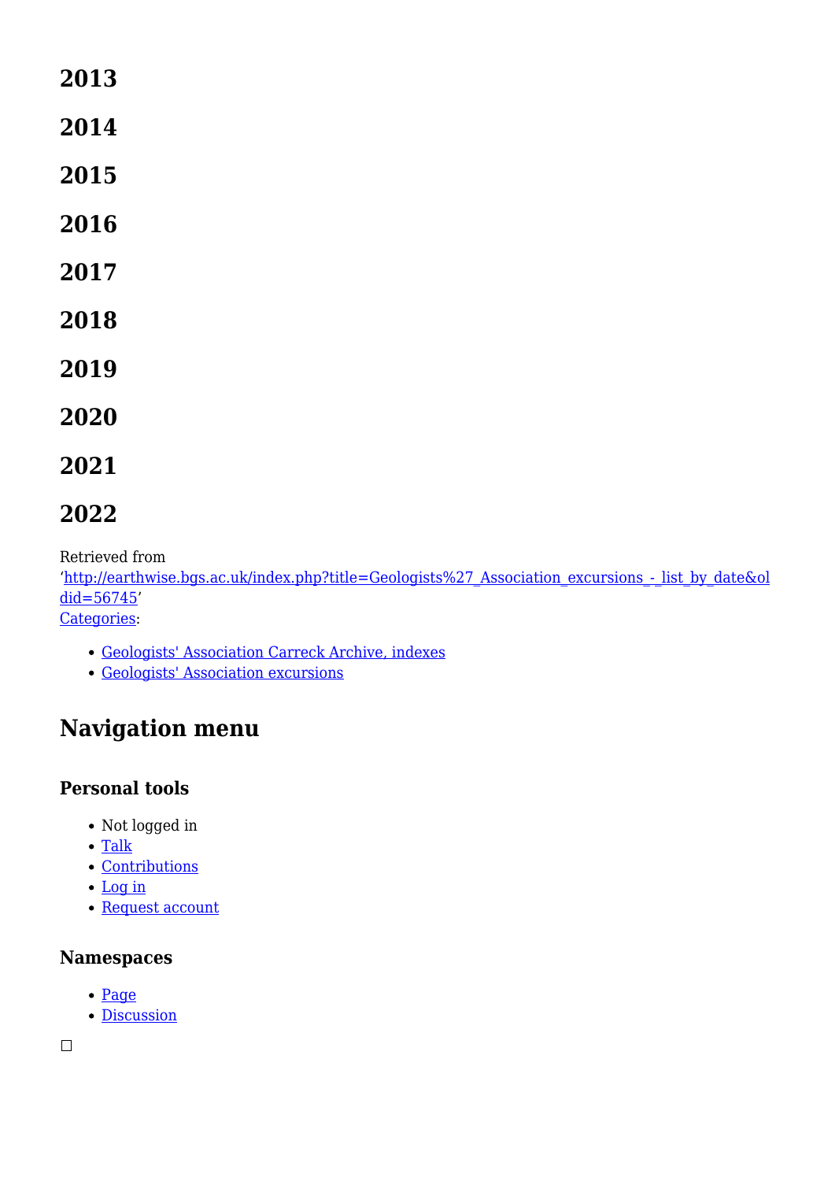## 2013

## 2014

## 2015

## 2016

## 2017

## 2018

## 2019

## 2020

## 2021

## 2022

Retrieved from
'[http://earthwise.bgs.ac.uk/index.php?title=Geologists%27_Association_excursions_-_list_by_date&oldid=56745](http://earthwise.bgs.ac.uk/index.php?title=Geologists%27_Association_excursions_-_list_by_date&oldid=56745)'
Categories:

- Geologists' Association Carreck Archive, indexes
- Geologists' Association excursions

## Navigation menu

### Personal tools

- Not logged in
- Talk
- Contributions
- Log in
- Request account

### Namespaces

- Page
- Discussion

☐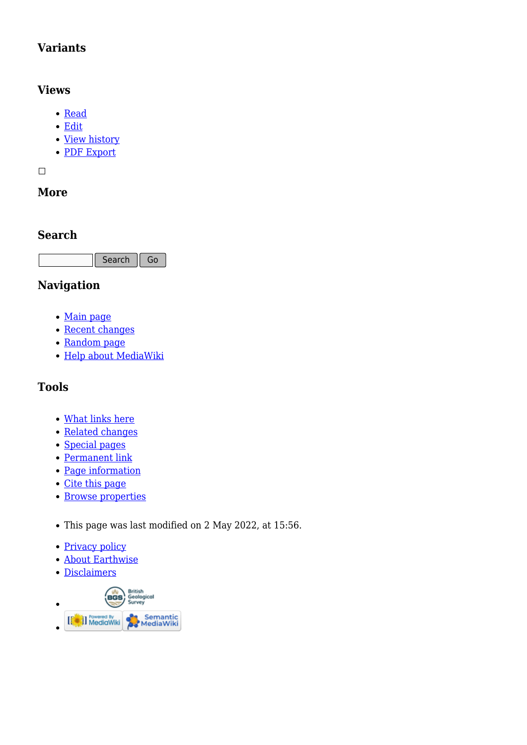## Variants

## Views

- Read
- Edit
- View history
- PDF Export

## More

## Search

Search Go

## Navigation

- Main page
- Recent changes
- Random page
- Help about MediaWiki

## Tools

- What links here
- Related changes
- Special pages
- Permanent link
- Page information
- Cite this page
- Browse properties

- This page was last modified on 2 May 2022, at 15:56.

- Privacy policy
- About Earthwise
- Disclaimers